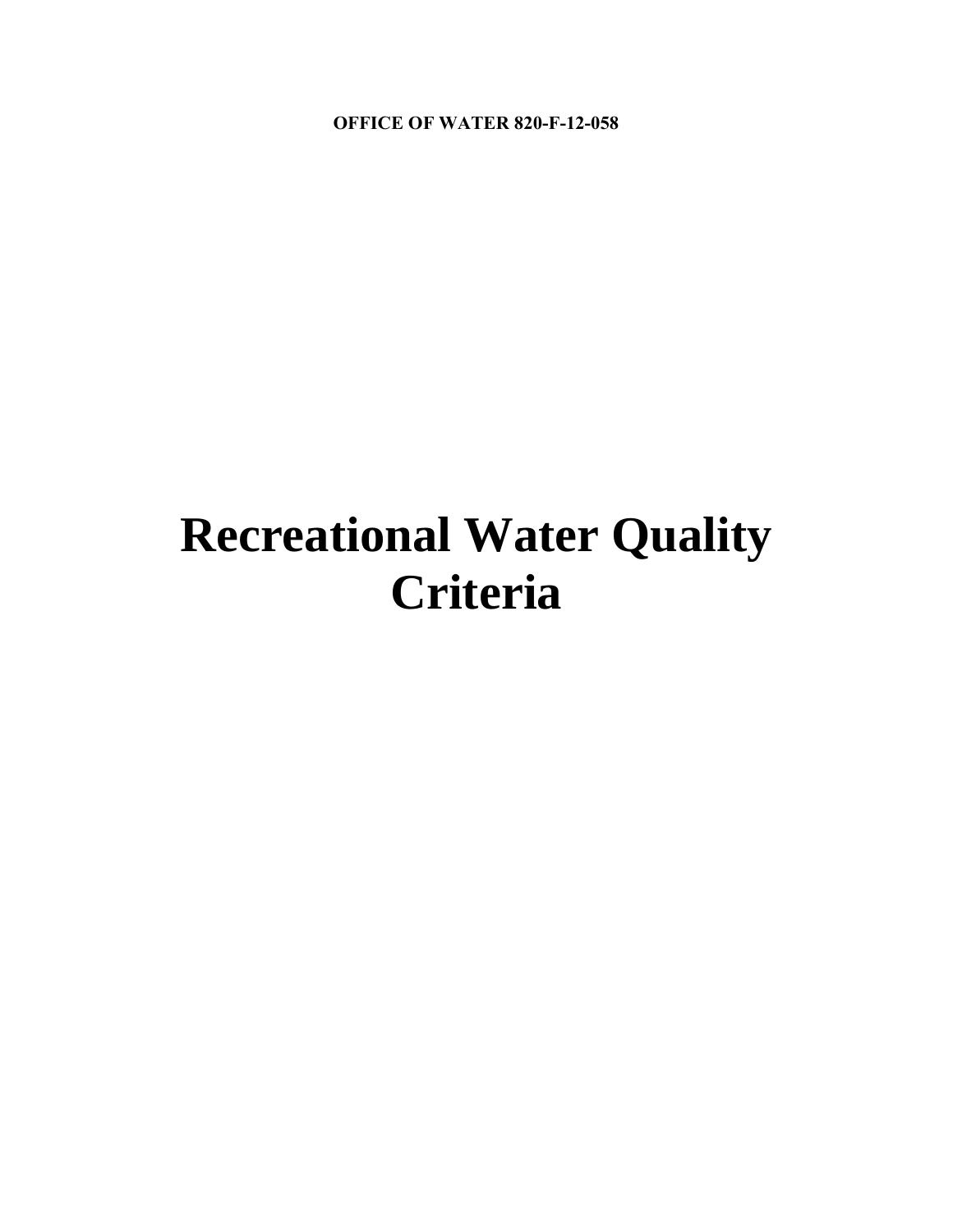**OFFICE OF WATER 820-F-12-058**

# Recreational Water Quality Criteria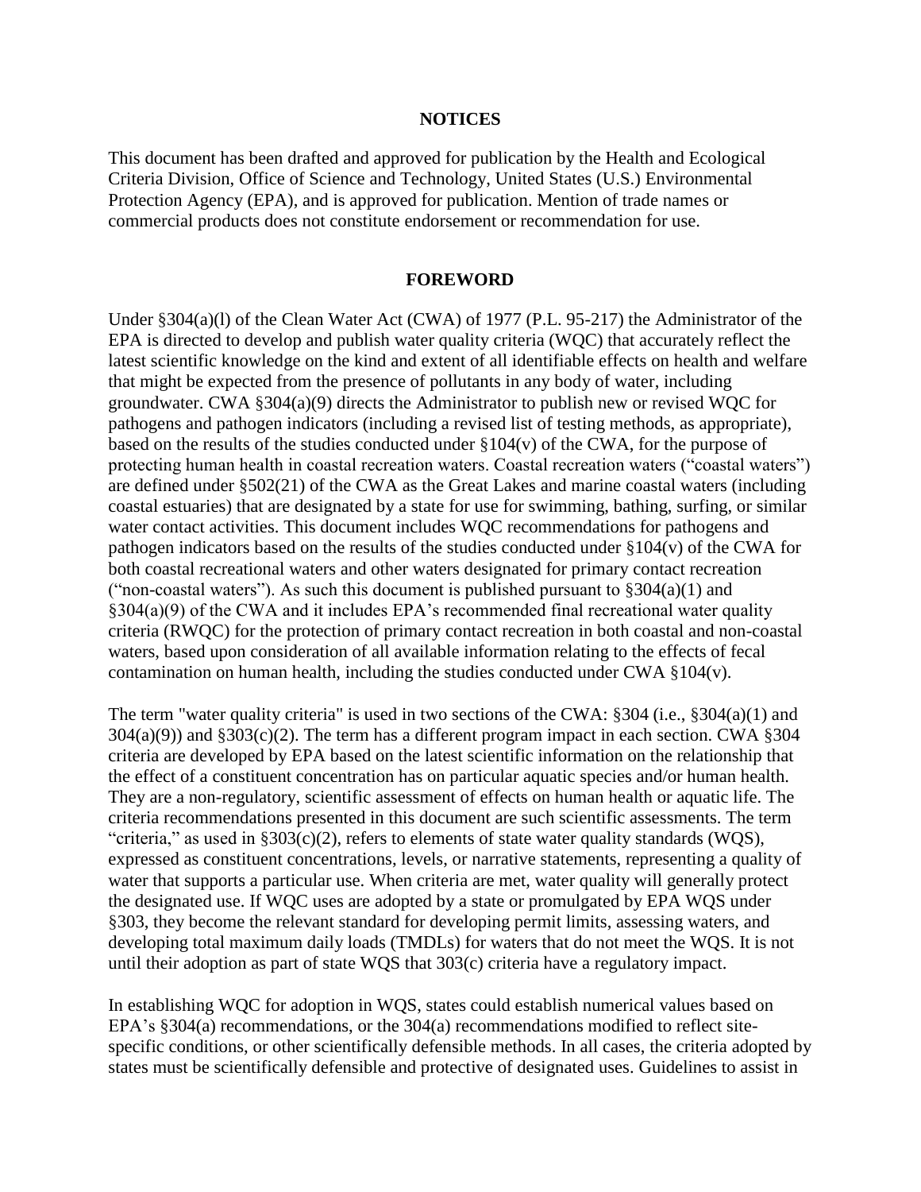## NOTICES

This document has been drafted and approved for publication by the Health and Ecological Criteria Division, Office of Science and Technology, United States (U.S.) Environmental Protection Agency (EPA), and is approved for publication. Mention of trade names or commercial products does not constitute endorsement or recommendation for use.

## FOREWORD

Under §304(a)(l) of the Clean Water Act (CWA) of 1977 (P.L. 95-217) the Administrator of the EPA is directed to develop and publish water quality criteria (WQC) that accurately reflect the latest scientific knowledge on the kind and extent of all identifiable effects on health and welfare that might be expected from the presence of pollutants in any body of water, including groundwater. CWA §304(a)(9) directs the Administrator to publish new or revised WQC for pathogens and pathogen indicators (including a revised list of testing methods, as appropriate), based on the results of the studies conducted under §104(v) of the CWA, for the purpose of protecting human health in coastal recreation waters. Coastal recreation waters ("coastal waters") are defined under §502(21) of the CWA as the Great Lakes and marine coastal waters (including coastal estuaries) that are designated by a state for use for swimming, bathing, surfing, or similar water contact activities. This document includes WQC recommendations for pathogens and pathogen indicators based on the results of the studies conducted under §104(v) of the CWA for both coastal recreational waters and other waters designated for primary contact recreation ("non-coastal waters"). As such this document is published pursuant to §304(a)(1) and §304(a)(9) of the CWA and it includes EPA's recommended final recreational water quality criteria (RWQC) for the protection of primary contact recreation in both coastal and non-coastal waters, based upon consideration of all available information relating to the effects of fecal contamination on human health, including the studies conducted under CWA §104(v).

The term "water quality criteria" is used in two sections of the CWA: §304 (i.e., §304(a)(1) and 304(a)(9)) and §303(c)(2). The term has a different program impact in each section. CWA §304 criteria are developed by EPA based on the latest scientific information on the relationship that the effect of a constituent concentration has on particular aquatic species and/or human health. They are a non-regulatory, scientific assessment of effects on human health or aquatic life. The criteria recommendations presented in this document are such scientific assessments. The term "criteria," as used in §303(c)(2), refers to elements of state water quality standards (WQS), expressed as constituent concentrations, levels, or narrative statements, representing a quality of water that supports a particular use. When criteria are met, water quality will generally protect the designated use. If WQC uses are adopted by a state or promulgated by EPA WQS under §303, they become the relevant standard for developing permit limits, assessing waters, and developing total maximum daily loads (TMDLs) for waters that do not meet the WQS. It is not until their adoption as part of state WQS that 303(c) criteria have a regulatory impact.

In establishing WQC for adoption in WQS, states could establish numerical values based on EPA's §304(a) recommendations, or the 304(a) recommendations modified to reflect site-specific conditions, or other scientifically defensible methods. In all cases, the criteria adopted by states must be scientifically defensible and protective of designated uses. Guidelines to assist in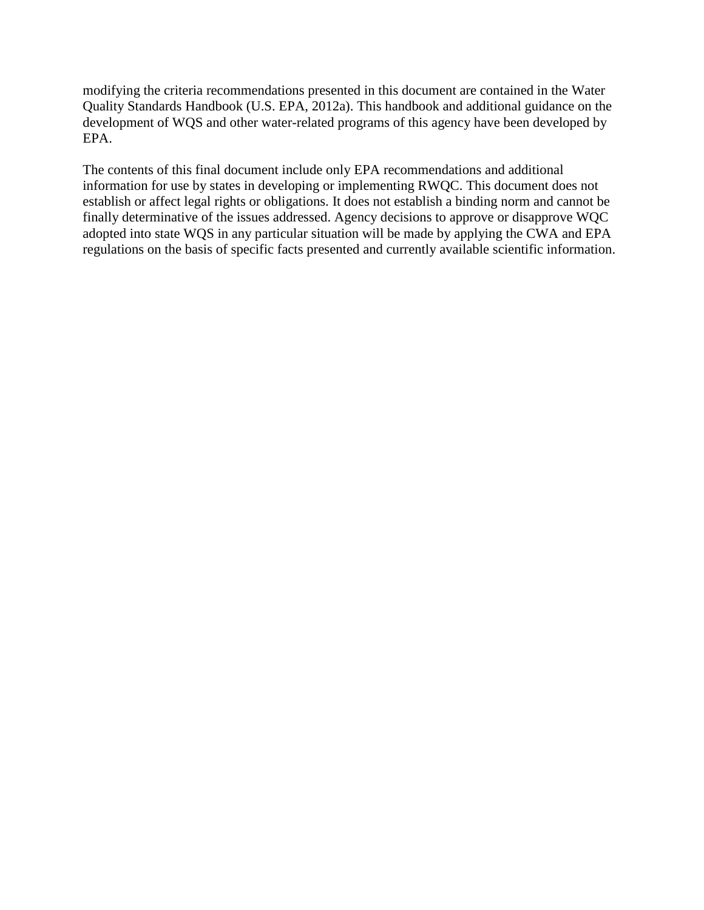modifying the criteria recommendations presented in this document are contained in the Water Quality Standards Handbook (U.S. EPA, 2012a). This handbook and additional guidance on the development of WQS and other water-related programs of this agency have been developed by EPA.

The contents of this final document include only EPA recommendations and additional information for use by states in developing or implementing RWQC. This document does not establish or affect legal rights or obligations. It does not establish a binding norm and cannot be finally determinative of the issues addressed. Agency decisions to approve or disapprove WQC adopted into state WQS in any particular situation will be made by applying the CWA and EPA regulations on the basis of specific facts presented and currently available scientific information.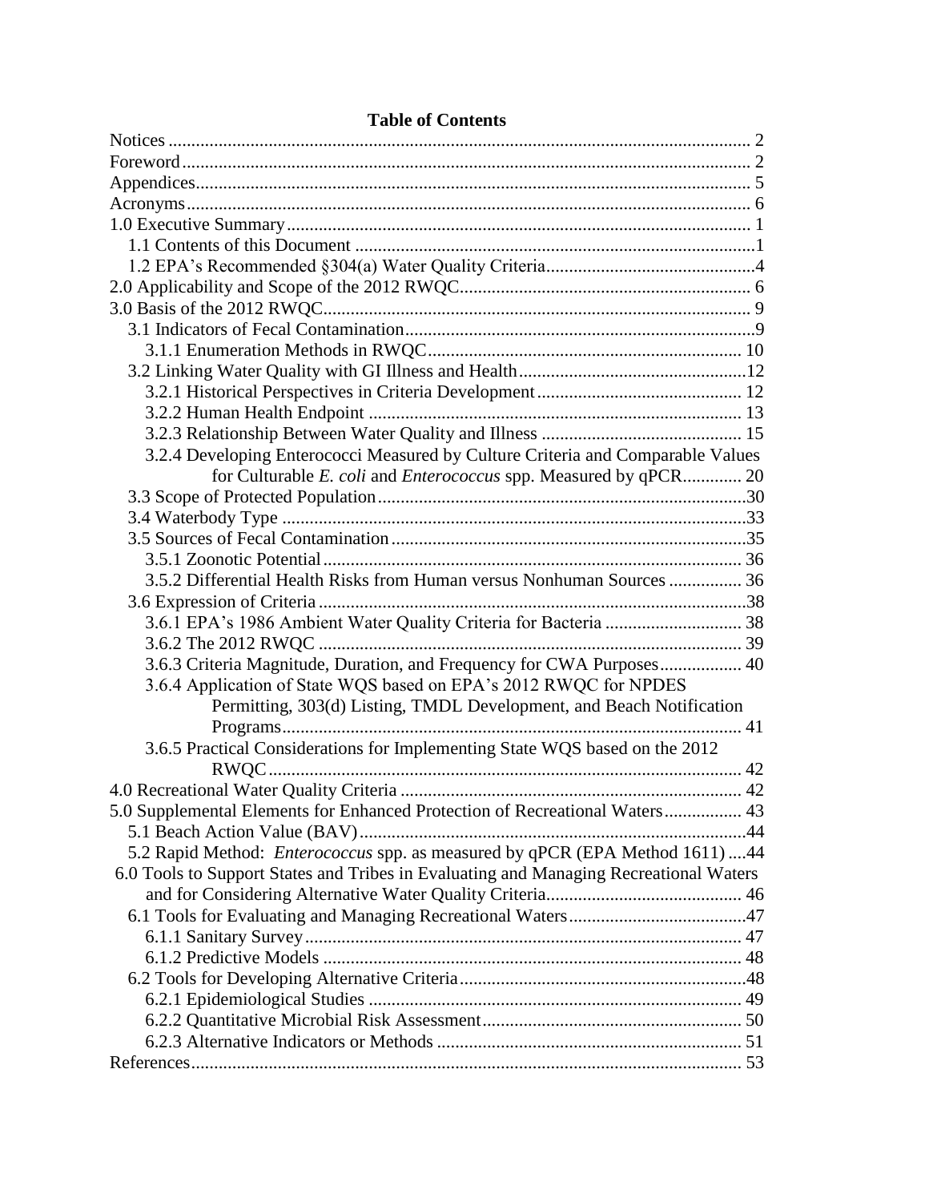**Table of Contents**

Notices ... 2
Foreword ... 2
Appendices ... 5
Acronyms ... 6
1.0 Executive Summary ... 1
  1.1 Contents of this Document ... 1
  1.2 EPA's Recommended §304(a) Water Quality Criteria ... 4
2.0 Applicability and Scope of the 2012 RWQC ... 6
3.0 Basis of the 2012 RWQC ... 9
  3.1 Indicators of Fecal Contamination ... 9
    3.1.1 Enumeration Methods in RWQC ... 10
  3.2 Linking Water Quality with GI Illness and Health ... 12
    3.2.1 Historical Perspectives in Criteria Development ... 12
    3.2.2 Human Health Endpoint ... 13
    3.2.3 Relationship Between Water Quality and Illness ... 15
    3.2.4 Developing Enterococci Measured by Culture Criteria and Comparable Values for Culturable *E. coli* and *Enterococcus* spp. Measured by qPCR ... 20
  3.3 Scope of Protected Population ... 30
  3.4 Waterbody Type ... 33
  3.5 Sources of Fecal Contamination ... 35
    3.5.1 Zoonotic Potential ... 36
    3.5.2 Differential Health Risks from Human versus Nonhuman Sources ... 36
  3.6 Expression of Criteria ... 38
    3.6.1 EPA's 1986 Ambient Water Quality Criteria for Bacteria ... 38
    3.6.2 The 2012 RWQC ... 39
    3.6.3 Criteria Magnitude, Duration, and Frequency for CWA Purposes ... 40
    3.6.4 Application of State WQS based on EPA's 2012 RWQC for NPDES Permitting, 303(d) Listing, TMDL Development, and Beach Notification Programs ... 41
    3.6.5 Practical Considerations for Implementing State WQS based on the 2012 RWQC ... 42
4.0 Recreational Water Quality Criteria ... 42
5.0 Supplemental Elements for Enhanced Protection of Recreational Waters ... 43
  5.1 Beach Action Value (BAV) ... 44
  5.2 Rapid Method: *Enterococcus* spp. as measured by qPCR (EPA Method 1611) ... 44
6.0 Tools to Support States and Tribes in Evaluating and Managing Recreational Waters and for Considering Alternative Water Quality Criteria ... 46
  6.1 Tools for Evaluating and Managing Recreational Waters ... 47
    6.1.1 Sanitary Survey ... 47
    6.1.2 Predictive Models ... 48
  6.2 Tools for Developing Alternative Criteria ... 48
    6.2.1 Epidemiological Studies ... 49
    6.2.2 Quantitative Microbial Risk Assessment ... 50
    6.2.3 Alternative Indicators or Methods ... 51
References ... 53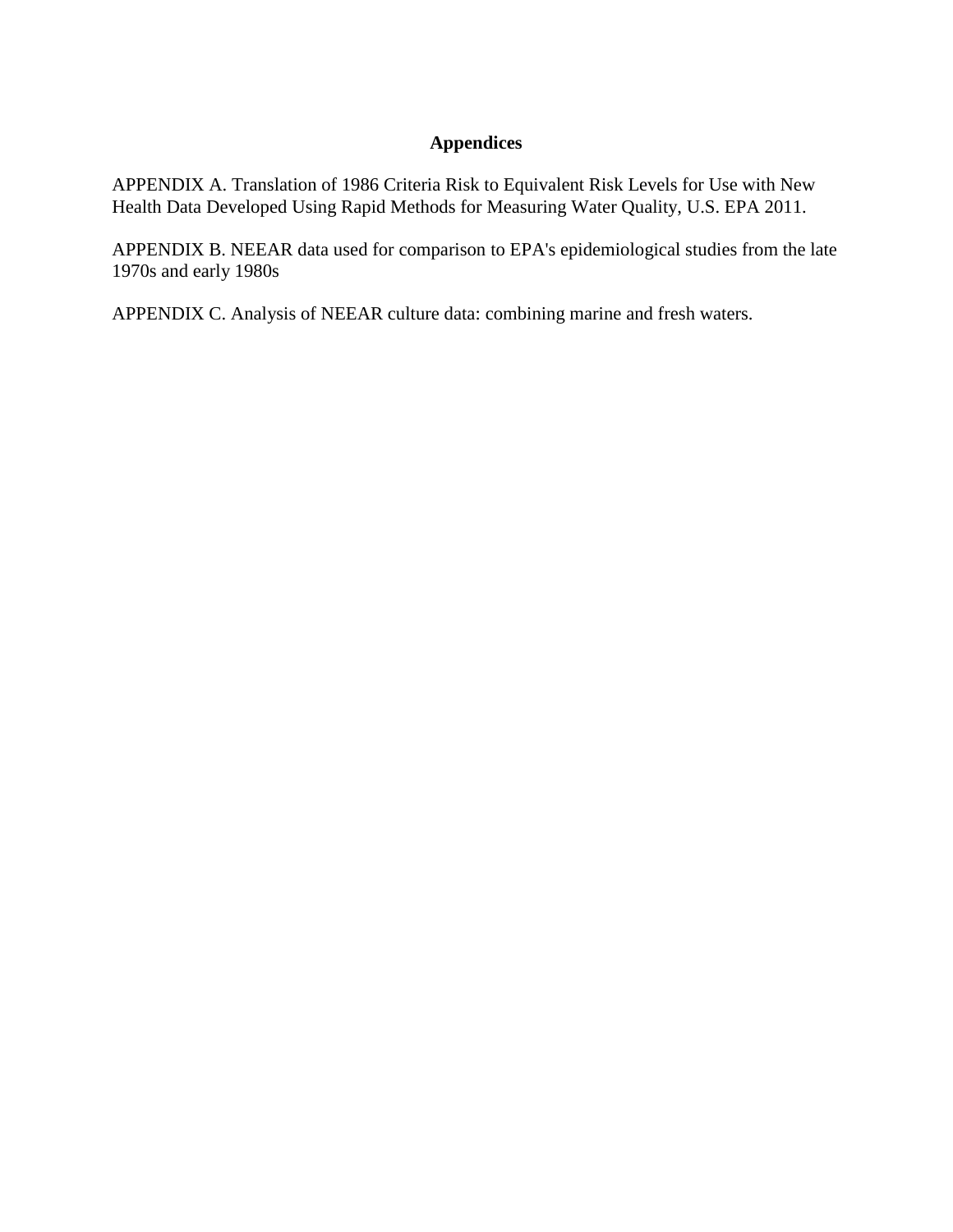## Appendices

APPENDIX A. Translation of 1986 Criteria Risk to Equivalent Risk Levels for Use with New Health Data Developed Using Rapid Methods for Measuring Water Quality, U.S. EPA 2011.

APPENDIX B. NEEAR data used for comparison to EPA's epidemiological studies from the late 1970s and early 1980s

APPENDIX C. Analysis of NEEAR culture data: combining marine and fresh waters.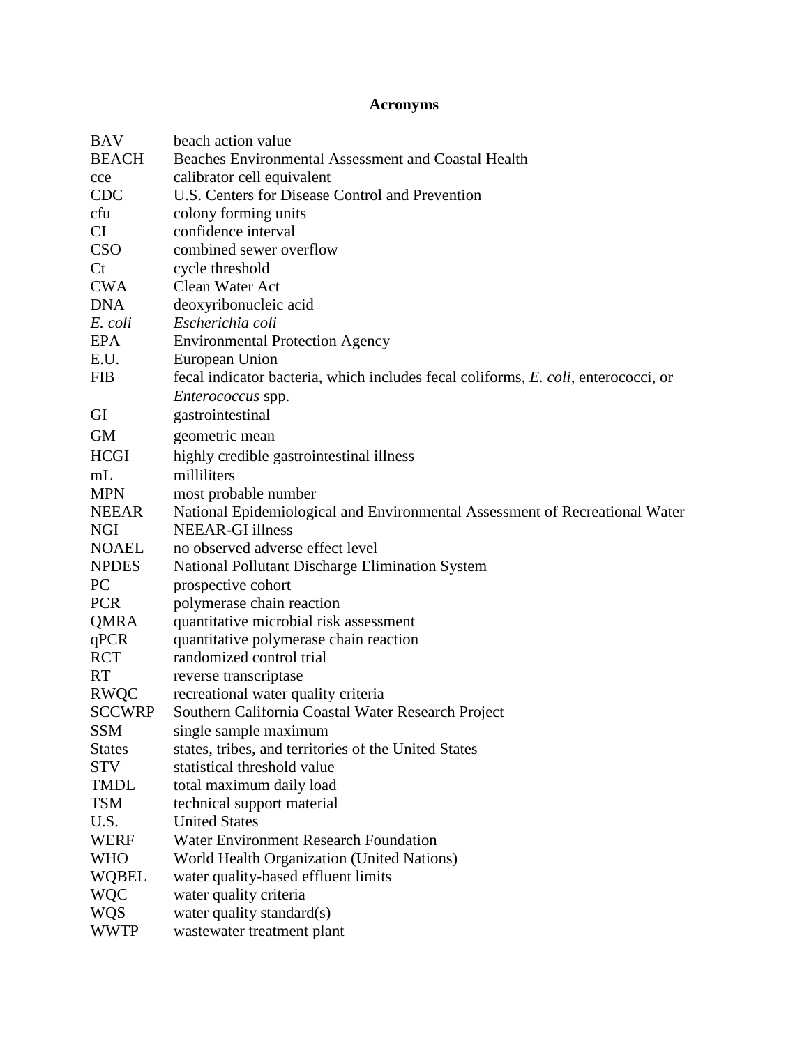# Acronyms

| | |
|---|---|
| BAV | beach action value |
| BEACH | Beaches Environmental Assessment and Coastal Health |
| cce | calibrator cell equivalent |
| CDC | U.S. Centers for Disease Control and Prevention |
| cfu | colony forming units |
| CI | confidence interval |
| CSO | combined sewer overflow |
| Ct | cycle threshold |
| CWA | Clean Water Act |
| DNA | deoxyribonucleic acid |
| *E. coli* | *Escherichia coli* |
| EPA | Environmental Protection Agency |
| E.U. | European Union |
| FIB | fecal indicator bacteria, which includes fecal coliforms, *E. coli*, enterococci, or *Enterococcus* spp. |
| GI | gastrointestinal |
| GM | geometric mean |
| HCGI | highly credible gastrointestinal illness |
| mL | milliliters |
| MPN | most probable number |
| NEEAR | National Epidemiological and Environmental Assessment of Recreational Water |
| NGI | NEEAR-GI illness |
| NOAEL | no observed adverse effect level |
| NPDES | National Pollutant Discharge Elimination System |
| PC | prospective cohort |
| PCR | polymerase chain reaction |
| QMRA | quantitative microbial risk assessment |
| qPCR | quantitative polymerase chain reaction |
| RCT | randomized control trial |
| RT | reverse transcriptase |
| RWQC | recreational water quality criteria |
| SCCWRP | Southern California Coastal Water Research Project |
| SSM | single sample maximum |
| States | states, tribes, and territories of the United States |
| STV | statistical threshold value |
| TMDL | total maximum daily load |
| TSM | technical support material |
| U.S. | United States |
| WERF | Water Environment Research Foundation |
| WHO | World Health Organization (United Nations) |
| WQBEL | water quality-based effluent limits |
| WQC | water quality criteria |
| WQS | water quality standard(s) |
| WWTP | wastewater treatment plant |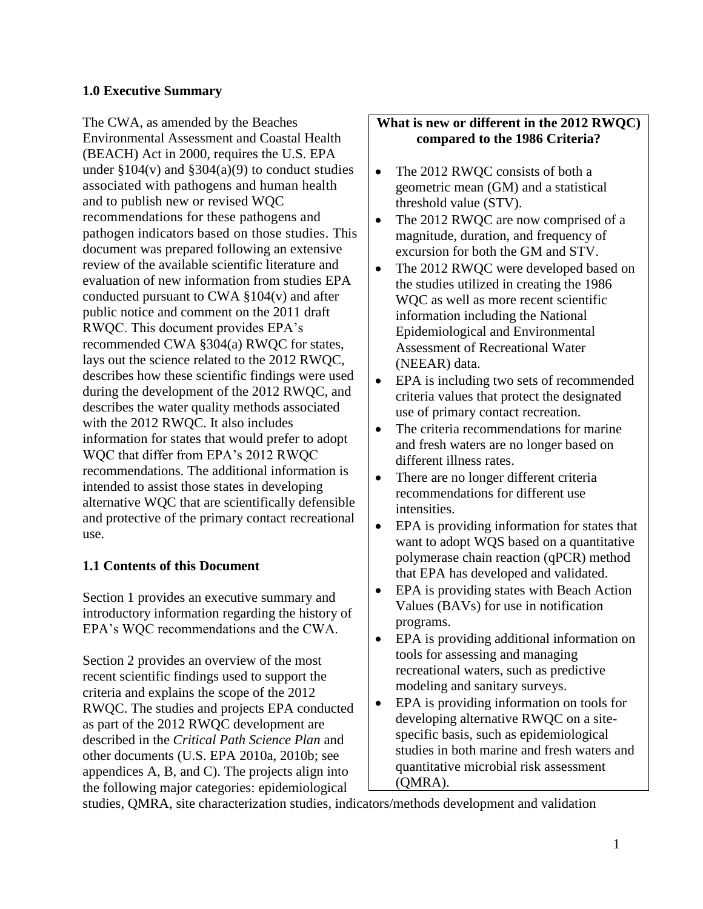## 1.0 Executive Summary

The CWA, as amended by the Beaches Environmental Assessment and Coastal Health (BEACH) Act in 2000, requires the U.S. EPA under §104(v) and §304(a)(9) to conduct studies associated with pathogens and human health and to publish new or revised WQC recommendations for these pathogens and pathogen indicators based on those studies. This document was prepared following an extensive review of the available scientific literature and evaluation of new information from studies EPA conducted pursuant to CWA §104(v) and after public notice and comment on the 2011 draft RWQC. This document provides EPA's recommended CWA §304(a) RWQC for states, lays out the science related to the 2012 RWQC, describes how these scientific findings were used during the development of the 2012 RWQC, and describes the water quality methods associated with the 2012 RWQC. It also includes information for states that would prefer to adopt WQC that differ from EPA's 2012 RWQC recommendations. The additional information is intended to assist those states in developing alternative WQC that are scientifically defensible and protective of the primary contact recreational use.

**What is new or different in the 2012 RWQC) compared to the 1986 Criteria?**

- The 2012 RWQC consists of both a geometric mean (GM) and a statistical threshold value (STV).
- The 2012 RWQC are now comprised of a magnitude, duration, and frequency of excursion for both the GM and STV.
- The 2012 RWQC were developed based on the studies utilized in creating the 1986 WQC as well as more recent scientific information including the National Epidemiological and Environmental Assessment of Recreational Water (NEEAR) data.
- EPA is including two sets of recommended criteria values that protect the designated use of primary contact recreation.
- The criteria recommendations for marine and fresh waters are no longer based on different illness rates.
- There are no longer different criteria recommendations for different use intensities.
- EPA is providing information for states that want to adopt WQS based on a quantitative polymerase chain reaction (qPCR) method that EPA has developed and validated.
- EPA is providing states with Beach Action Values (BAVs) for use in notification programs.
- EPA is providing additional information on tools for assessing and managing recreational waters, such as predictive modeling and sanitary surveys.
- EPA is providing information on tools for developing alternative RWQC on a site-specific basis, such as epidemiological studies in both marine and fresh waters and quantitative microbial risk assessment (QMRA).

### 1.1 Contents of this Document

Section 1 provides an executive summary and introductory information regarding the history of EPA's WQC recommendations and the CWA.

Section 2 provides an overview of the most recent scientific findings used to support the criteria and explains the scope of the 2012 RWQC. The studies and projects EPA conducted as part of the 2012 RWQC development are described in the *Critical Path Science Plan* and other documents (U.S. EPA 2010a, 2010b; see appendices A, B, and C). The projects align into the following major categories: epidemiological studies, QMRA, site characterization studies, indicators/methods development and validation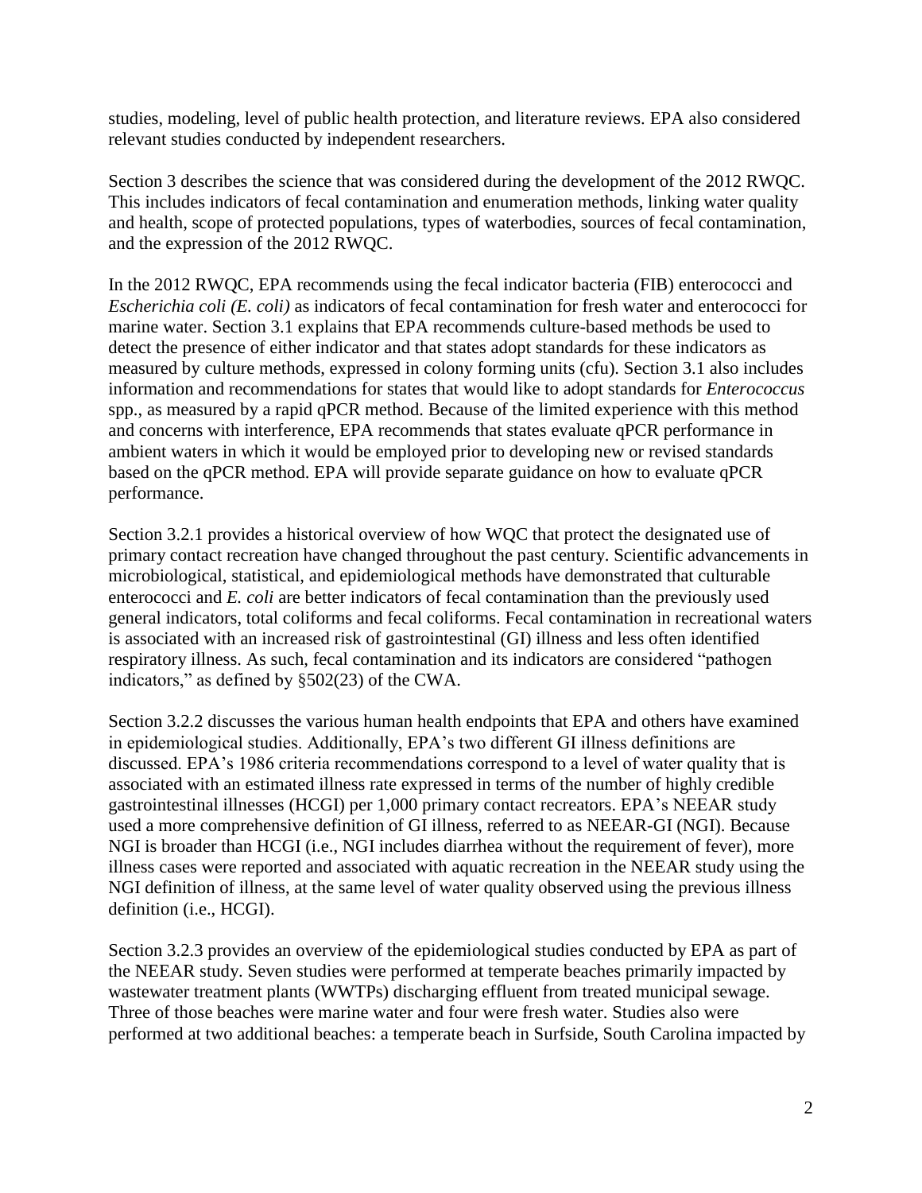studies, modeling, level of public health protection, and literature reviews. EPA also considered relevant studies conducted by independent researchers.

Section 3 describes the science that was considered during the development of the 2012 RWQC. This includes indicators of fecal contamination and enumeration methods, linking water quality and health, scope of protected populations, types of waterbodies, sources of fecal contamination, and the expression of the 2012 RWQC.

In the 2012 RWQC, EPA recommends using the fecal indicator bacteria (FIB) enterococci and *Escherichia coli (E. coli)* as indicators of fecal contamination for fresh water and enterococci for marine water. Section 3.1 explains that EPA recommends culture-based methods be used to detect the presence of either indicator and that states adopt standards for these indicators as measured by culture methods, expressed in colony forming units (cfu). Section 3.1 also includes information and recommendations for states that would like to adopt standards for *Enterococcus* spp., as measured by a rapid qPCR method. Because of the limited experience with this method and concerns with interference, EPA recommends that states evaluate qPCR performance in ambient waters in which it would be employed prior to developing new or revised standards based on the qPCR method. EPA will provide separate guidance on how to evaluate qPCR performance.

Section 3.2.1 provides a historical overview of how WQC that protect the designated use of primary contact recreation have changed throughout the past century. Scientific advancements in microbiological, statistical, and epidemiological methods have demonstrated that culturable enterococci and *E. coli* are better indicators of fecal contamination than the previously used general indicators, total coliforms and fecal coliforms. Fecal contamination in recreational waters is associated with an increased risk of gastrointestinal (GI) illness and less often identified respiratory illness. As such, fecal contamination and its indicators are considered "pathogen indicators," as defined by §502(23) of the CWA.

Section 3.2.2 discusses the various human health endpoints that EPA and others have examined in epidemiological studies. Additionally, EPA's two different GI illness definitions are discussed. EPA's 1986 criteria recommendations correspond to a level of water quality that is associated with an estimated illness rate expressed in terms of the number of highly credible gastrointestinal illnesses (HCGI) per 1,000 primary contact recreators. EPA's NEEAR study used a more comprehensive definition of GI illness, referred to as NEEAR-GI (NGI). Because NGI is broader than HCGI (i.e., NGI includes diarrhea without the requirement of fever), more illness cases were reported and associated with aquatic recreation in the NEEAR study using the NGI definition of illness, at the same level of water quality observed using the previous illness definition (i.e., HCGI).

Section 3.2.3 provides an overview of the epidemiological studies conducted by EPA as part of the NEEAR study. Seven studies were performed at temperate beaches primarily impacted by wastewater treatment plants (WWTPs) discharging effluent from treated municipal sewage. Three of those beaches were marine water and four were fresh water. Studies also were performed at two additional beaches: a temperate beach in Surfside, South Carolina impacted by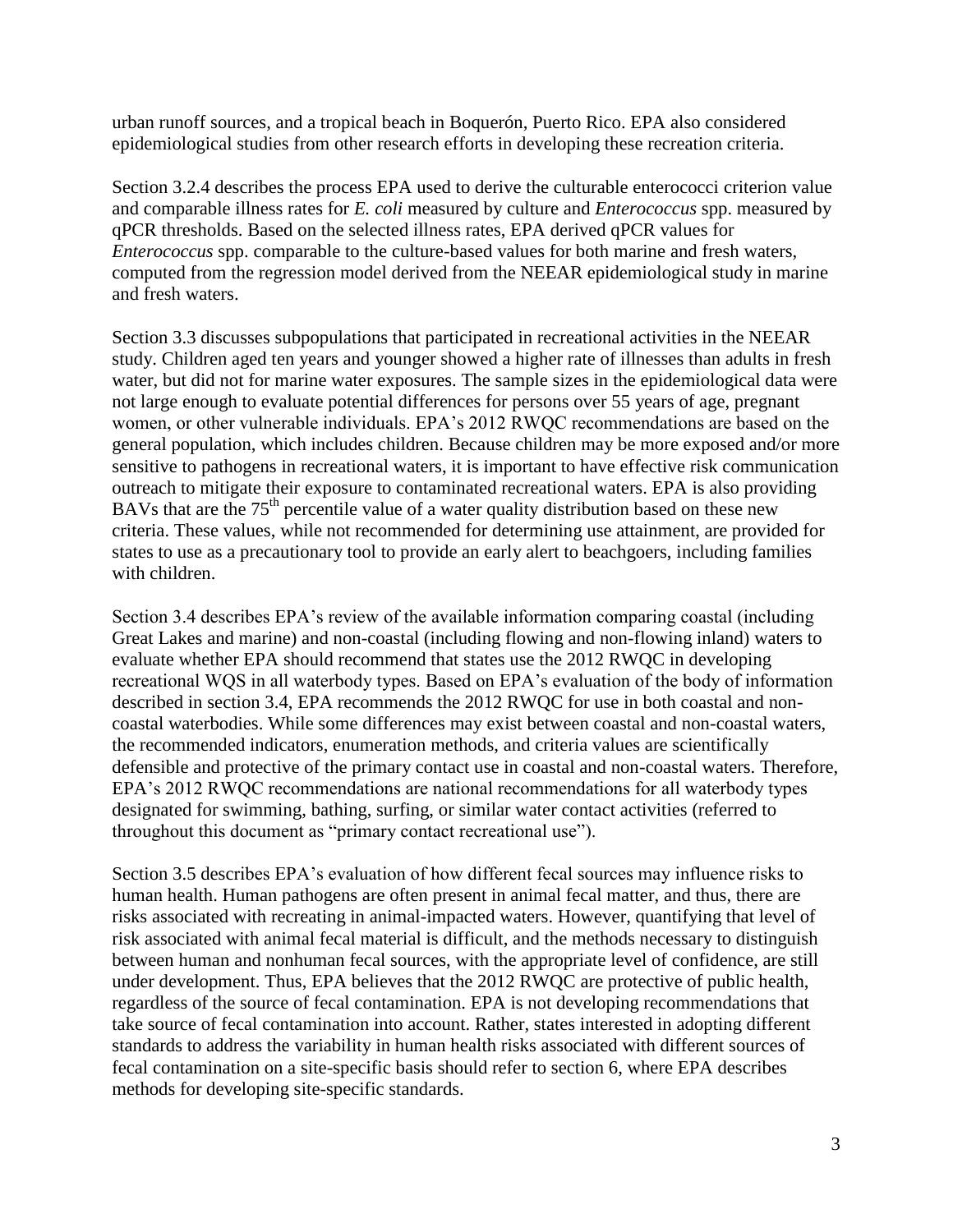urban runoff sources, and a tropical beach in Boquerón, Puerto Rico. EPA also considered epidemiological studies from other research efforts in developing these recreation criteria.

Section 3.2.4 describes the process EPA used to derive the culturable enterococci criterion value and comparable illness rates for *E. coli* measured by culture and *Enterococcus* spp. measured by qPCR thresholds. Based on the selected illness rates, EPA derived qPCR values for *Enterococcus* spp. comparable to the culture-based values for both marine and fresh waters, computed from the regression model derived from the NEEAR epidemiological study in marine and fresh waters.

Section 3.3 discusses subpopulations that participated in recreational activities in the NEEAR study. Children aged ten years and younger showed a higher rate of illnesses than adults in fresh water, but did not for marine water exposures. The sample sizes in the epidemiological data were not large enough to evaluate potential differences for persons over 55 years of age, pregnant women, or other vulnerable individuals. EPA's 2012 RWQC recommendations are based on the general population, which includes children. Because children may be more exposed and/or more sensitive to pathogens in recreational waters, it is important to have effective risk communication outreach to mitigate their exposure to contaminated recreational waters. EPA is also providing BAVs that are the 75th percentile value of a water quality distribution based on these new criteria. These values, while not recommended for determining use attainment, are provided for states to use as a precautionary tool to provide an early alert to beachgoers, including families with children.

Section 3.4 describes EPA's review of the available information comparing coastal (including Great Lakes and marine) and non-coastal (including flowing and non-flowing inland) waters to evaluate whether EPA should recommend that states use the 2012 RWQC in developing recreational WQS in all waterbody types. Based on EPA's evaluation of the body of information described in section 3.4, EPA recommends the 2012 RWQC for use in both coastal and non-coastal waterbodies. While some differences may exist between coastal and non-coastal waters, the recommended indicators, enumeration methods, and criteria values are scientifically defensible and protective of the primary contact use in coastal and non-coastal waters. Therefore, EPA's 2012 RWQC recommendations are national recommendations for all waterbody types designated for swimming, bathing, surfing, or similar water contact activities (referred to throughout this document as "primary contact recreational use").

Section 3.5 describes EPA's evaluation of how different fecal sources may influence risks to human health. Human pathogens are often present in animal fecal matter, and thus, there are risks associated with recreating in animal-impacted waters. However, quantifying that level of risk associated with animal fecal material is difficult, and the methods necessary to distinguish between human and nonhuman fecal sources, with the appropriate level of confidence, are still under development. Thus, EPA believes that the 2012 RWQC are protective of public health, regardless of the source of fecal contamination. EPA is not developing recommendations that take source of fecal contamination into account. Rather, states interested in adopting different standards to address the variability in human health risks associated with different sources of fecal contamination on a site-specific basis should refer to section 6, where EPA describes methods for developing site-specific standards.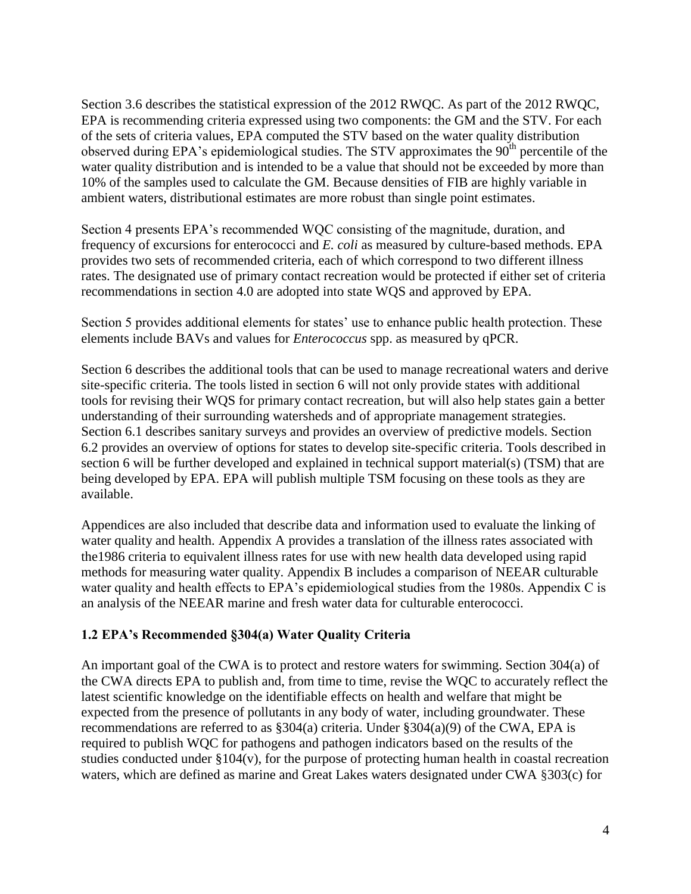Section 3.6 describes the statistical expression of the 2012 RWQC. As part of the 2012 RWQC, EPA is recommending criteria expressed using two components: the GM and the STV. For each of the sets of criteria values, EPA computed the STV based on the water quality distribution observed during EPA's epidemiological studies. The STV approximates the $90^{th}$ percentile of the water quality distribution and is intended to be a value that should not be exceeded by more than 10% of the samples used to calculate the GM. Because densities of FIB are highly variable in ambient waters, distributional estimates are more robust than single point estimates.

Section 4 presents EPA's recommended WQC consisting of the magnitude, duration, and frequency of excursions for enterococci and *E. coli* as measured by culture-based methods. EPA provides two sets of recommended criteria, each of which correspond to two different illness rates. The designated use of primary contact recreation would be protected if either set of criteria recommendations in section 4.0 are adopted into state WQS and approved by EPA.

Section 5 provides additional elements for states' use to enhance public health protection. These elements include BAVs and values for *Enterococcus* spp. as measured by qPCR.

Section 6 describes the additional tools that can be used to manage recreational waters and derive site-specific criteria. The tools listed in section 6 will not only provide states with additional tools for revising their WQS for primary contact recreation, but will also help states gain a better understanding of their surrounding watersheds and of appropriate management strategies. Section 6.1 describes sanitary surveys and provides an overview of predictive models. Section 6.2 provides an overview of options for states to develop site-specific criteria. Tools described in section 6 will be further developed and explained in technical support material(s) (TSM) that are being developed by EPA. EPA will publish multiple TSM focusing on these tools as they are available.

Appendices are also included that describe data and information used to evaluate the linking of water quality and health. Appendix A provides a translation of the illness rates associated with the1986 criteria to equivalent illness rates for use with new health data developed using rapid methods for measuring water quality. Appendix B includes a comparison of NEEAR culturable water quality and health effects to EPA's epidemiological studies from the 1980s. Appendix C is an analysis of the NEEAR marine and fresh water data for culturable enterococci.

### 1.2 EPA's Recommended §304(a) Water Quality Criteria

An important goal of the CWA is to protect and restore waters for swimming. Section 304(a) of the CWA directs EPA to publish and, from time to time, revise the WQC to accurately reflect the latest scientific knowledge on the identifiable effects on health and welfare that might be expected from the presence of pollutants in any body of water, including groundwater. These recommendations are referred to as §304(a) criteria. Under §304(a)(9) of the CWA, EPA is required to publish WQC for pathogens and pathogen indicators based on the results of the studies conducted under §104(v), for the purpose of protecting human health in coastal recreation waters, which are defined as marine and Great Lakes waters designated under CWA §303(c) for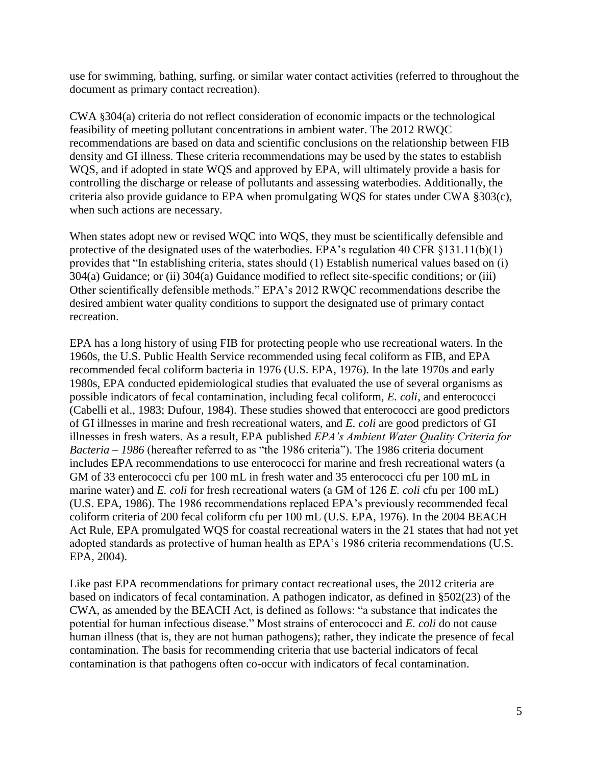use for swimming, bathing, surfing, or similar water contact activities (referred to throughout the document as primary contact recreation).

CWA §304(a) criteria do not reflect consideration of economic impacts or the technological feasibility of meeting pollutant concentrations in ambient water. The 2012 RWQC recommendations are based on data and scientific conclusions on the relationship between FIB density and GI illness. These criteria recommendations may be used by the states to establish WQS, and if adopted in state WQS and approved by EPA, will ultimately provide a basis for controlling the discharge or release of pollutants and assessing waterbodies. Additionally, the criteria also provide guidance to EPA when promulgating WQS for states under CWA §303(c), when such actions are necessary.

When states adopt new or revised WQC into WQS, they must be scientifically defensible and protective of the designated uses of the waterbodies. EPA's regulation 40 CFR §131.11(b)(1) provides that "In establishing criteria, states should (1) Establish numerical values based on (i) 304(a) Guidance; or (ii) 304(a) Guidance modified to reflect site-specific conditions; or (iii) Other scientifically defensible methods." EPA's 2012 RWQC recommendations describe the desired ambient water quality conditions to support the designated use of primary contact recreation.

EPA has a long history of using FIB for protecting people who use recreational waters. In the 1960s, the U.S. Public Health Service recommended using fecal coliform as FIB, and EPA recommended fecal coliform bacteria in 1976 (U.S. EPA, 1976). In the late 1970s and early 1980s, EPA conducted epidemiological studies that evaluated the use of several organisms as possible indicators of fecal contamination, including fecal coliform, *E. coli*, and enterococci (Cabelli et al., 1983; Dufour, 1984). These studies showed that enterococci are good predictors of GI illnesses in marine and fresh recreational waters, and *E. coli* are good predictors of GI illnesses in fresh waters. As a result, EPA published *EPA's Ambient Water Quality Criteria for Bacteria – 1986* (hereafter referred to as "the 1986 criteria"). The 1986 criteria document includes EPA recommendations to use enterococci for marine and fresh recreational waters (a GM of 33 enterococci cfu per 100 mL in fresh water and 35 enterococci cfu per 100 mL in marine water) and *E. coli* for fresh recreational waters (a GM of 126 *E. coli* cfu per 100 mL) (U.S. EPA, 1986). The 1986 recommendations replaced EPA's previously recommended fecal coliform criteria of 200 fecal coliform cfu per 100 mL (U.S. EPA, 1976). In the 2004 BEACH Act Rule, EPA promulgated WQS for coastal recreational waters in the 21 states that had not yet adopted standards as protective of human health as EPA's 1986 criteria recommendations (U.S. EPA, 2004).

Like past EPA recommendations for primary contact recreational uses, the 2012 criteria are based on indicators of fecal contamination. A pathogen indicator, as defined in §502(23) of the CWA, as amended by the BEACH Act, is defined as follows: "a substance that indicates the potential for human infectious disease." Most strains of enterococci and *E. coli* do not cause human illness (that is, they are not human pathogens); rather, they indicate the presence of fecal contamination. The basis for recommending criteria that use bacterial indicators of fecal contamination is that pathogens often co-occur with indicators of fecal contamination.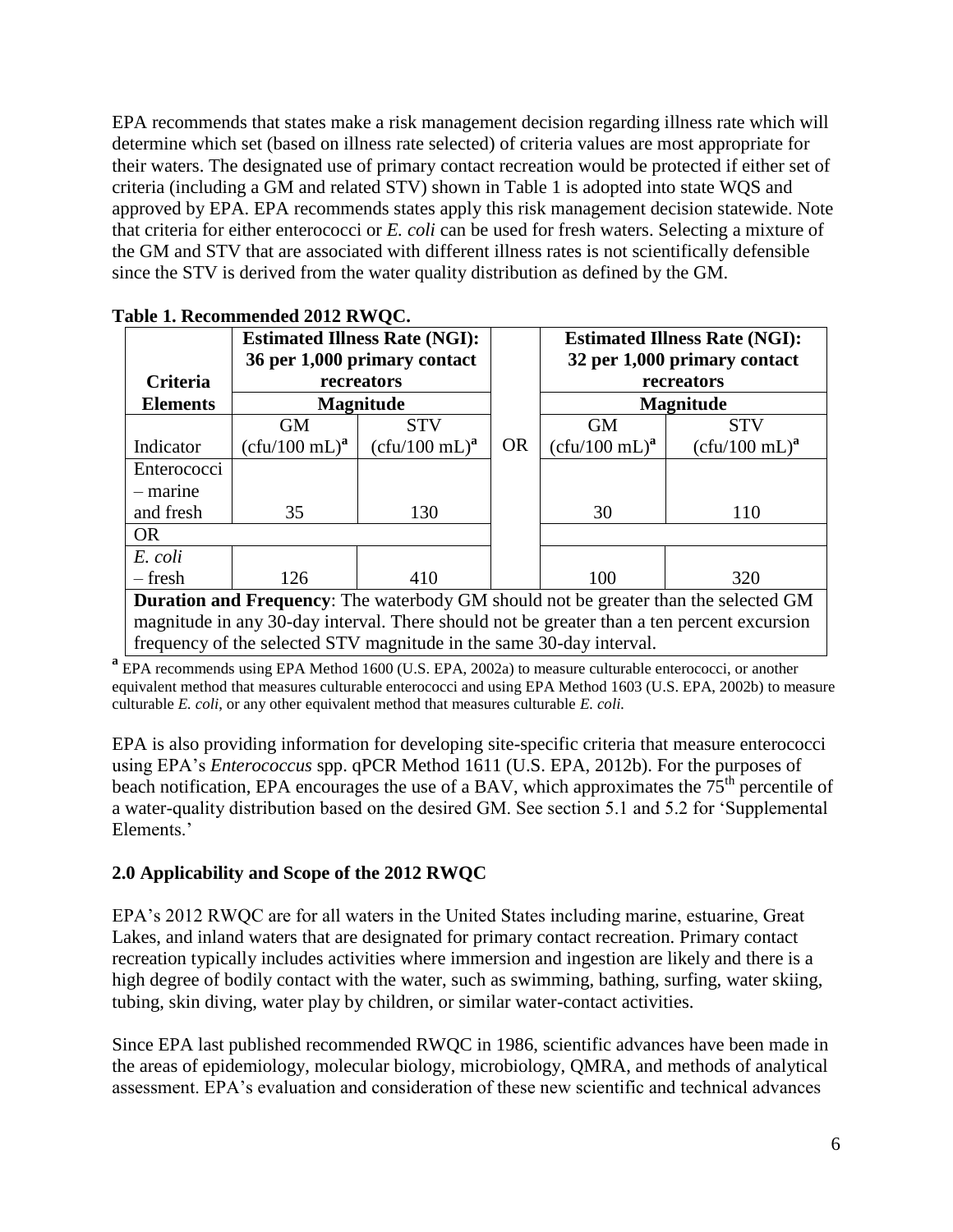EPA recommends that states make a risk management decision regarding illness rate which will determine which set (based on illness rate selected) of criteria values are most appropriate for their waters. The designated use of primary contact recreation would be protected if either set of criteria (including a GM and related STV) shown in Table 1 is adopted into state WQS and approved by EPA. EPA recommends states apply this risk management decision statewide. Note that criteria for either enterococci or *E. coli* can be used for fresh waters. Selecting a mixture of the GM and STV that are associated with different illness rates is not scientifically defensible since the STV is derived from the water quality distribution as defined by the GM.

**Table 1. Recommended 2012 RWQC.**

| Criteria Elements | Estimated Illness Rate (NGI): 36 per 1,000 primary contact recreators | | | Estimated Illness Rate (NGI): 32 per 1,000 primary contact recreators | |
|---|---|---|---|---|---|
| | **Magnitude** | | | **Magnitude** | |
| Indicator | GM (cfu/100 mL)[a] | STV (cfu/100 mL)[a] | OR | GM (cfu/100 mL)[a] | STV (cfu/100 mL)[a] |
| Enterococci – marine and fresh | 35 | 130 | | 30 | 110 |
| OR | | | | | |
| *E. coli* – fresh | 126 | 410 | | 100 | 320 |
| **Duration and Frequency**: The waterbody GM should not be greater than the selected GM magnitude in any 30-day interval. There should not be greater than a ten percent excursion frequency of the selected STV magnitude in the same 30-day interval. | | | | | |

[a] EPA recommends using EPA Method 1600 (U.S. EPA, 2002a) to measure culturable enterococci, or another equivalent method that measures culturable enterococci and using EPA Method 1603 (U.S. EPA, 2002b) to measure culturable *E. coli*, or any other equivalent method that measures culturable *E. coli*.

EPA is also providing information for developing site-specific criteria that measure enterococci using EPA's *Enterococcus* spp. qPCR Method 1611 (U.S. EPA, 2012b). For the purposes of beach notification, EPA encourages the use of a BAV, which approximates the 75th percentile of a water-quality distribution based on the desired GM. See section 5.1 and 5.2 for 'Supplemental Elements.'

## 2.0 Applicability and Scope of the 2012 RWQC

EPA's 2012 RWQC are for all waters in the United States including marine, estuarine, Great Lakes, and inland waters that are designated for primary contact recreation. Primary contact recreation typically includes activities where immersion and ingestion are likely and there is a high degree of bodily contact with the water, such as swimming, bathing, surfing, water skiing, tubing, skin diving, water play by children, or similar water-contact activities.

Since EPA last published recommended RWQC in 1986, scientific advances have been made in the areas of epidemiology, molecular biology, microbiology, QMRA, and methods of analytical assessment. EPA's evaluation and consideration of these new scientific and technical advances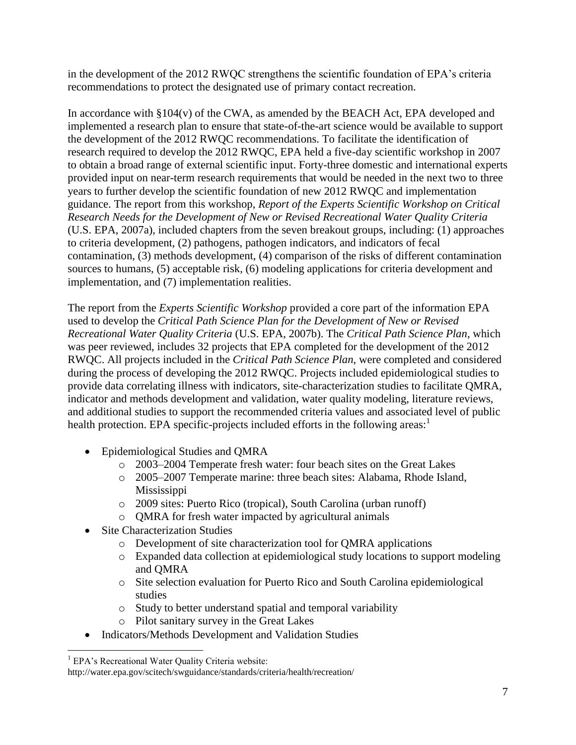in the development of the 2012 RWQC strengthens the scientific foundation of EPA's criteria recommendations to protect the designated use of primary contact recreation.

In accordance with §104(v) of the CWA, as amended by the BEACH Act, EPA developed and implemented a research plan to ensure that state-of-the-art science would be available to support the development of the 2012 RWQC recommendations. To facilitate the identification of research required to develop the 2012 RWQC, EPA held a five-day scientific workshop in 2007 to obtain a broad range of external scientific input. Forty-three domestic and international experts provided input on near-term research requirements that would be needed in the next two to three years to further develop the scientific foundation of new 2012 RWQC and implementation guidance. The report from this workshop, *Report of the Experts Scientific Workshop on Critical Research Needs for the Development of New or Revised Recreational Water Quality Criteria* (U.S. EPA, 2007a), included chapters from the seven breakout groups, including: (1) approaches to criteria development, (2) pathogens, pathogen indicators, and indicators of fecal contamination, (3) methods development, (4) comparison of the risks of different contamination sources to humans, (5) acceptable risk, (6) modeling applications for criteria development and implementation, and (7) implementation realities.

The report from the *Experts Scientific Workshop* provided a core part of the information EPA used to develop the *Critical Path Science Plan for the Development of New or Revised Recreational Water Quality Criteria* (U.S. EPA, 2007b). The *Critical Path Science Plan*, which was peer reviewed, includes 32 projects that EPA completed for the development of the 2012 RWQC. All projects included in the *Critical Path Science Plan*, were completed and considered during the process of developing the 2012 RWQC. Projects included epidemiological studies to provide data correlating illness with indicators, site-characterization studies to facilitate QMRA, indicator and methods development and validation, water quality modeling, literature reviews, and additional studies to support the recommended criteria values and associated level of public health protection. EPA specific-projects included efforts in the following areas:[1]

- Epidemiological Studies and QMRA
  - 2003–2004 Temperate fresh water: four beach sites on the Great Lakes
  - 2005–2007 Temperate marine: three beach sites: Alabama, Rhode Island, Mississippi
  - 2009 sites: Puerto Rico (tropical), South Carolina (urban runoff)
  - QMRA for fresh water impacted by agricultural animals
- Site Characterization Studies
  - Development of site characterization tool for QMRA applications
  - Expanded data collection at epidemiological study locations to support modeling and QMRA
  - Site selection evaluation for Puerto Rico and South Carolina epidemiological studies
  - Study to better understand spatial and temporal variability
  - Pilot sanitary survey in the Great Lakes
- Indicators/Methods Development and Validation Studies

[1] EPA's Recreational Water Quality Criteria website:
http://water.epa.gov/scitech/swguidance/standards/criteria/health/recreation/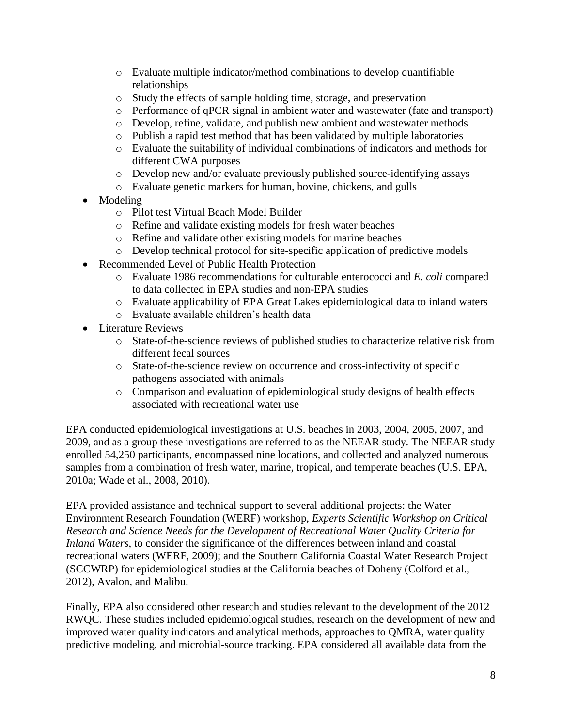- Evaluate multiple indicator/method combinations to develop quantifiable relationships
  - Study the effects of sample holding time, storage, and preservation
  - Performance of qPCR signal in ambient water and wastewater (fate and transport)
  - Develop, refine, validate, and publish new ambient and wastewater methods
  - Publish a rapid test method that has been validated by multiple laboratories
  - Evaluate the suitability of individual combinations of indicators and methods for different CWA purposes
  - Develop new and/or evaluate previously published source-identifying assays
  - Evaluate genetic markers for human, bovine, chickens, and gulls
- Modeling
  - Pilot test Virtual Beach Model Builder
  - Refine and validate existing models for fresh water beaches
  - Refine and validate other existing models for marine beaches
  - Develop technical protocol for site-specific application of predictive models
- Recommended Level of Public Health Protection
  - Evaluate 1986 recommendations for culturable enterococci and *E. coli* compared to data collected in EPA studies and non-EPA studies
  - Evaluate applicability of EPA Great Lakes epidemiological data to inland waters
  - Evaluate available children's health data
- Literature Reviews
  - State-of-the-science reviews of published studies to characterize relative risk from different fecal sources
  - State-of-the-science review on occurrence and cross-infectivity of specific pathogens associated with animals
  - Comparison and evaluation of epidemiological study designs of health effects associated with recreational water use

EPA conducted epidemiological investigations at U.S. beaches in 2003, 2004, 2005, 2007, and 2009, and as a group these investigations are referred to as the NEEAR study. The NEEAR study enrolled 54,250 participants, encompassed nine locations, and collected and analyzed numerous samples from a combination of fresh water, marine, tropical, and temperate beaches (U.S. EPA, 2010a; Wade et al., 2008, 2010).

EPA provided assistance and technical support to several additional projects: the Water Environment Research Foundation (WERF) workshop, *Experts Scientific Workshop on Critical Research and Science Needs for the Development of Recreational Water Quality Criteria for Inland Waters*, to consider the significance of the differences between inland and coastal recreational waters (WERF, 2009); and the Southern California Coastal Water Research Project (SCCWRP) for epidemiological studies at the California beaches of Doheny (Colford et al., 2012), Avalon, and Malibu.

Finally, EPA also considered other research and studies relevant to the development of the 2012 RWQC. These studies included epidemiological studies, research on the development of new and improved water quality indicators and analytical methods, approaches to QMRA, water quality predictive modeling, and microbial-source tracking. EPA considered all available data from the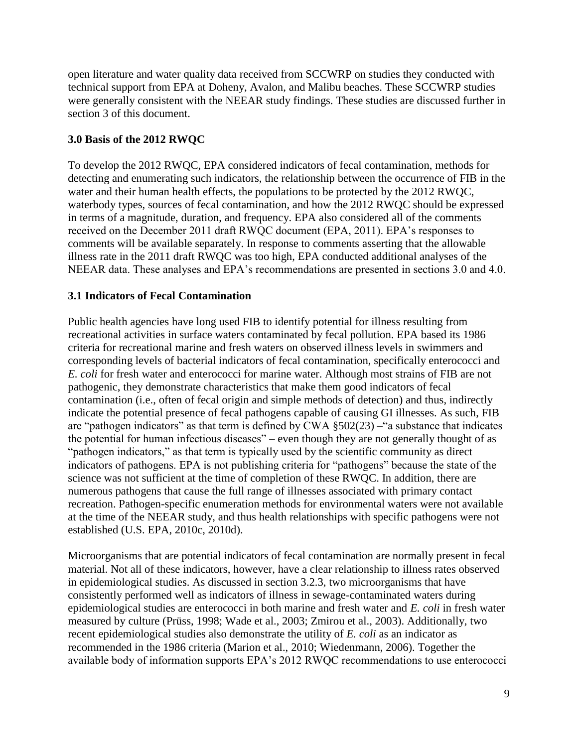open literature and water quality data received from SCCWRP on studies they conducted with technical support from EPA at Doheny, Avalon, and Malibu beaches. These SCCWRP studies were generally consistent with the NEEAR study findings. These studies are discussed further in section 3 of this document.

## 3.0 Basis of the 2012 RWQC

To develop the 2012 RWQC, EPA considered indicators of fecal contamination, methods for detecting and enumerating such indicators, the relationship between the occurrence of FIB in the water and their human health effects, the populations to be protected by the 2012 RWQC, waterbody types, sources of fecal contamination, and how the 2012 RWQC should be expressed in terms of a magnitude, duration, and frequency. EPA also considered all of the comments received on the December 2011 draft RWQC document (EPA, 2011). EPA's responses to comments will be available separately. In response to comments asserting that the allowable illness rate in the 2011 draft RWQC was too high, EPA conducted additional analyses of the NEEAR data. These analyses and EPA's recommendations are presented in sections 3.0 and 4.0.

### 3.1 Indicators of Fecal Contamination

Public health agencies have long used FIB to identify potential for illness resulting from recreational activities in surface waters contaminated by fecal pollution. EPA based its 1986 criteria for recreational marine and fresh waters on observed illness levels in swimmers and corresponding levels of bacterial indicators of fecal contamination, specifically enterococci and *E. coli* for fresh water and enterococci for marine water. Although most strains of FIB are not pathogenic, they demonstrate characteristics that make them good indicators of fecal contamination (i.e., often of fecal origin and simple methods of detection) and thus, indirectly indicate the potential presence of fecal pathogens capable of causing GI illnesses. As such, FIB are "pathogen indicators" as that term is defined by CWA §502(23) –"a substance that indicates the potential for human infectious diseases" – even though they are not generally thought of as "pathogen indicators," as that term is typically used by the scientific community as direct indicators of pathogens. EPA is not publishing criteria for "pathogens" because the state of the science was not sufficient at the time of completion of these RWQC. In addition, there are numerous pathogens that cause the full range of illnesses associated with primary contact recreation. Pathogen-specific enumeration methods for environmental waters were not available at the time of the NEEAR study, and thus health relationships with specific pathogens were not established (U.S. EPA, 2010c, 2010d).

Microorganisms that are potential indicators of fecal contamination are normally present in fecal material. Not all of these indicators, however, have a clear relationship to illness rates observed in epidemiological studies. As discussed in section 3.2.3, two microorganisms that have consistently performed well as indicators of illness in sewage-contaminated waters during epidemiological studies are enterococci in both marine and fresh water and *E. coli* in fresh water measured by culture (Prüss, 1998; Wade et al., 2003; Zmirou et al., 2003). Additionally, two recent epidemiological studies also demonstrate the utility of *E. coli* as an indicator as recommended in the 1986 criteria (Marion et al., 2010; Wiedenmann, 2006). Together the available body of information supports EPA's 2012 RWQC recommendations to use enterococci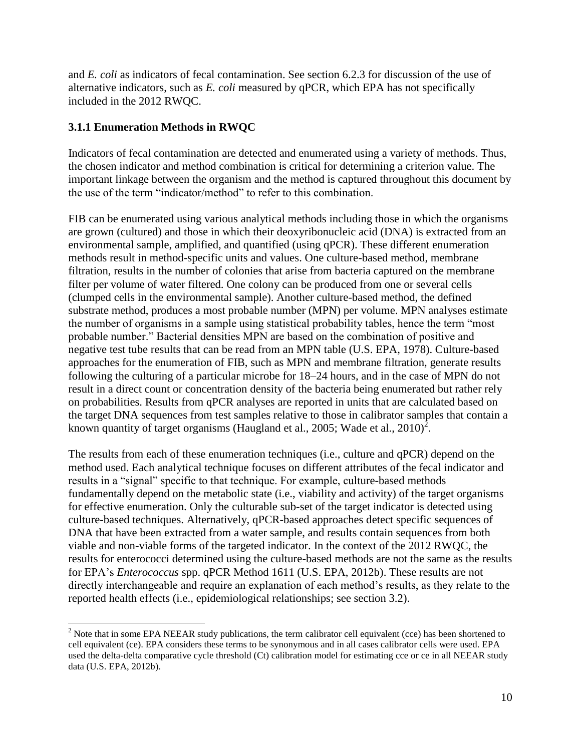and *E. coli* as indicators of fecal contamination. See section 6.2.3 for discussion of the use of alternative indicators, such as *E. coli* measured by qPCR, which EPA has not specifically included in the 2012 RWQC.

### 3.1.1 Enumeration Methods in RWQC

Indicators of fecal contamination are detected and enumerated using a variety of methods. Thus, the chosen indicator and method combination is critical for determining a criterion value. The important linkage between the organism and the method is captured throughout this document by the use of the term "indicator/method" to refer to this combination.

FIB can be enumerated using various analytical methods including those in which the organisms are grown (cultured) and those in which their deoxyribonucleic acid (DNA) is extracted from an environmental sample, amplified, and quantified (using qPCR). These different enumeration methods result in method-specific units and values. One culture-based method, membrane filtration, results in the number of colonies that arise from bacteria captured on the membrane filter per volume of water filtered. One colony can be produced from one or several cells (clumped cells in the environmental sample). Another culture-based method, the defined substrate method, produces a most probable number (MPN) per volume. MPN analyses estimate the number of organisms in a sample using statistical probability tables, hence the term "most probable number." Bacterial densities MPN are based on the combination of positive and negative test tube results that can be read from an MPN table (U.S. EPA, 1978). Culture-based approaches for the enumeration of FIB, such as MPN and membrane filtration, generate results following the culturing of a particular microbe for 18–24 hours, and in the case of MPN do not result in a direct count or concentration density of the bacteria being enumerated but rather rely on probabilities. Results from qPCR analyses are reported in units that are calculated based on the target DNA sequences from test samples relative to those in calibrator samples that contain a known quantity of target organisms (Haugland et al., 2005; Wade et al., 2010)[2].

The results from each of these enumeration techniques (i.e., culture and qPCR) depend on the method used. Each analytical technique focuses on different attributes of the fecal indicator and results in a "signal" specific to that technique. For example, culture-based methods fundamentally depend on the metabolic state (i.e., viability and activity) of the target organisms for effective enumeration. Only the culturable sub-set of the target indicator is detected using culture-based techniques. Alternatively, qPCR-based approaches detect specific sequences of DNA that have been extracted from a water sample, and results contain sequences from both viable and non-viable forms of the targeted indicator. In the context of the 2012 RWQC, the results for enterococci determined using the culture-based methods are not the same as the results for EPA's *Enterococcus* spp. qPCR Method 1611 (U.S. EPA, 2012b). These results are not directly interchangeable and require an explanation of each method's results, as they relate to the reported health effects (i.e., epidemiological relationships; see section 3.2).

[2] Note that in some EPA NEEAR study publications, the term calibrator cell equivalent (cce) has been shortened to cell equivalent (ce). EPA considers these terms to be synonymous and in all cases calibrator cells were used. EPA used the delta-delta comparative cycle threshold (Ct) calibration model for estimating cce or ce in all NEEAR study data (U.S. EPA, 2012b).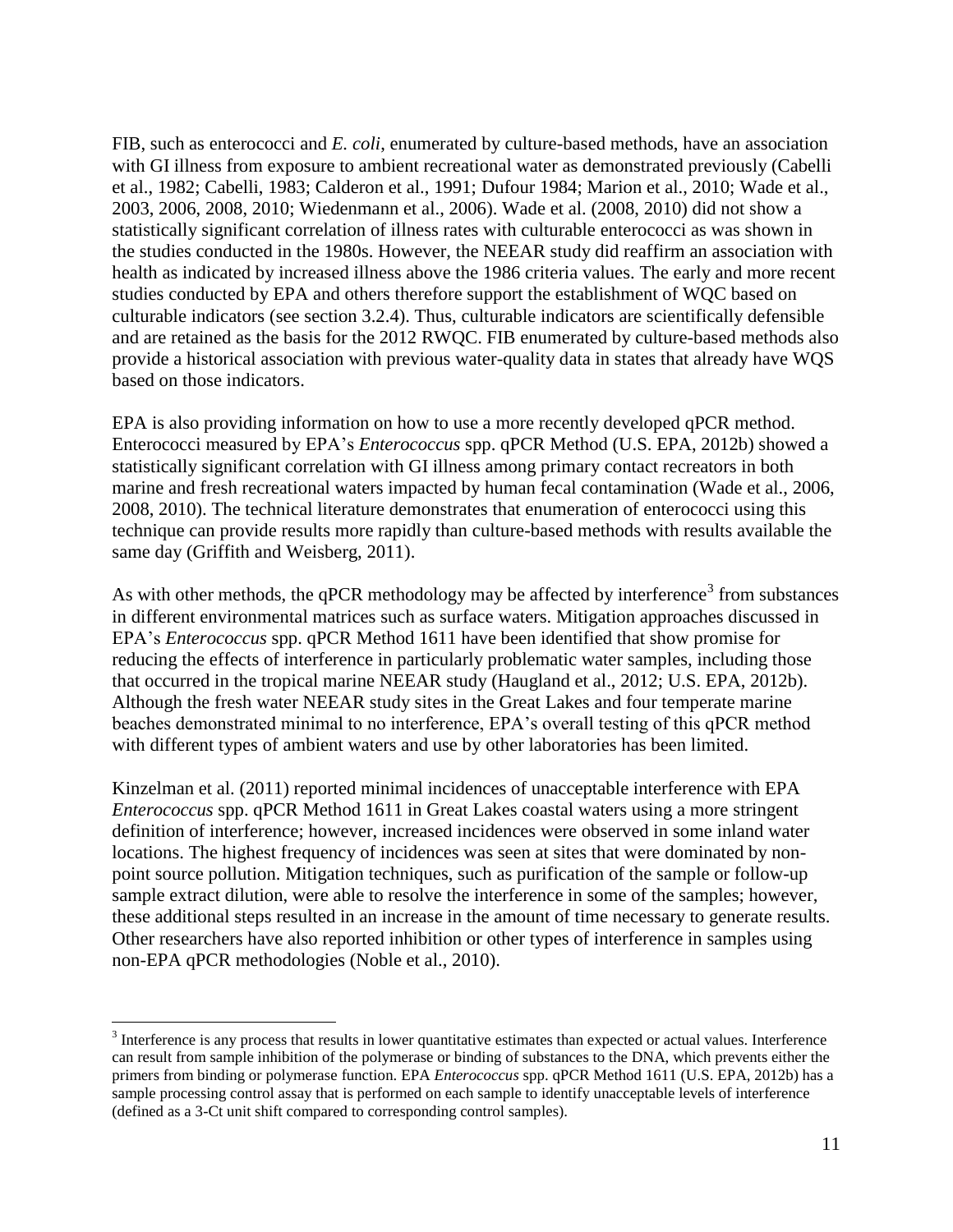FIB, such as enterococci and *E. coli*, enumerated by culture-based methods, have an association with GI illness from exposure to ambient recreational water as demonstrated previously (Cabelli et al., 1982; Cabelli, 1983; Calderon et al., 1991; Dufour 1984; Marion et al., 2010; Wade et al., 2003, 2006, 2008, 2010; Wiedenmann et al., 2006). Wade et al. (2008, 2010) did not show a statistically significant correlation of illness rates with culturable enterococci as was shown in the studies conducted in the 1980s. However, the NEEAR study did reaffirm an association with health as indicated by increased illness above the 1986 criteria values. The early and more recent studies conducted by EPA and others therefore support the establishment of WQC based on culturable indicators (see section 3.2.4). Thus, culturable indicators are scientifically defensible and are retained as the basis for the 2012 RWQC. FIB enumerated by culture-based methods also provide a historical association with previous water-quality data in states that already have WQS based on those indicators.

EPA is also providing information on how to use a more recently developed qPCR method. Enterococci measured by EPA's *Enterococcus* spp. qPCR Method (U.S. EPA, 2012b) showed a statistically significant correlation with GI illness among primary contact recreators in both marine and fresh recreational waters impacted by human fecal contamination (Wade et al., 2006, 2008, 2010). The technical literature demonstrates that enumeration of enterococci using this technique can provide results more rapidly than culture-based methods with results available the same day (Griffith and Weisberg, 2011).

As with other methods, the qPCR methodology may be affected by interference[3] from substances in different environmental matrices such as surface waters. Mitigation approaches discussed in EPA's *Enterococcus* spp. qPCR Method 1611 have been identified that show promise for reducing the effects of interference in particularly problematic water samples, including those that occurred in the tropical marine NEEAR study (Haugland et al., 2012; U.S. EPA, 2012b). Although the fresh water NEEAR study sites in the Great Lakes and four temperate marine beaches demonstrated minimal to no interference, EPA's overall testing of this qPCR method with different types of ambient waters and use by other laboratories has been limited.

Kinzelman et al. (2011) reported minimal incidences of unacceptable interference with EPA *Enterococcus* spp. qPCR Method 1611 in Great Lakes coastal waters using a more stringent definition of interference; however, increased incidences were observed in some inland water locations. The highest frequency of incidences was seen at sites that were dominated by non-point source pollution. Mitigation techniques, such as purification of the sample or follow-up sample extract dilution, were able to resolve the interference in some of the samples; however, these additional steps resulted in an increase in the amount of time necessary to generate results. Other researchers have also reported inhibition or other types of interference in samples using non-EPA qPCR methodologies (Noble et al., 2010).

[3] Interference is any process that results in lower quantitative estimates than expected or actual values. Interference can result from sample inhibition of the polymerase or binding of substances to the DNA, which prevents either the primers from binding or polymerase function. EPA *Enterococcus* spp. qPCR Method 1611 (U.S. EPA, 2012b) has a sample processing control assay that is performed on each sample to identify unacceptable levels of interference (defined as a 3-Ct unit shift compared to corresponding control samples).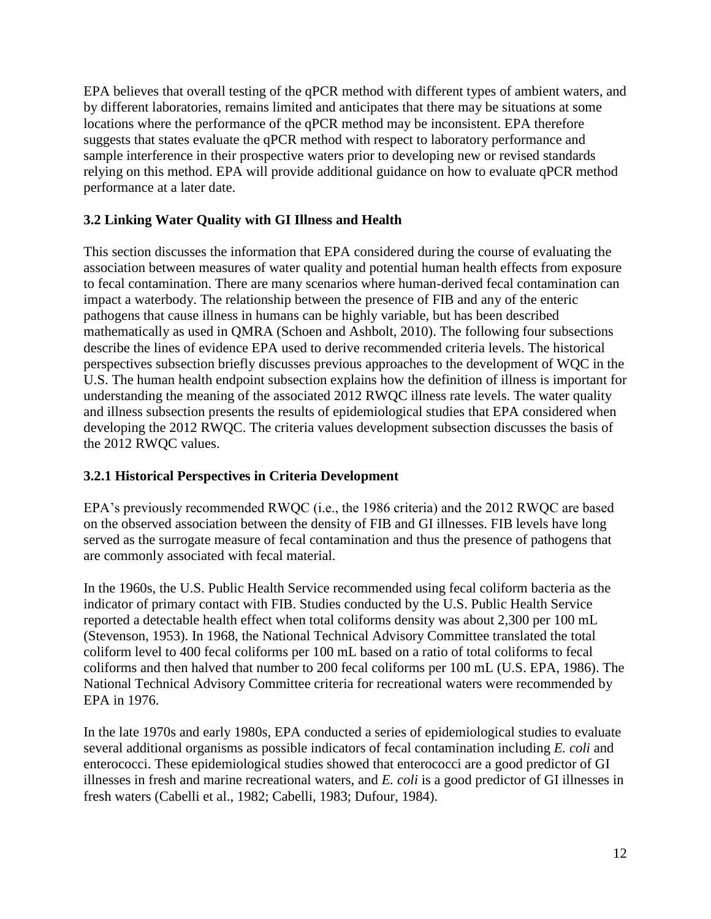EPA believes that overall testing of the qPCR method with different types of ambient waters, and by different laboratories, remains limited and anticipates that there may be situations at some locations where the performance of the qPCR method may be inconsistent. EPA therefore suggests that states evaluate the qPCR method with respect to laboratory performance and sample interference in their prospective waters prior to developing new or revised standards relying on this method. EPA will provide additional guidance on how to evaluate qPCR method performance at a later date.

### 3.2 Linking Water Quality with GI Illness and Health

This section discusses the information that EPA considered during the course of evaluating the association between measures of water quality and potential human health effects from exposure to fecal contamination. There are many scenarios where human-derived fecal contamination can impact a waterbody. The relationship between the presence of FIB and any of the enteric pathogens that cause illness in humans can be highly variable, but has been described mathematically as used in QMRA (Schoen and Ashbolt, 2010). The following four subsections describe the lines of evidence EPA used to derive recommended criteria levels. The historical perspectives subsection briefly discusses previous approaches to the development of WQC in the U.S. The human health endpoint subsection explains how the definition of illness is important for understanding the meaning of the associated 2012 RWQC illness rate levels. The water quality and illness subsection presents the results of epidemiological studies that EPA considered when developing the 2012 RWQC. The criteria values development subsection discusses the basis of the 2012 RWQC values.

#### 3.2.1 Historical Perspectives in Criteria Development

EPA's previously recommended RWQC (i.e., the 1986 criteria) and the 2012 RWQC are based on the observed association between the density of FIB and GI illnesses. FIB levels have long served as the surrogate measure of fecal contamination and thus the presence of pathogens that are commonly associated with fecal material.

In the 1960s, the U.S. Public Health Service recommended using fecal coliform bacteria as the indicator of primary contact with FIB. Studies conducted by the U.S. Public Health Service reported a detectable health effect when total coliforms density was about 2,300 per 100 mL (Stevenson, 1953). In 1968, the National Technical Advisory Committee translated the total coliform level to 400 fecal coliforms per 100 mL based on a ratio of total coliforms to fecal coliforms and then halved that number to 200 fecal coliforms per 100 mL (U.S. EPA, 1986). The National Technical Advisory Committee criteria for recreational waters were recommended by EPA in 1976.

In the late 1970s and early 1980s, EPA conducted a series of epidemiological studies to evaluate several additional organisms as possible indicators of fecal contamination including *E. coli* and enterococci. These epidemiological studies showed that enterococci are a good predictor of GI illnesses in fresh and marine recreational waters, and *E. coli* is a good predictor of GI illnesses in fresh waters (Cabelli et al., 1982; Cabelli, 1983; Dufour, 1984).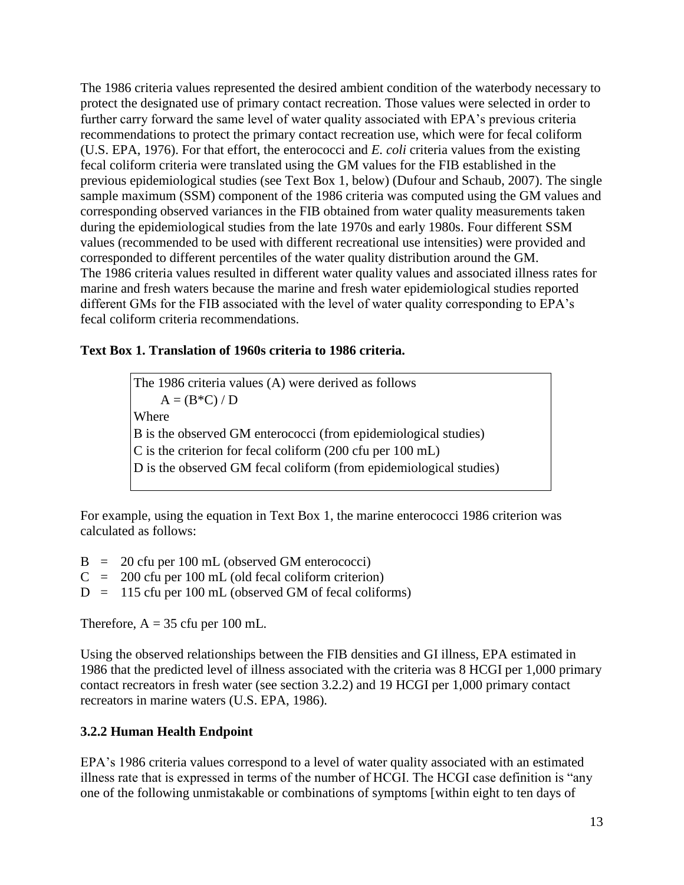The 1986 criteria values represented the desired ambient condition of the waterbody necessary to protect the designated use of primary contact recreation. Those values were selected in order to further carry forward the same level of water quality associated with EPA's previous criteria recommendations to protect the primary contact recreation use, which were for fecal coliform (U.S. EPA, 1976). For that effort, the enterococci and *E. coli* criteria values from the existing fecal coliform criteria were translated using the GM values for the FIB established in the previous epidemiological studies (see Text Box 1, below) (Dufour and Schaub, 2007). The single sample maximum (SSM) component of the 1986 criteria was computed using the GM values and corresponding observed variances in the FIB obtained from water quality measurements taken during the epidemiological studies from the late 1970s and early 1980s. Four different SSM values (recommended to be used with different recreational use intensities) were provided and corresponded to different percentiles of the water quality distribution around the GM.
The 1986 criteria values resulted in different water quality values and associated illness rates for marine and fresh waters because the marine and fresh water epidemiological studies reported different GMs for the FIB associated with the level of water quality corresponding to EPA's fecal coliform criteria recommendations.

**Text Box 1. Translation of 1960s criteria to 1986 criteria.**

> The 1986 criteria values (A) were derived as follows
>
> $A = (B*C) / D$
>
> Where
>
> B is the observed GM enterococci (from epidemiological studies)
>
> C is the criterion for fecal coliform (200 cfu per 100 mL)
>
> D is the observed GM fecal coliform (from epidemiological studies)

For example, using the equation in Text Box 1, the marine enterococci 1986 criterion was calculated as follows:

- B = 20 cfu per 100 mL (observed GM enterococci)
- C = 200 cfu per 100 mL (old fecal coliform criterion)
- D = 115 cfu per 100 mL (observed GM of fecal coliforms)

Therefore, A = 35 cfu per 100 mL.

Using the observed relationships between the FIB densities and GI illness, EPA estimated in 1986 that the predicted level of illness associated with the criteria was 8 HCGI per 1,000 primary contact recreators in fresh water (see section 3.2.2) and 19 HCGI per 1,000 primary contact recreators in marine waters (U.S. EPA, 1986).

### 3.2.2 Human Health Endpoint

EPA's 1986 criteria values correspond to a level of water quality associated with an estimated illness rate that is expressed in terms of the number of HCGI. The HCGI case definition is "any one of the following unmistakable or combinations of symptoms [within eight to ten days of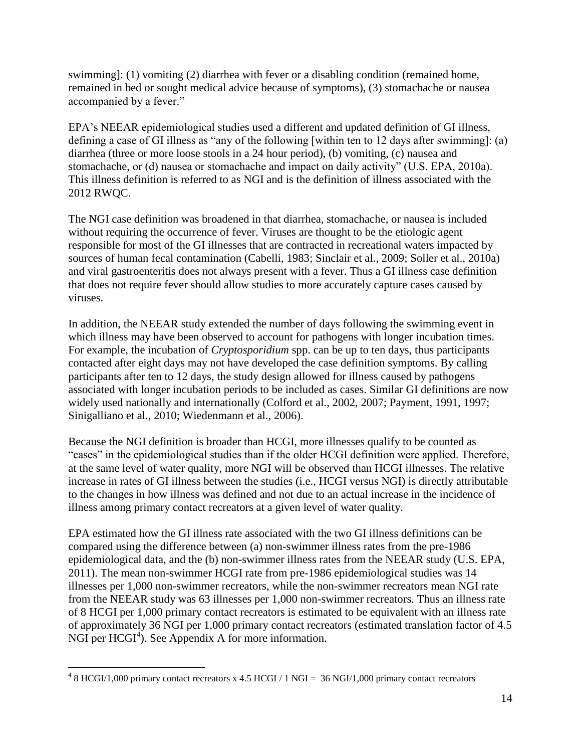swimming]: (1) vomiting (2) diarrhea with fever or a disabling condition (remained home, remained in bed or sought medical advice because of symptoms), (3) stomachache or nausea accompanied by a fever."

EPA's NEEAR epidemiological studies used a different and updated definition of GI illness, defining a case of GI illness as "any of the following [within ten to 12 days after swimming]: (a) diarrhea (three or more loose stools in a 24 hour period), (b) vomiting, (c) nausea and stomachache, or (d) nausea or stomachache and impact on daily activity" (U.S. EPA, 2010a). This illness definition is referred to as NGI and is the definition of illness associated with the 2012 RWQC.

The NGI case definition was broadened in that diarrhea, stomachache, or nausea is included without requiring the occurrence of fever. Viruses are thought to be the etiologic agent responsible for most of the GI illnesses that are contracted in recreational waters impacted by sources of human fecal contamination (Cabelli, 1983; Sinclair et al., 2009; Soller et al., 2010a) and viral gastroenteritis does not always present with a fever. Thus a GI illness case definition that does not require fever should allow studies to more accurately capture cases caused by viruses.

In addition, the NEEAR study extended the number of days following the swimming event in which illness may have been observed to account for pathogens with longer incubation times. For example, the incubation of *Cryptosporidium* spp. can be up to ten days, thus participants contacted after eight days may not have developed the case definition symptoms. By calling participants after ten to 12 days, the study design allowed for illness caused by pathogens associated with longer incubation periods to be included as cases. Similar GI definitions are now widely used nationally and internationally (Colford et al., 2002, 2007; Payment, 1991, 1997; Sinigalliano et al., 2010; Wiedenmann et al., 2006).

Because the NGI definition is broader than HCGI, more illnesses qualify to be counted as "cases" in the epidemiological studies than if the older HCGI definition were applied. Therefore, at the same level of water quality, more NGI will be observed than HCGI illnesses. The relative increase in rates of GI illness between the studies (i.e., HCGI versus NGI) is directly attributable to the changes in how illness was defined and not due to an actual increase in the incidence of illness among primary contact recreators at a given level of water quality.

EPA estimated how the GI illness rate associated with the two GI illness definitions can be compared using the difference between (a) non-swimmer illness rates from the pre-1986 epidemiological data, and the (b) non-swimmer illness rates from the NEEAR study (U.S. EPA, 2011). The mean non-swimmer HCGI rate from pre-1986 epidemiological studies was 14 illnesses per 1,000 non-swimmer recreators, while the non-swimmer recreators mean NGI rate from the NEEAR study was 63 illnesses per 1,000 non-swimmer recreators. Thus an illness rate of 8 HCGI per 1,000 primary contact recreators is estimated to be equivalent with an illness rate of approximately 36 NGI per 1,000 primary contact recreators (estimated translation factor of 4.5 NGI per HCGI[4]). See Appendix A for more information.

[4] 8 HCGI/1,000 primary contact recreators x 4.5 HCGI / 1 NGI = 36 NGI/1,000 primary contact recreators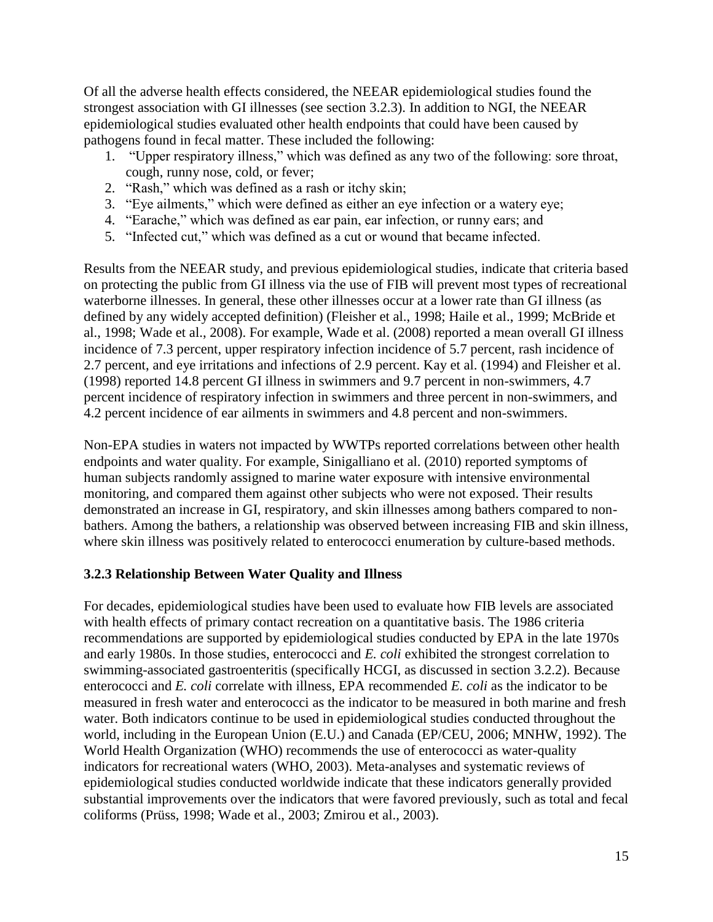Of all the adverse health effects considered, the NEEAR epidemiological studies found the strongest association with GI illnesses (see section 3.2.3). In addition to NGI, the NEEAR epidemiological studies evaluated other health endpoints that could have been caused by pathogens found in fecal matter. These included the following:

1. "Upper respiratory illness," which was defined as any two of the following: sore throat, cough, runny nose, cold, or fever;
2. "Rash," which was defined as a rash or itchy skin;
3. "Eye ailments," which were defined as either an eye infection or a watery eye;
4. "Earache," which was defined as ear pain, ear infection, or runny ears; and
5. "Infected cut," which was defined as a cut or wound that became infected.

Results from the NEEAR study, and previous epidemiological studies, indicate that criteria based on protecting the public from GI illness via the use of FIB will prevent most types of recreational waterborne illnesses. In general, these other illnesses occur at a lower rate than GI illness (as defined by any widely accepted definition) (Fleisher et al., 1998; Haile et al., 1999; McBride et al., 1998; Wade et al., 2008). For example, Wade et al. (2008) reported a mean overall GI illness incidence of 7.3 percent, upper respiratory infection incidence of 5.7 percent, rash incidence of 2.7 percent, and eye irritations and infections of 2.9 percent. Kay et al. (1994) and Fleisher et al. (1998) reported 14.8 percent GI illness in swimmers and 9.7 percent in non-swimmers, 4.7 percent incidence of respiratory infection in swimmers and three percent in non-swimmers, and 4.2 percent incidence of ear ailments in swimmers and 4.8 percent and non-swimmers.

Non-EPA studies in waters not impacted by WWTPs reported correlations between other health endpoints and water quality. For example, Sinigalliano et al. (2010) reported symptoms of human subjects randomly assigned to marine water exposure with intensive environmental monitoring, and compared them against other subjects who were not exposed. Their results demonstrated an increase in GI, respiratory, and skin illnesses among bathers compared to non-bathers. Among the bathers, a relationship was observed between increasing FIB and skin illness, where skin illness was positively related to enterococci enumeration by culture-based methods.

### 3.2.3 Relationship Between Water Quality and Illness

For decades, epidemiological studies have been used to evaluate how FIB levels are associated with health effects of primary contact recreation on a quantitative basis. The 1986 criteria recommendations are supported by epidemiological studies conducted by EPA in the late 1970s and early 1980s. In those studies, enterococci and *E. coli* exhibited the strongest correlation to swimming-associated gastroenteritis (specifically HCGI, as discussed in section 3.2.2). Because enterococci and *E. coli* correlate with illness, EPA recommended *E. coli* as the indicator to be measured in fresh water and enterococci as the indicator to be measured in both marine and fresh water. Both indicators continue to be used in epidemiological studies conducted throughout the world, including in the European Union (E.U.) and Canada (EP/CEU, 2006; MNHW, 1992). The World Health Organization (WHO) recommends the use of enterococci as water-quality indicators for recreational waters (WHO, 2003). Meta-analyses and systematic reviews of epidemiological studies conducted worldwide indicate that these indicators generally provided substantial improvements over the indicators that were favored previously, such as total and fecal coliforms (Prüss, 1998; Wade et al., 2003; Zmirou et al., 2003).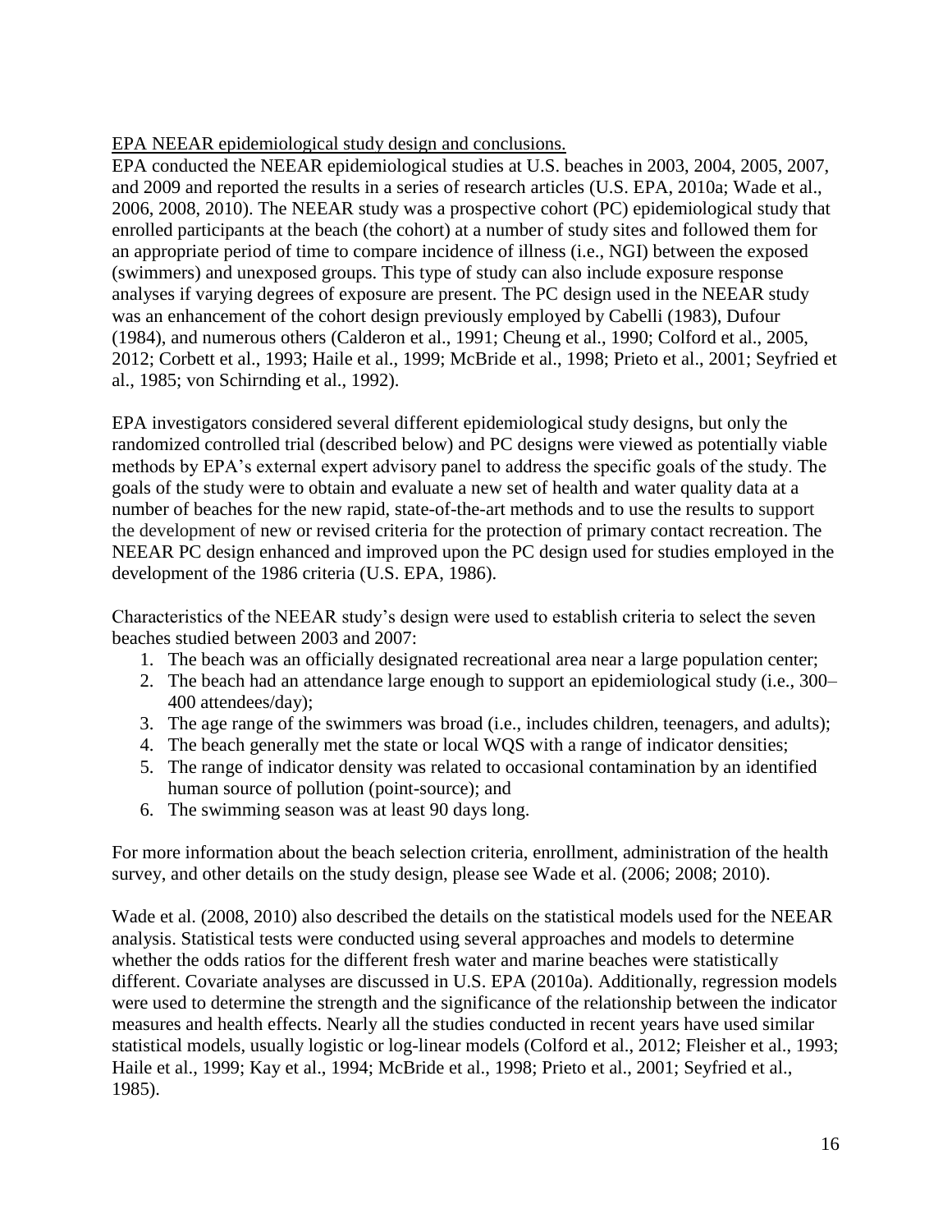EPA NEEAR epidemiological study design and conclusions.

EPA conducted the NEEAR epidemiological studies at U.S. beaches in 2003, 2004, 2005, 2007, and 2009 and reported the results in a series of research articles (U.S. EPA, 2010a; Wade et al., 2006, 2008, 2010). The NEEAR study was a prospective cohort (PC) epidemiological study that enrolled participants at the beach (the cohort) at a number of study sites and followed them for an appropriate period of time to compare incidence of illness (i.e., NGI) between the exposed (swimmers) and unexposed groups. This type of study can also include exposure response analyses if varying degrees of exposure are present. The PC design used in the NEEAR study was an enhancement of the cohort design previously employed by Cabelli (1983), Dufour (1984), and numerous others (Calderon et al., 1991; Cheung et al., 1990; Colford et al., 2005, 2012; Corbett et al., 1993; Haile et al., 1999; McBride et al., 1998; Prieto et al., 2001; Seyfried et al., 1985; von Schirnding et al., 1992).

EPA investigators considered several different epidemiological study designs, but only the randomized controlled trial (described below) and PC designs were viewed as potentially viable methods by EPA's external expert advisory panel to address the specific goals of the study. The goals of the study were to obtain and evaluate a new set of health and water quality data at a number of beaches for the new rapid, state-of-the-art methods and to use the results to support the development of new or revised criteria for the protection of primary contact recreation. The NEEAR PC design enhanced and improved upon the PC design used for studies employed in the development of the 1986 criteria (U.S. EPA, 1986).

Characteristics of the NEEAR study's design were used to establish criteria to select the seven beaches studied between 2003 and 2007:

1. The beach was an officially designated recreational area near a large population center;
2. The beach had an attendance large enough to support an epidemiological study (i.e., 300–400 attendees/day);
3. The age range of the swimmers was broad (i.e., includes children, teenagers, and adults);
4. The beach generally met the state or local WQS with a range of indicator densities;
5. The range of indicator density was related to occasional contamination by an identified human source of pollution (point-source); and
6. The swimming season was at least 90 days long.

For more information about the beach selection criteria, enrollment, administration of the health survey, and other details on the study design, please see Wade et al. (2006; 2008; 2010).

Wade et al. (2008, 2010) also described the details on the statistical models used for the NEEAR analysis. Statistical tests were conducted using several approaches and models to determine whether the odds ratios for the different fresh water and marine beaches were statistically different. Covariate analyses are discussed in U.S. EPA (2010a). Additionally, regression models were used to determine the strength and the significance of the relationship between the indicator measures and health effects. Nearly all the studies conducted in recent years have used similar statistical models, usually logistic or log-linear models (Colford et al., 2012; Fleisher et al., 1993; Haile et al., 1999; Kay et al., 1994; McBride et al., 1998; Prieto et al., 2001; Seyfried et al., 1985).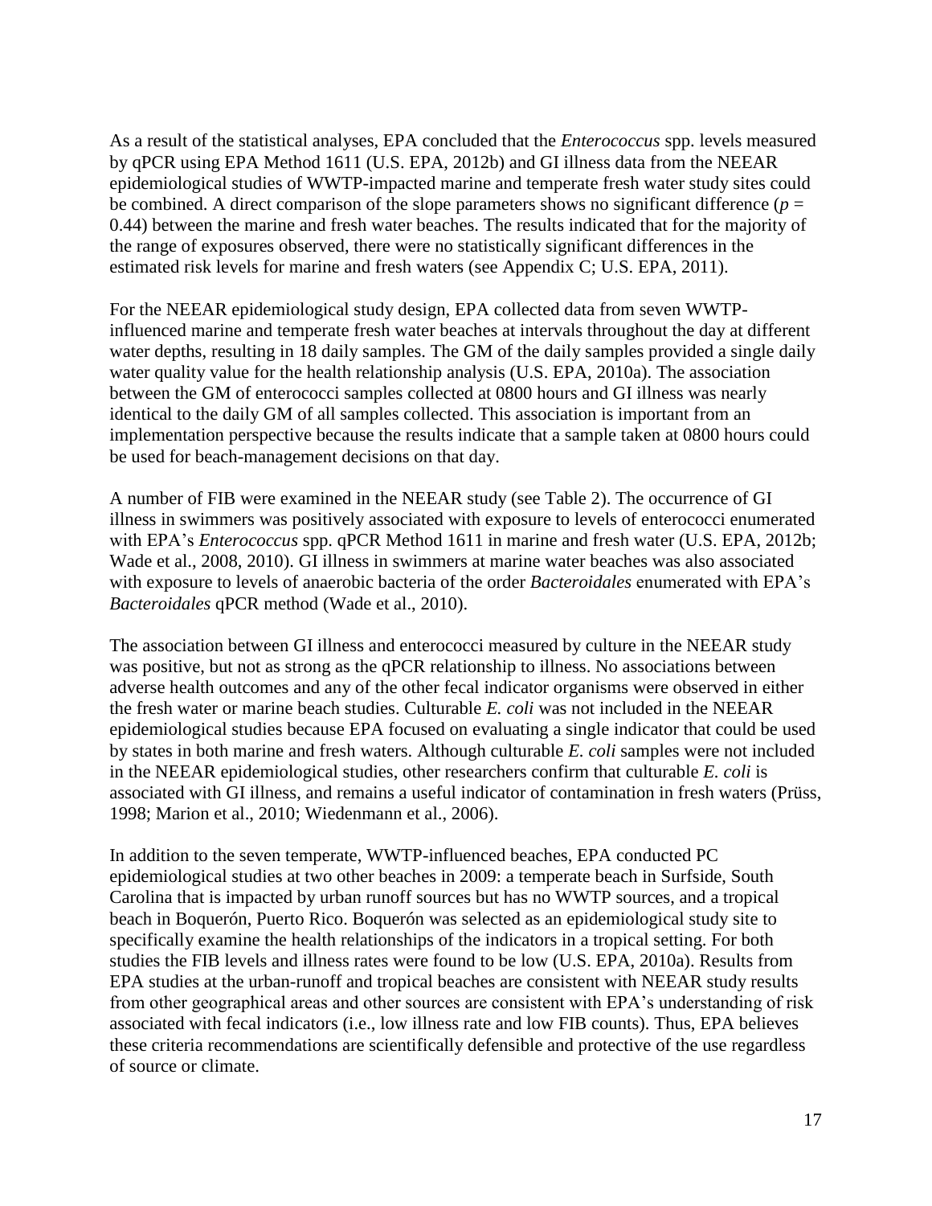As a result of the statistical analyses, EPA concluded that the *Enterococcus* spp. levels measured by qPCR using EPA Method 1611 (U.S. EPA, 2012b) and GI illness data from the NEEAR epidemiological studies of WWTP-impacted marine and temperate fresh water study sites could be combined. A direct comparison of the slope parameters shows no significant difference ($p$ = 0.44) between the marine and fresh water beaches. The results indicated that for the majority of the range of exposures observed, there were no statistically significant differences in the estimated risk levels for marine and fresh waters (see Appendix C; U.S. EPA, 2011).

For the NEEAR epidemiological study design, EPA collected data from seven WWTP-influenced marine and temperate fresh water beaches at intervals throughout the day at different water depths, resulting in 18 daily samples. The GM of the daily samples provided a single daily water quality value for the health relationship analysis (U.S. EPA, 2010a). The association between the GM of enterococci samples collected at 0800 hours and GI illness was nearly identical to the daily GM of all samples collected. This association is important from an implementation perspective because the results indicate that a sample taken at 0800 hours could be used for beach-management decisions on that day.

A number of FIB were examined in the NEEAR study (see Table 2). The occurrence of GI illness in swimmers was positively associated with exposure to levels of enterococci enumerated with EPA's *Enterococcus* spp. qPCR Method 1611 in marine and fresh water (U.S. EPA, 2012b; Wade et al., 2008, 2010). GI illness in swimmers at marine water beaches was also associated with exposure to levels of anaerobic bacteria of the order *Bacteroidales* enumerated with EPA's *Bacteroidales* qPCR method (Wade et al., 2010).

The association between GI illness and enterococci measured by culture in the NEEAR study was positive, but not as strong as the qPCR relationship to illness. No associations between adverse health outcomes and any of the other fecal indicator organisms were observed in either the fresh water or marine beach studies. Culturable *E. coli* was not included in the NEEAR epidemiological studies because EPA focused on evaluating a single indicator that could be used by states in both marine and fresh waters. Although culturable *E. coli* samples were not included in the NEEAR epidemiological studies, other researchers confirm that culturable *E. coli* is associated with GI illness, and remains a useful indicator of contamination in fresh waters (Prüss, 1998; Marion et al., 2010; Wiedenmann et al., 2006).

In addition to the seven temperate, WWTP-influenced beaches, EPA conducted PC epidemiological studies at two other beaches in 2009: a temperate beach in Surfside, South Carolina that is impacted by urban runoff sources but has no WWTP sources, and a tropical beach in Boquerón, Puerto Rico. Boquerón was selected as an epidemiological study site to specifically examine the health relationships of the indicators in a tropical setting. For both studies the FIB levels and illness rates were found to be low (U.S. EPA, 2010a). Results from EPA studies at the urban-runoff and tropical beaches are consistent with NEEAR study results from other geographical areas and other sources are consistent with EPA's understanding of risk associated with fecal indicators (i.e., low illness rate and low FIB counts). Thus, EPA believes these criteria recommendations are scientifically defensible and protective of the use regardless of source or climate.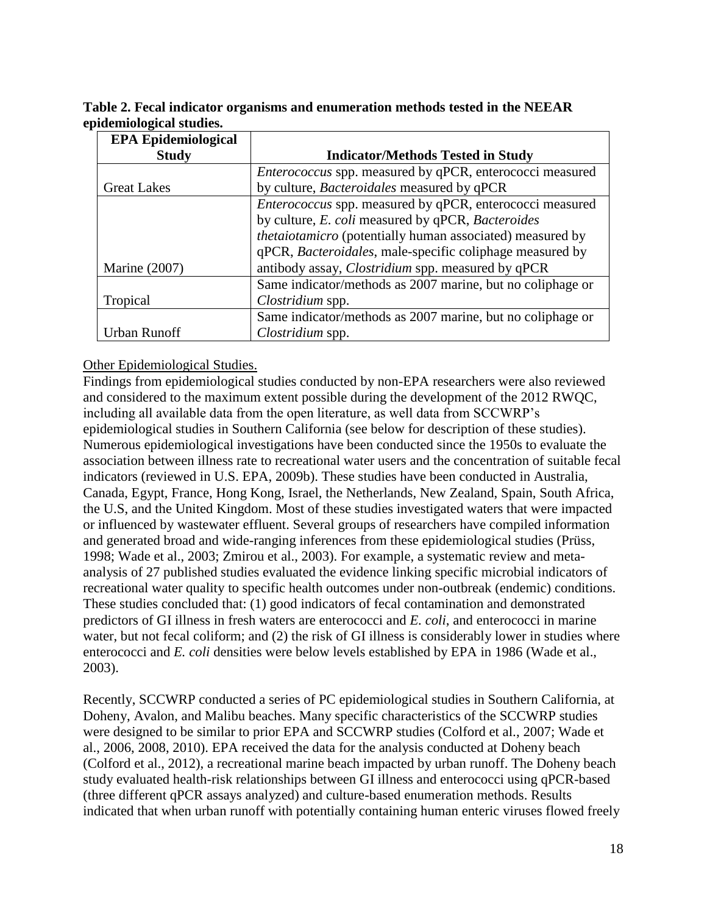**Table 2. Fecal indicator organisms and enumeration methods tested in the NEEAR epidemiological studies.**

| EPA Epidemiological Study | Indicator/Methods Tested in Study |
|---|---|
| Great Lakes | *Enterococcus* spp. measured by qPCR, enterococci measured by culture, *Bacteroidales* measured by qPCR |
| Marine (2007) | *Enterococcus* spp. measured by qPCR, enterococci measured by culture, *E. coli* measured by qPCR, *Bacteroides thetaiotamicro* (potentially human associated) measured by qPCR, *Bacteroidales*, male-specific coliphage measured by antibody assay, *Clostridium* spp. measured by qPCR |
| Tropical | Same indicator/methods as 2007 marine, but no coliphage or *Clostridium* spp. |
| Urban Runoff | Same indicator/methods as 2007 marine, but no coliphage or *Clostridium* spp. |

Other Epidemiological Studies.

Findings from epidemiological studies conducted by non-EPA researchers were also reviewed and considered to the maximum extent possible during the development of the 2012 RWQC, including all available data from the open literature, as well data from SCCWRP's epidemiological studies in Southern California (see below for description of these studies). Numerous epidemiological investigations have been conducted since the 1950s to evaluate the association between illness rate to recreational water users and the concentration of suitable fecal indicators (reviewed in U.S. EPA, 2009b). These studies have been conducted in Australia, Canada, Egypt, France, Hong Kong, Israel, the Netherlands, New Zealand, Spain, South Africa, the U.S, and the United Kingdom. Most of these studies investigated waters that were impacted or influenced by wastewater effluent. Several groups of researchers have compiled information and generated broad and wide-ranging inferences from these epidemiological studies (Prüss, 1998; Wade et al., 2003; Zmirou et al., 2003). For example, a systematic review and meta-analysis of 27 published studies evaluated the evidence linking specific microbial indicators of recreational water quality to specific health outcomes under non-outbreak (endemic) conditions. These studies concluded that: (1) good indicators of fecal contamination and demonstrated predictors of GI illness in fresh waters are enterococci and *E. coli*, and enterococci in marine water, but not fecal coliform; and (2) the risk of GI illness is considerably lower in studies where enterococci and *E. coli* densities were below levels established by EPA in 1986 (Wade et al., 2003).

Recently, SCCWRP conducted a series of PC epidemiological studies in Southern California, at Doheny, Avalon, and Malibu beaches. Many specific characteristics of the SCCWRP studies were designed to be similar to prior EPA and SCCWRP studies (Colford et al., 2007; Wade et al., 2006, 2008, 2010). EPA received the data for the analysis conducted at Doheny beach (Colford et al., 2012), a recreational marine beach impacted by urban runoff. The Doheny beach study evaluated health-risk relationships between GI illness and enterococci using qPCR-based (three different qPCR assays analyzed) and culture-based enumeration methods. Results indicated that when urban runoff with potentially containing human enteric viruses flowed freely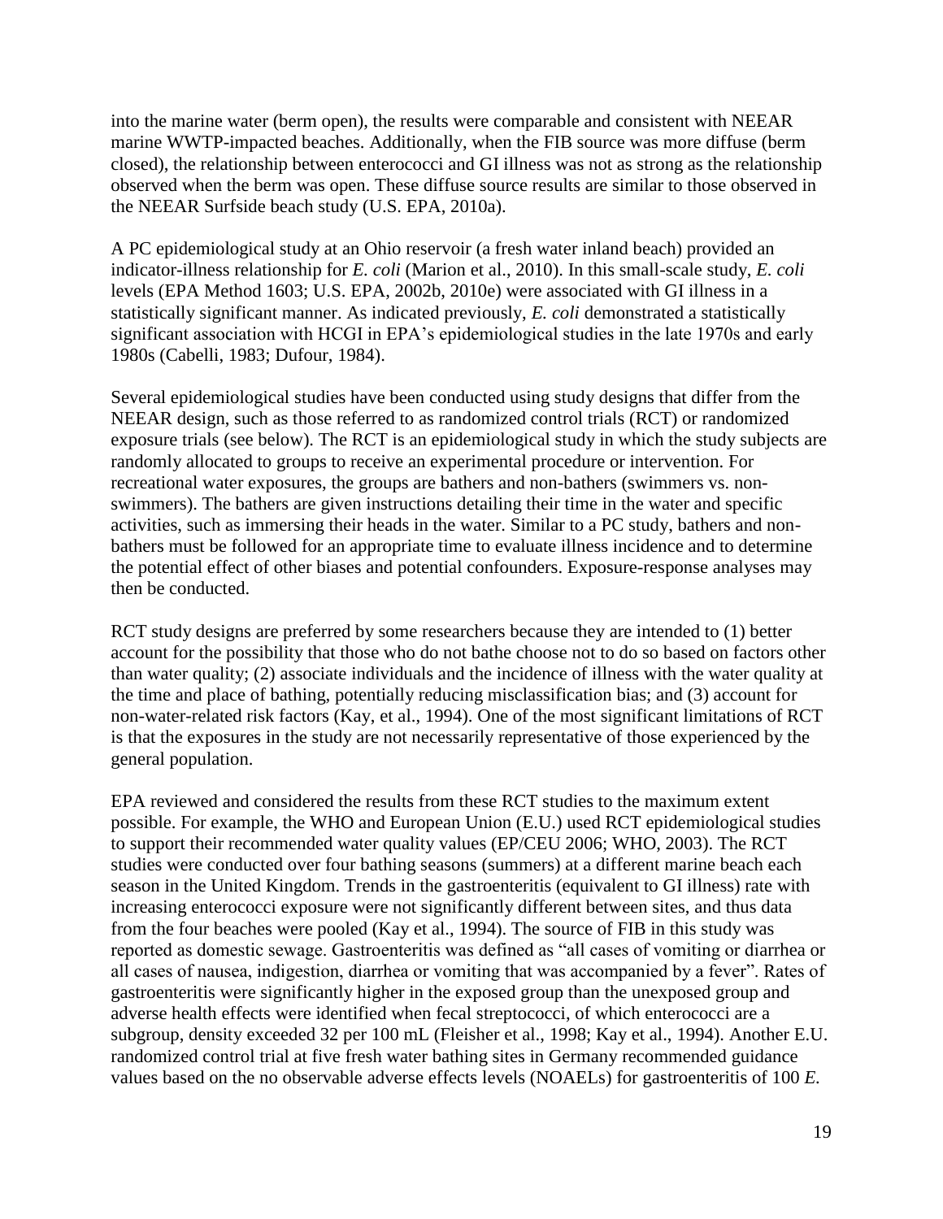into the marine water (berm open), the results were comparable and consistent with NEEAR marine WWTP-impacted beaches. Additionally, when the FIB source was more diffuse (berm closed), the relationship between enterococci and GI illness was not as strong as the relationship observed when the berm was open. These diffuse source results are similar to those observed in the NEEAR Surfside beach study (U.S. EPA, 2010a).

A PC epidemiological study at an Ohio reservoir (a fresh water inland beach) provided an indicator-illness relationship for *E. coli* (Marion et al., 2010). In this small-scale study, *E. coli* levels (EPA Method 1603; U.S. EPA, 2002b, 2010e) were associated with GI illness in a statistically significant manner. As indicated previously, *E. coli* demonstrated a statistically significant association with HCGI in EPA's epidemiological studies in the late 1970s and early 1980s (Cabelli, 1983; Dufour, 1984).

Several epidemiological studies have been conducted using study designs that differ from the NEEAR design, such as those referred to as randomized control trials (RCT) or randomized exposure trials (see below). The RCT is an epidemiological study in which the study subjects are randomly allocated to groups to receive an experimental procedure or intervention. For recreational water exposures, the groups are bathers and non-bathers (swimmers vs. non-swimmers). The bathers are given instructions detailing their time in the water and specific activities, such as immersing their heads in the water. Similar to a PC study, bathers and non-bathers must be followed for an appropriate time to evaluate illness incidence and to determine the potential effect of other biases and potential confounders. Exposure-response analyses may then be conducted.

RCT study designs are preferred by some researchers because they are intended to (1) better account for the possibility that those who do not bathe choose not to do so based on factors other than water quality; (2) associate individuals and the incidence of illness with the water quality at the time and place of bathing, potentially reducing misclassification bias; and (3) account for non-water-related risk factors (Kay, et al., 1994). One of the most significant limitations of RCT is that the exposures in the study are not necessarily representative of those experienced by the general population.

EPA reviewed and considered the results from these RCT studies to the maximum extent possible. For example, the WHO and European Union (E.U.) used RCT epidemiological studies to support their recommended water quality values (EP/CEU 2006; WHO, 2003). The RCT studies were conducted over four bathing seasons (summers) at a different marine beach each season in the United Kingdom. Trends in the gastroenteritis (equivalent to GI illness) rate with increasing enterococci exposure were not significantly different between sites, and thus data from the four beaches were pooled (Kay et al., 1994). The source of FIB in this study was reported as domestic sewage. Gastroenteritis was defined as "all cases of vomiting or diarrhea or all cases of nausea, indigestion, diarrhea or vomiting that was accompanied by a fever". Rates of gastroenteritis were significantly higher in the exposed group than the unexposed group and adverse health effects were identified when fecal streptococci, of which enterococci are a subgroup, density exceeded 32 per 100 mL (Fleisher et al., 1998; Kay et al., 1994). Another E.U. randomized control trial at five fresh water bathing sites in Germany recommended guidance values based on the no observable adverse effects levels (NOAELs) for gastroenteritis of 100 *E.*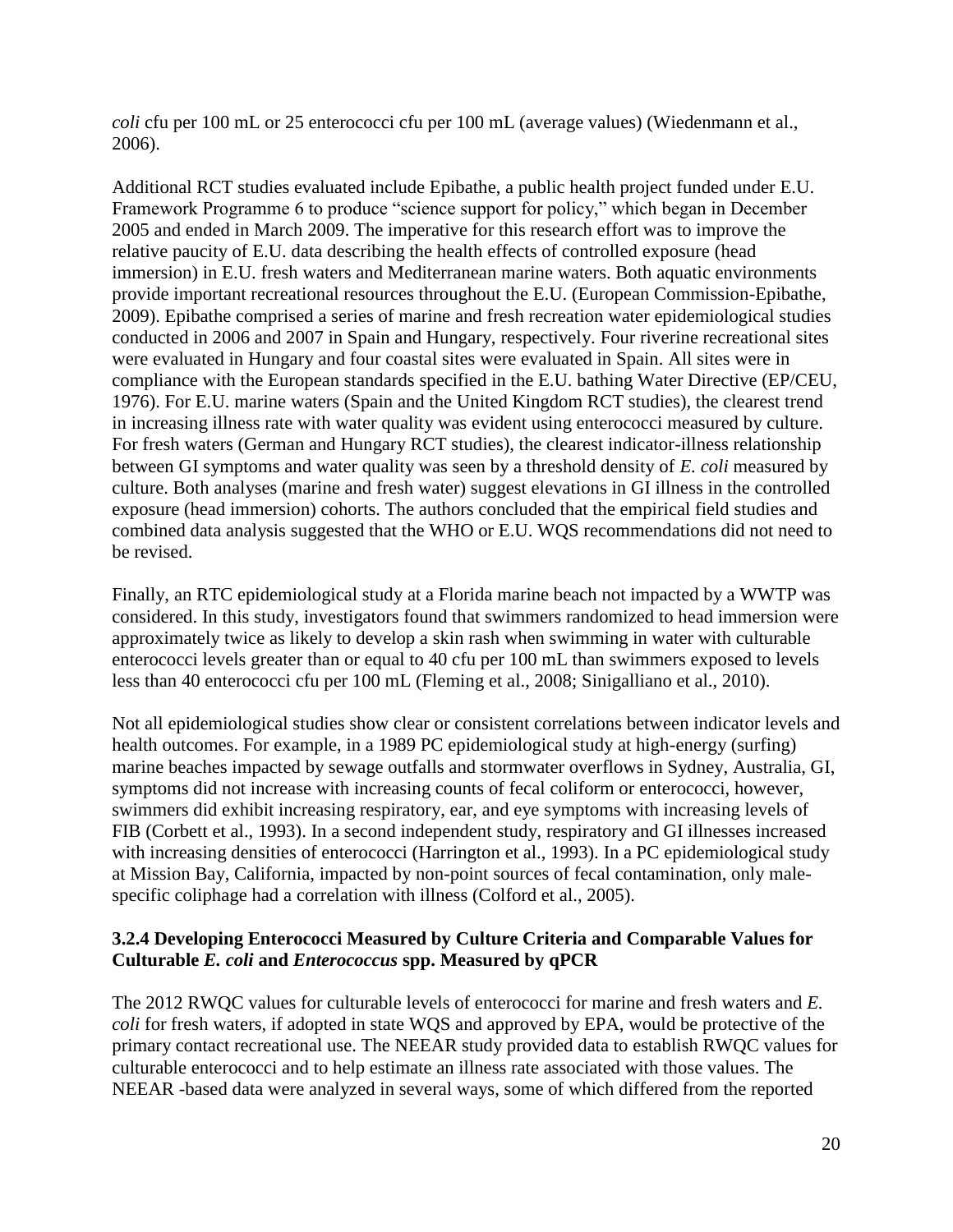*coli* cfu per 100 mL or 25 enterococci cfu per 100 mL (average values) (Wiedenmann et al., 2006).

Additional RCT studies evaluated include Epibathe, a public health project funded under E.U. Framework Programme 6 to produce "science support for policy," which began in December 2005 and ended in March 2009. The imperative for this research effort was to improve the relative paucity of E.U. data describing the health effects of controlled exposure (head immersion) in E.U. fresh waters and Mediterranean marine waters. Both aquatic environments provide important recreational resources throughout the E.U. (European Commission-Epibathe, 2009). Epibathe comprised a series of marine and fresh recreation water epidemiological studies conducted in 2006 and 2007 in Spain and Hungary, respectively. Four riverine recreational sites were evaluated in Hungary and four coastal sites were evaluated in Spain. All sites were in compliance with the European standards specified in the E.U. bathing Water Directive (EP/CEU, 1976). For E.U. marine waters (Spain and the United Kingdom RCT studies), the clearest trend in increasing illness rate with water quality was evident using enterococci measured by culture. For fresh waters (German and Hungary RCT studies), the clearest indicator-illness relationship between GI symptoms and water quality was seen by a threshold density of *E. coli* measured by culture. Both analyses (marine and fresh water) suggest elevations in GI illness in the controlled exposure (head immersion) cohorts. The authors concluded that the empirical field studies and combined data analysis suggested that the WHO or E.U. WQS recommendations did not need to be revised.

Finally, an RTC epidemiological study at a Florida marine beach not impacted by a WWTP was considered. In this study, investigators found that swimmers randomized to head immersion were approximately twice as likely to develop a skin rash when swimming in water with culturable enterococci levels greater than or equal to 40 cfu per 100 mL than swimmers exposed to levels less than 40 enterococci cfu per 100 mL (Fleming et al., 2008; Sinigalliano et al., 2010).

Not all epidemiological studies show clear or consistent correlations between indicator levels and health outcomes. For example, in a 1989 PC epidemiological study at high-energy (surfing) marine beaches impacted by sewage outfalls and stormwater overflows in Sydney, Australia, GI, symptoms did not increase with increasing counts of fecal coliform or enterococci, however, swimmers did exhibit increasing respiratory, ear, and eye symptoms with increasing levels of FIB (Corbett et al., 1993). In a second independent study, respiratory and GI illnesses increased with increasing densities of enterococci (Harrington et al., 1993). In a PC epidemiological study at Mission Bay, California, impacted by non-point sources of fecal contamination, only male-specific coliphage had a correlation with illness (Colford et al., 2005).

### 3.2.4 Developing Enterococci Measured by Culture Criteria and Comparable Values for Culturable *E. coli* and *Enterococcus* spp. Measured by qPCR

The 2012 RWQC values for culturable levels of enterococci for marine and fresh waters and *E. coli* for fresh waters, if adopted in state WQS and approved by EPA, would be protective of the primary contact recreational use. The NEEAR study provided data to establish RWQC values for culturable enterococci and to help estimate an illness rate associated with those values. The NEEAR -based data were analyzed in several ways, some of which differed from the reported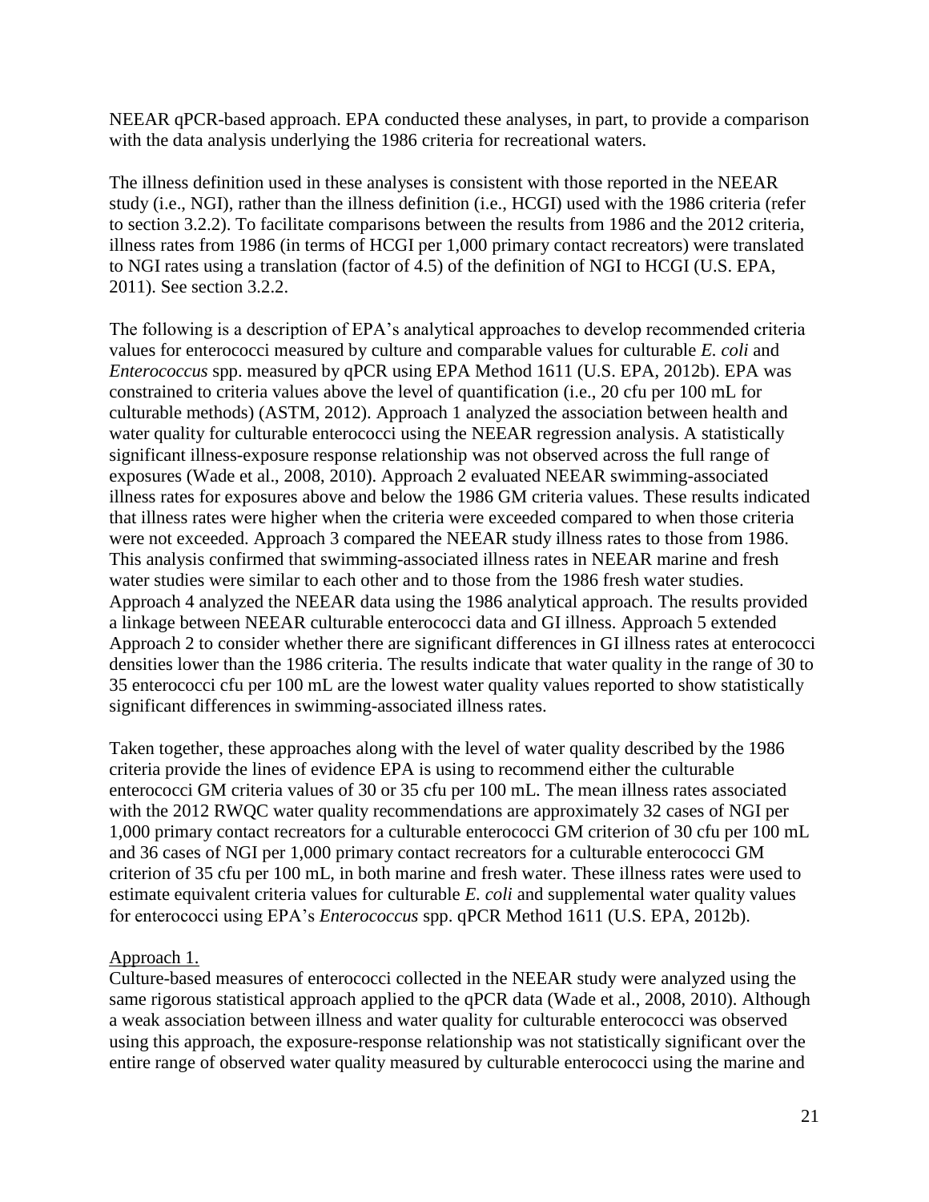NEEAR qPCR-based approach. EPA conducted these analyses, in part, to provide a comparison with the data analysis underlying the 1986 criteria for recreational waters.

The illness definition used in these analyses is consistent with those reported in the NEEAR study (i.e., NGI), rather than the illness definition (i.e., HCGI) used with the 1986 criteria (refer to section 3.2.2). To facilitate comparisons between the results from 1986 and the 2012 criteria, illness rates from 1986 (in terms of HCGI per 1,000 primary contact recreators) were translated to NGI rates using a translation (factor of 4.5) of the definition of NGI to HCGI (U.S. EPA, 2011). See section 3.2.2.

The following is a description of EPA's analytical approaches to develop recommended criteria values for enterococci measured by culture and comparable values for culturable *E. coli* and *Enterococcus* spp. measured by qPCR using EPA Method 1611 (U.S. EPA, 2012b). EPA was constrained to criteria values above the level of quantification (i.e., 20 cfu per 100 mL for culturable methods) (ASTM, 2012). Approach 1 analyzed the association between health and water quality for culturable enterococci using the NEEAR regression analysis. A statistically significant illness-exposure response relationship was not observed across the full range of exposures (Wade et al., 2008, 2010). Approach 2 evaluated NEEAR swimming-associated illness rates for exposures above and below the 1986 GM criteria values. These results indicated that illness rates were higher when the criteria were exceeded compared to when those criteria were not exceeded. Approach 3 compared the NEEAR study illness rates to those from 1986. This analysis confirmed that swimming-associated illness rates in NEEAR marine and fresh water studies were similar to each other and to those from the 1986 fresh water studies. Approach 4 analyzed the NEEAR data using the 1986 analytical approach. The results provided a linkage between NEEAR culturable enterococci data and GI illness. Approach 5 extended Approach 2 to consider whether there are significant differences in GI illness rates at enterococci densities lower than the 1986 criteria. The results indicate that water quality in the range of 30 to 35 enterococci cfu per 100 mL are the lowest water quality values reported to show statistically significant differences in swimming-associated illness rates.

Taken together, these approaches along with the level of water quality described by the 1986 criteria provide the lines of evidence EPA is using to recommend either the culturable enterococci GM criteria values of 30 or 35 cfu per 100 mL. The mean illness rates associated with the 2012 RWQC water quality recommendations are approximately 32 cases of NGI per 1,000 primary contact recreators for a culturable enterococci GM criterion of 30 cfu per 100 mL and 36 cases of NGI per 1,000 primary contact recreators for a culturable enterococci GM criterion of 35 cfu per 100 mL, in both marine and fresh water. These illness rates were used to estimate equivalent criteria values for culturable *E. coli* and supplemental water quality values for enterococci using EPA's *Enterococcus* spp. qPCR Method 1611 (U.S. EPA, 2012b).

Approach 1.

Culture-based measures of enterococci collected in the NEEAR study were analyzed using the same rigorous statistical approach applied to the qPCR data (Wade et al., 2008, 2010). Although a weak association between illness and water quality for culturable enterococci was observed using this approach, the exposure-response relationship was not statistically significant over the entire range of observed water quality measured by culturable enterococci using the marine and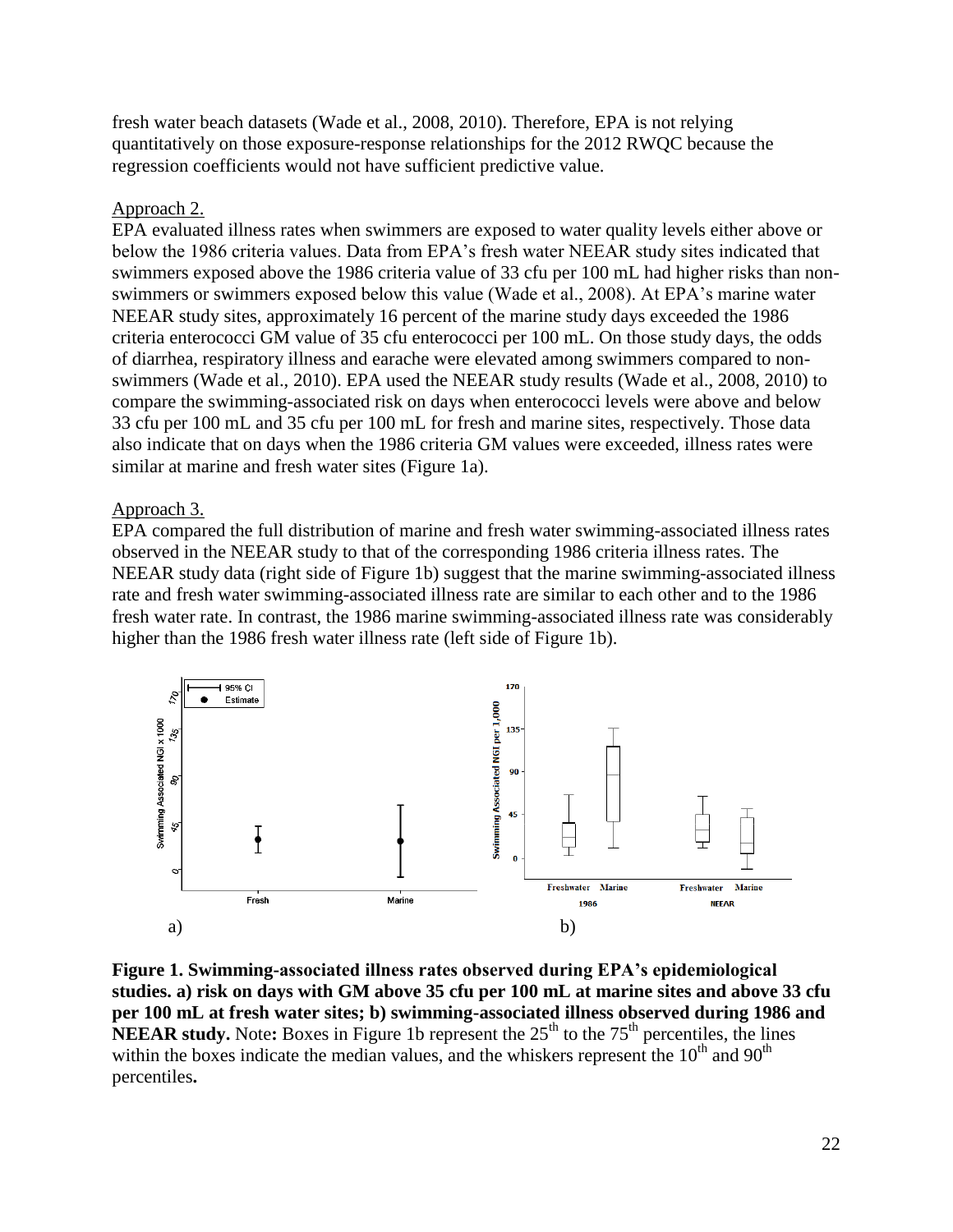fresh water beach datasets (Wade et al., 2008, 2010). Therefore, EPA is not relying quantitatively on those exposure-response relationships for the 2012 RWQC because the regression coefficients would not have sufficient predictive value.

Approach 2.

EPA evaluated illness rates when swimmers are exposed to water quality levels either above or below the 1986 criteria values. Data from EPA's fresh water NEEAR study sites indicated that swimmers exposed above the 1986 criteria value of 33 cfu per 100 mL had higher risks than non-swimmers or swimmers exposed below this value (Wade et al., 2008). At EPA's marine water NEEAR study sites, approximately 16 percent of the marine study days exceeded the 1986 criteria enterococci GM value of 35 cfu enterococci per 100 mL. On those study days, the odds of diarrhea, respiratory illness and earache were elevated among swimmers compared to non-swimmers (Wade et al., 2010). EPA used the NEEAR study results (Wade et al., 2008, 2010) to compare the swimming-associated risk on days when enterococci levels were above and below 33 cfu per 100 mL and 35 cfu per 100 mL for fresh and marine sites, respectively. Those data also indicate that on days when the 1986 criteria GM values were exceeded, illness rates were similar at marine and fresh water sites (Figure 1a).

Approach 3.

EPA compared the full distribution of marine and fresh water swimming-associated illness rates observed in the NEEAR study to that of the corresponding 1986 criteria illness rates. The NEEAR study data (right side of Figure 1b) suggest that the marine swimming-associated illness rate and fresh water swimming-associated illness rate are similar to each other and to the 1986 fresh water rate. In contrast, the 1986 marine swimming-associated illness rate was considerably higher than the 1986 fresh water illness rate (left side of Figure 1b).

**Figure 1. Swimming-associated illness rates observed during EPA's epidemiological studies. a) risk on days with GM above 35 cfu per 100 mL at marine sites and above 33 cfu per 100 mL at fresh water sites; b) swimming-associated illness observed during 1986 and NEEAR study.** Note**:** Boxes in Figure 1b represent the 25th to the 75th percentiles, the lines within the boxes indicate the median values, and the whiskers represent the 10th and 90th percentiles**.**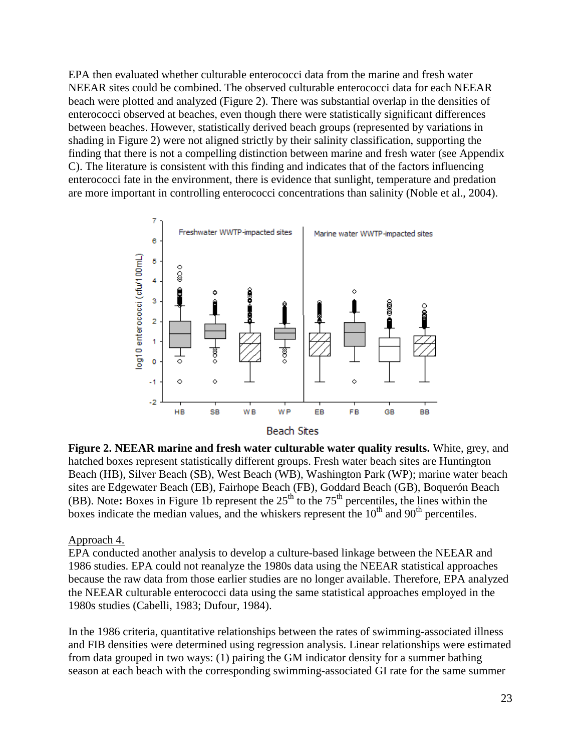EPA then evaluated whether culturable enterococci data from the marine and fresh water NEEAR sites could be combined. The observed culturable enterococci data for each NEEAR beach were plotted and analyzed (Figure 2). There was substantial overlap in the densities of enterococci observed at beaches, even though there were statistically significant differences between beaches. However, statistically derived beach groups (represented by variations in shading in Figure 2) were not aligned strictly by their salinity classification, supporting the finding that there is not a compelling distinction between marine and fresh water (see Appendix C). The literature is consistent with this finding and indicates that of the factors influencing enterococci fate in the environment, there is evidence that sunlight, temperature and predation are more important in controlling enterococci concentrations than salinity (Noble et al., 2004).

**Figure 2. NEEAR marine and fresh water culturable water quality results.** White, grey, and hatched boxes represent statistically different groups. Fresh water beach sites are Huntington Beach (HB), Silver Beach (SB), West Beach (WB), Washington Park (WP); marine water beach sites are Edgewater Beach (EB), Fairhope Beach (FB), Goddard Beach (GB), Boquerón Beach (BB). Note**:** Boxes in Figure 1b represent the 25th to the 75th percentiles, the lines within the boxes indicate the median values, and the whiskers represent the 10th and 90th percentiles.

Approach 4.

EPA conducted another analysis to develop a culture-based linkage between the NEEAR and 1986 studies. EPA could not reanalyze the 1980s data using the NEEAR statistical approaches because the raw data from those earlier studies are no longer available. Therefore, EPA analyzed the NEEAR culturable enterococci data using the same statistical approaches employed in the 1980s studies (Cabelli, 1983; Dufour, 1984).

In the 1986 criteria, quantitative relationships between the rates of swimming-associated illness and FIB densities were determined using regression analysis. Linear relationships were estimated from data grouped in two ways: (1) pairing the GM indicator density for a summer bathing season at each beach with the corresponding swimming-associated GI rate for the same summer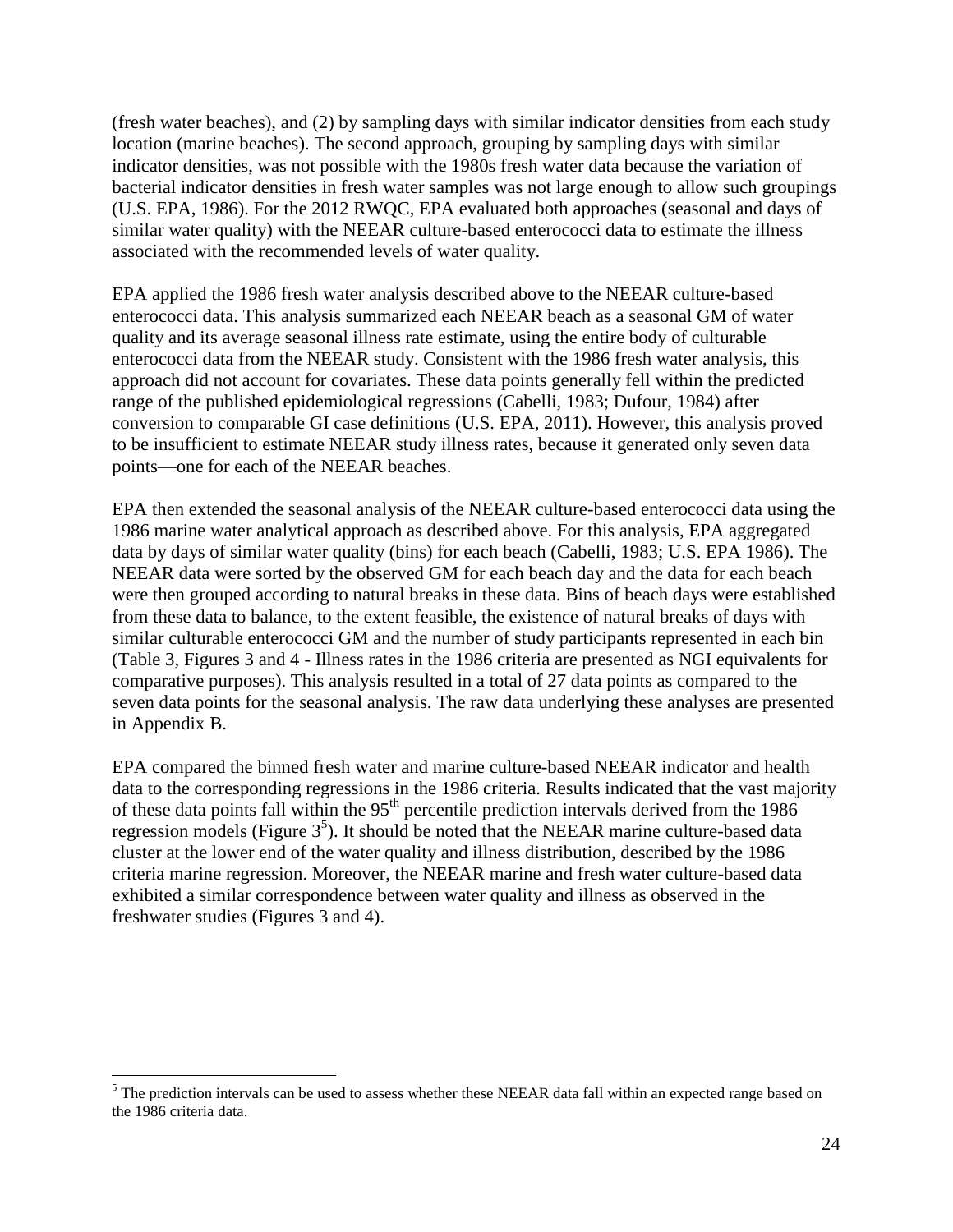(fresh water beaches), and (2) by sampling days with similar indicator densities from each study location (marine beaches). The second approach, grouping by sampling days with similar indicator densities, was not possible with the 1980s fresh water data because the variation of bacterial indicator densities in fresh water samples was not large enough to allow such groupings (U.S. EPA, 1986). For the 2012 RWQC, EPA evaluated both approaches (seasonal and days of similar water quality) with the NEEAR culture-based enterococci data to estimate the illness associated with the recommended levels of water quality.

EPA applied the 1986 fresh water analysis described above to the NEEAR culture-based enterococci data. This analysis summarized each NEEAR beach as a seasonal GM of water quality and its average seasonal illness rate estimate, using the entire body of culturable enterococci data from the NEEAR study. Consistent with the 1986 fresh water analysis, this approach did not account for covariates. These data points generally fell within the predicted range of the published epidemiological regressions (Cabelli, 1983; Dufour, 1984) after conversion to comparable GI case definitions (U.S. EPA, 2011). However, this analysis proved to be insufficient to estimate NEEAR study illness rates, because it generated only seven data points—one for each of the NEEAR beaches.

EPA then extended the seasonal analysis of the NEEAR culture-based enterococci data using the 1986 marine water analytical approach as described above. For this analysis, EPA aggregated data by days of similar water quality (bins) for each beach (Cabelli, 1983; U.S. EPA 1986). The NEEAR data were sorted by the observed GM for each beach day and the data for each beach were then grouped according to natural breaks in these data. Bins of beach days were established from these data to balance, to the extent feasible, the existence of natural breaks of days with similar culturable enterococci GM and the number of study participants represented in each bin (Table 3, Figures 3 and 4 - Illness rates in the 1986 criteria are presented as NGI equivalents for comparative purposes). This analysis resulted in a total of 27 data points as compared to the seven data points for the seasonal analysis. The raw data underlying these analyses are presented in Appendix B.

EPA compared the binned fresh water and marine culture-based NEEAR indicator and health data to the corresponding regressions in the 1986 criteria. Results indicated that the vast majority of these data points fall within the 95$^{th}$ percentile prediction intervals derived from the 1986 regression models (Figure 3[5]). It should be noted that the NEEAR marine culture-based data cluster at the lower end of the water quality and illness distribution, described by the 1986 criteria marine regression. Moreover, the NEEAR marine and fresh water culture-based data exhibited a similar correspondence between water quality and illness as observed in the freshwater studies (Figures 3 and 4).

[5] The prediction intervals can be used to assess whether these NEEAR data fall within an expected range based on the 1986 criteria data.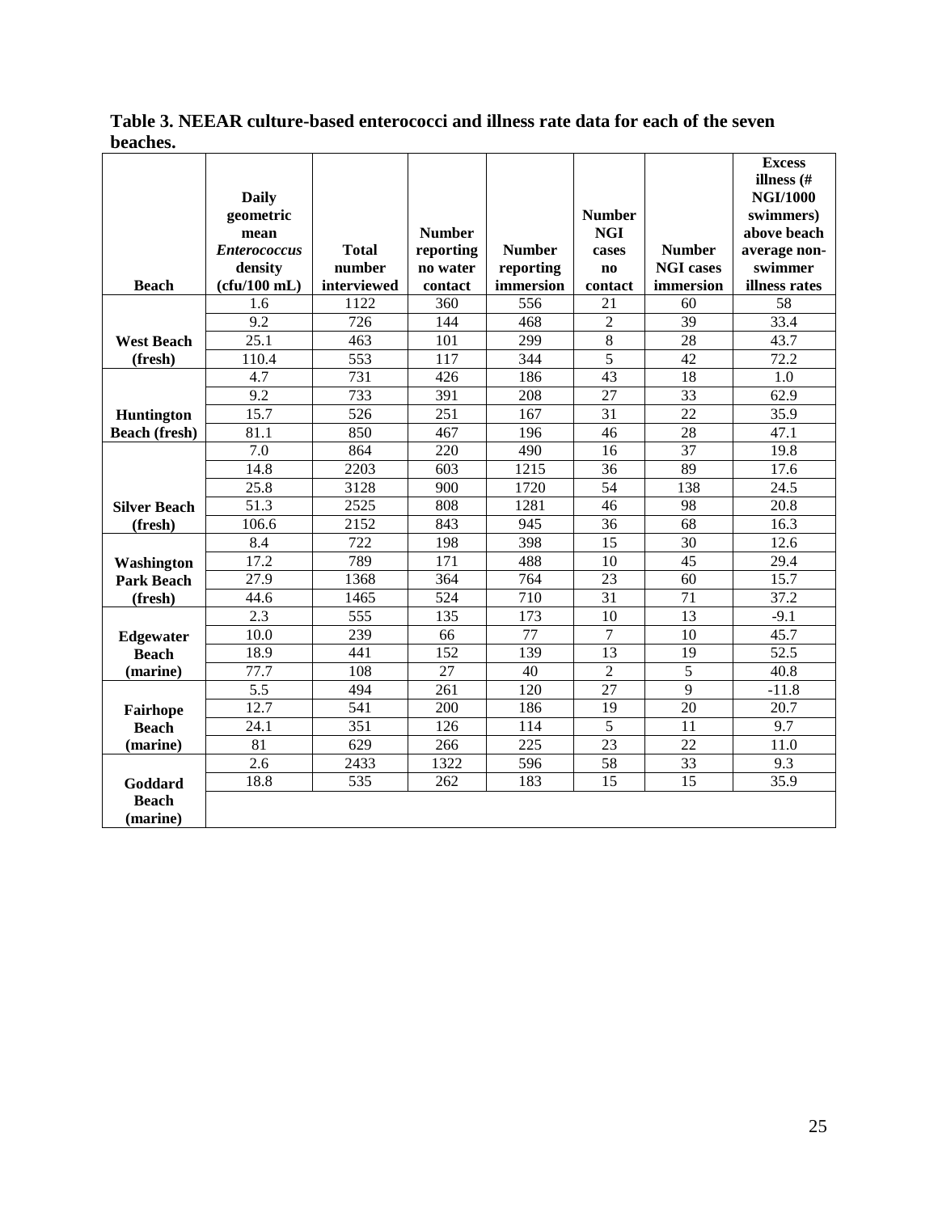**Table 3. NEEAR culture-based enterococci and illness rate data for each of the seven beaches.**

| Beach | Daily geometric mean *Enterococcus* density (cfu/100 mL) | Total number interviewed | Number reporting no water contact | Number reporting immersion | Number NGI cases no contact | Number NGI cases immersion | Excess illness (# NGI/1000 swimmers) above beach average non-swimmer illness rates |
|---|---|---|---|---|---|---|---|
| West Beach (fresh) | 1.6 | 1122 | 360 | 556 | 21 | 60 | 58 |
| | 9.2 | 726 | 144 | 468 | 2 | 39 | 33.4 |
| | 25.1 | 463 | 101 | 299 | 8 | 28 | 43.7 |
| | 110.4 | 553 | 117 | 344 | 5 | 42 | 72.2 |
| Huntington Beach (fresh) | 4.7 | 731 | 426 | 186 | 43 | 18 | 1.0 |
| | 9.2 | 733 | 391 | 208 | 27 | 33 | 62.9 |
| | 15.7 | 526 | 251 | 167 | 31 | 22 | 35.9 |
| | 81.1 | 850 | 467 | 196 | 46 | 28 | 47.1 |
| Silver Beach (fresh) | 7.0 | 864 | 220 | 490 | 16 | 37 | 19.8 |
| | 14.8 | 2203 | 603 | 1215 | 36 | 89 | 17.6 |
| | 25.8 | 3128 | 900 | 1720 | 54 | 138 | 24.5 |
| | 51.3 | 2525 | 808 | 1281 | 46 | 98 | 20.8 |
| | 106.6 | 2152 | 843 | 945 | 36 | 68 | 16.3 |
| Washington Park Beach (fresh) | 8.4 | 722 | 198 | 398 | 15 | 30 | 12.6 |
| | 17.2 | 789 | 171 | 488 | 10 | 45 | 29.4 |
| | 27.9 | 1368 | 364 | 764 | 23 | 60 | 15.7 |
| | 44.6 | 1465 | 524 | 710 | 31 | 71 | 37.2 |
| Edgewater Beach (marine) | 2.3 | 555 | 135 | 173 | 10 | 13 | -9.1 |
| | 10.0 | 239 | 66 | 77 | 7 | 10 | 45.7 |
| | 18.9 | 441 | 152 | 139 | 13 | 19 | 52.5 |
| | 77.7 | 108 | 27 | 40 | 2 | 5 | 40.8 |
| Fairhope Beach (marine) | 5.5 | 494 | 261 | 120 | 27 | 9 | -11.8 |
| | 12.7 | 541 | 200 | 186 | 19 | 20 | 20.7 |
| | 24.1 | 351 | 126 | 114 | 5 | 11 | 9.7 |
| | 81 | 629 | 266 | 225 | 23 | 22 | 11.0 |
| Goddard Beach (marine) | 2.6 | 2433 | 1322 | 596 | 58 | 33 | 9.3 |
| | 18.8 | 535 | 262 | 183 | 15 | 15 | 35.9 |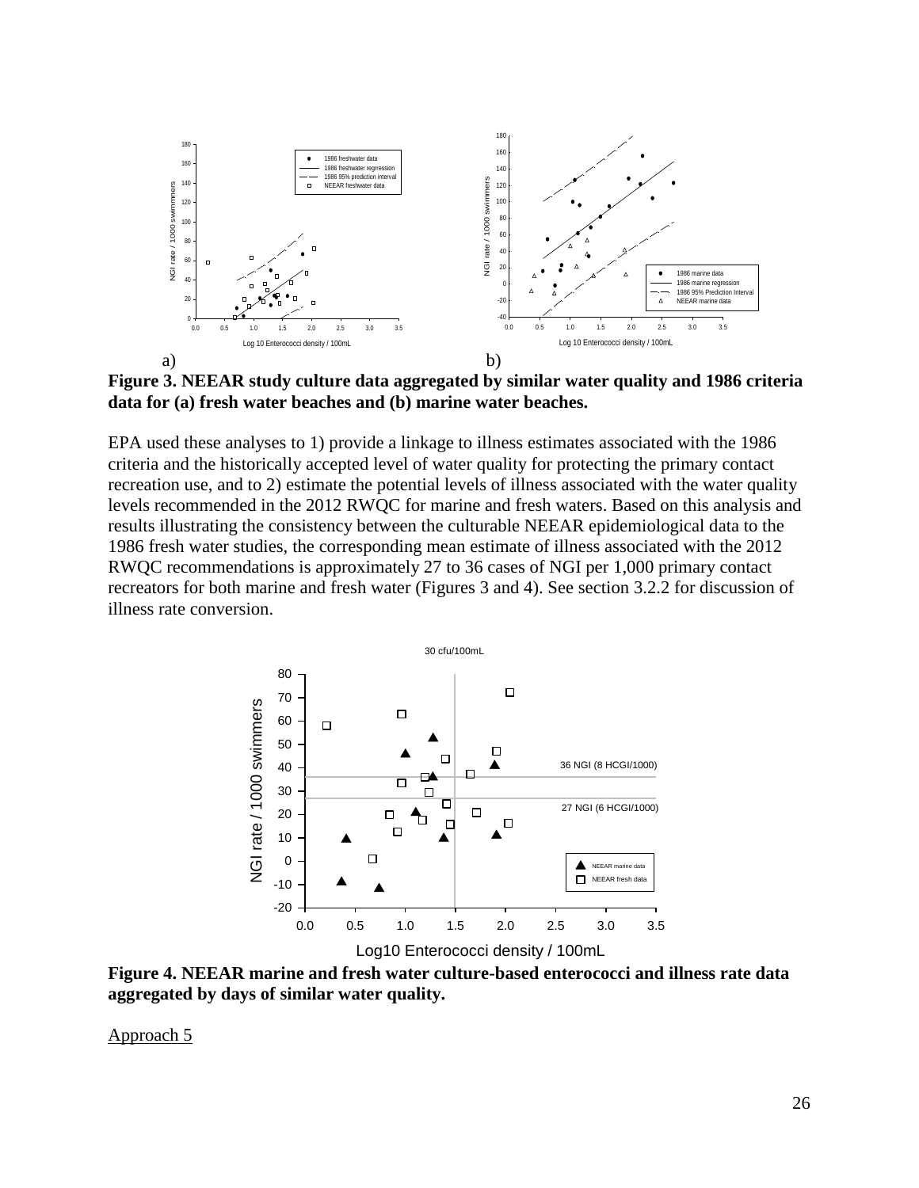a)

b)

**Figure 3. NEEAR study culture data aggregated by similar water quality and 1986 criteria data for (a) fresh water beaches and (b) marine water beaches.**

EPA used these analyses to 1) provide a linkage to illness estimates associated with the 1986 criteria and the historically accepted level of water quality for protecting the primary contact recreation use, and to 2) estimate the potential levels of illness associated with the water quality levels recommended in the 2012 RWQC for marine and fresh waters. Based on this analysis and results illustrating the consistency between the culturable NEEAR epidemiological data to the 1986 fresh water studies, the corresponding mean estimate of illness associated with the 2012 RWQC recommendations is approximately 27 to 36 cases of NGI per 1,000 primary contact recreators for both marine and fresh water (Figures 3 and 4). See section 3.2.2 for discussion of illness rate conversion.

**Figure 4. NEEAR marine and fresh water culture-based enterococci and illness rate data aggregated by days of similar water quality.**

Approach 5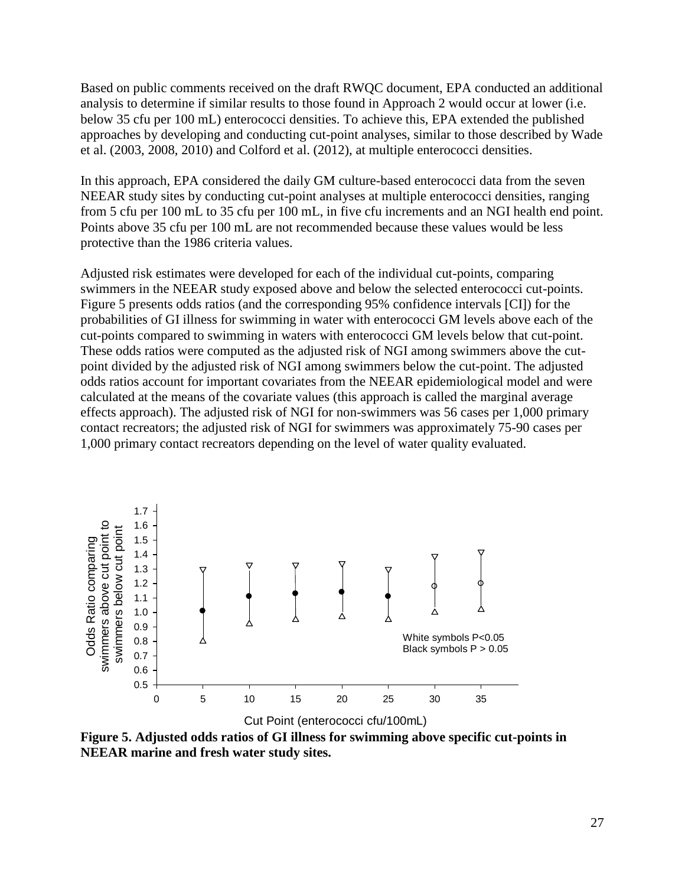Based on public comments received on the draft RWQC document, EPA conducted an additional analysis to determine if similar results to those found in Approach 2 would occur at lower (i.e. below 35 cfu per 100 mL) enterococci densities. To achieve this, EPA extended the published approaches by developing and conducting cut-point analyses, similar to those described by Wade et al. (2003, 2008, 2010) and Colford et al. (2012), at multiple enterococci densities.

In this approach, EPA considered the daily GM culture-based enterococci data from the seven NEEAR study sites by conducting cut-point analyses at multiple enterococci densities, ranging from 5 cfu per 100 mL to 35 cfu per 100 mL, in five cfu increments and an NGI health end point. Points above 35 cfu per 100 mL are not recommended because these values would be less protective than the 1986 criteria values.

Adjusted risk estimates were developed for each of the individual cut-points, comparing swimmers in the NEEAR study exposed above and below the selected enterococci cut-points. Figure 5 presents odds ratios (and the corresponding 95% confidence intervals [CI]) for the probabilities of GI illness for swimming in water with enterococci GM levels above each of the cut-points compared to swimming in waters with enterococci GM levels below that cut-point. These odds ratios were computed as the adjusted risk of NGI among swimmers above the cut-point divided by the adjusted risk of NGI among swimmers below the cut-point. The adjusted odds ratios account for important covariates from the NEEAR epidemiological model and were calculated at the means of the covariate values (this approach is called the marginal average effects approach). The adjusted risk of NGI for non-swimmers was 56 cases per 1,000 primary contact recreators; the adjusted risk of NGI for swimmers was approximately 75-90 cases per 1,000 primary contact recreators depending on the level of water quality evaluated.

**Figure 5. Adjusted odds ratios of GI illness for swimming above specific cut-points in NEEAR marine and fresh water study sites.**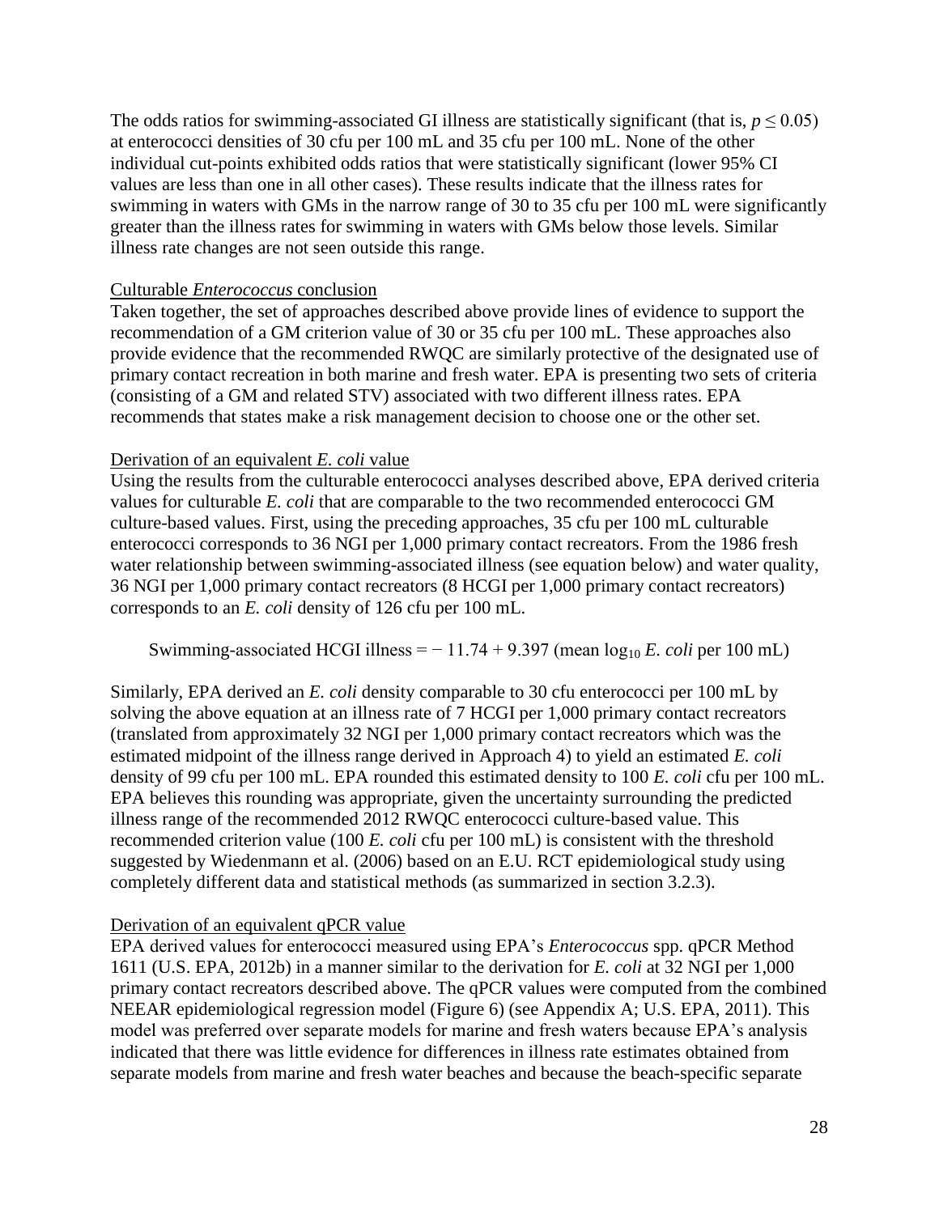The odds ratios for swimming-associated GI illness are statistically significant (that is, $p \leq 0.05$) at enterococci densities of 30 cfu per 100 mL and 35 cfu per 100 mL. None of the other individual cut-points exhibited odds ratios that were statistically significant (lower 95% CI values are less than one in all other cases). These results indicate that the illness rates for swimming in waters with GMs in the narrow range of 30 to 35 cfu per 100 mL were significantly greater than the illness rates for swimming in waters with GMs below those levels. Similar illness rate changes are not seen outside this range.

Culturable *Enterococcus* conclusion

Taken together, the set of approaches described above provide lines of evidence to support the recommendation of a GM criterion value of 30 or 35 cfu per 100 mL. These approaches also provide evidence that the recommended RWQC are similarly protective of the designated use of primary contact recreation in both marine and fresh water. EPA is presenting two sets of criteria (consisting of a GM and related STV) associated with two different illness rates. EPA recommends that states make a risk management decision to choose one or the other set.

Derivation of an equivalent *E. coli* value

Using the results from the culturable enterococci analyses described above, EPA derived criteria values for culturable *E. coli* that are comparable to the two recommended enterococci GM culture-based values. First, using the preceding approaches, 35 cfu per 100 mL culturable enterococci corresponds to 36 NGI per 1,000 primary contact recreators. From the 1986 fresh water relationship between swimming-associated illness (see equation below) and water quality, 36 NGI per 1,000 primary contact recreators (8 HCGI per 1,000 primary contact recreators) corresponds to an *E. coli* density of 126 cfu per 100 mL.

$$\text{Swimming-associated HCGI illness} = -11.74 + 9.397 \text{ (mean } \log_{10} \textit{E. coli} \text{ per 100 mL)}$$

Similarly, EPA derived an *E. coli* density comparable to 30 cfu enterococci per 100 mL by solving the above equation at an illness rate of 7 HCGI per 1,000 primary contact recreators (translated from approximately 32 NGI per 1,000 primary contact recreators which was the estimated midpoint of the illness range derived in Approach 4) to yield an estimated *E. coli* density of 99 cfu per 100 mL. EPA rounded this estimated density to 100 *E. coli* cfu per 100 mL. EPA believes this rounding was appropriate, given the uncertainty surrounding the predicted illness range of the recommended 2012 RWQC enterococci culture-based value. This recommended criterion value (100 *E. coli* cfu per 100 mL) is consistent with the threshold suggested by Wiedenmann et al. (2006) based on an E.U. RCT epidemiological study using completely different data and statistical methods (as summarized in section 3.2.3).

Derivation of an equivalent qPCR value

EPA derived values for enterococci measured using EPA's *Enterococcus* spp. qPCR Method 1611 (U.S. EPA, 2012b) in a manner similar to the derivation for *E. coli* at 32 NGI per 1,000 primary contact recreators described above. The qPCR values were computed from the combined NEEAR epidemiological regression model (Figure 6) (see Appendix A; U.S. EPA, 2011). This model was preferred over separate models for marine and fresh waters because EPA's analysis indicated that there was little evidence for differences in illness rate estimates obtained from separate models from marine and fresh water beaches and because the beach-specific separate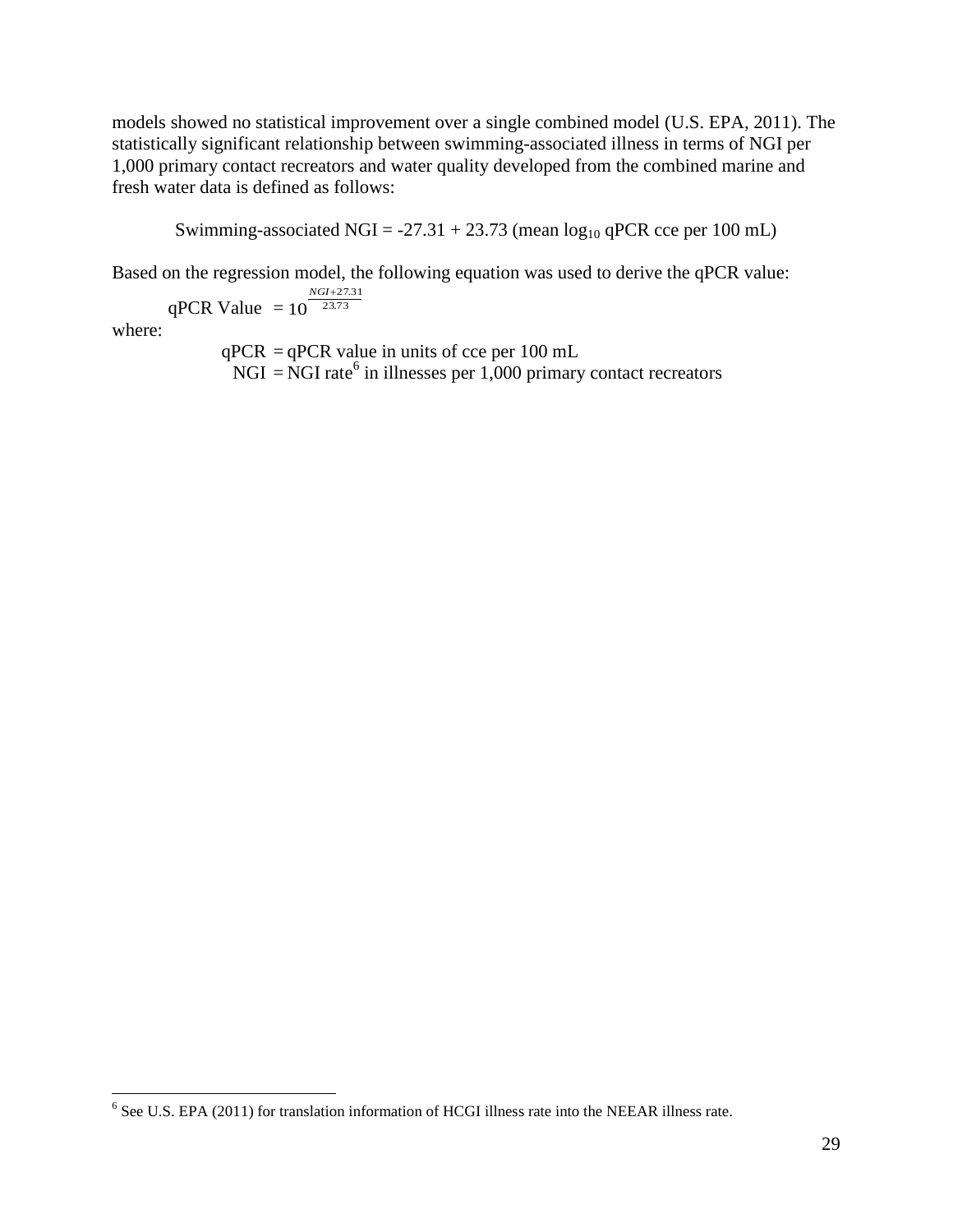models showed no statistical improvement over a single combined model (U.S. EPA, 2011). The statistically significant relationship between swimming-associated illness in terms of NGI per 1,000 primary contact recreators and water quality developed from the combined marine and fresh water data is defined as follows:

$$\text{Swimming-associated NGI} = -27.31 + 23.73 \text{ (mean } \log_{10} \text{ qPCR cce per 100 mL)}$$

Based on the regression model, the following equation was used to derive the qPCR value:

$$\text{qPCR Value} = 10^{\frac{NGI+27.31}{23.73}}$$

where:

qPCR = qPCR value in units of cce per 100 mL
NGI = NGI rate[6] in illnesses per 1,000 primary contact recreators

[6] See U.S. EPA (2011) for translation information of HCGI illness rate into the NEEAR illness rate.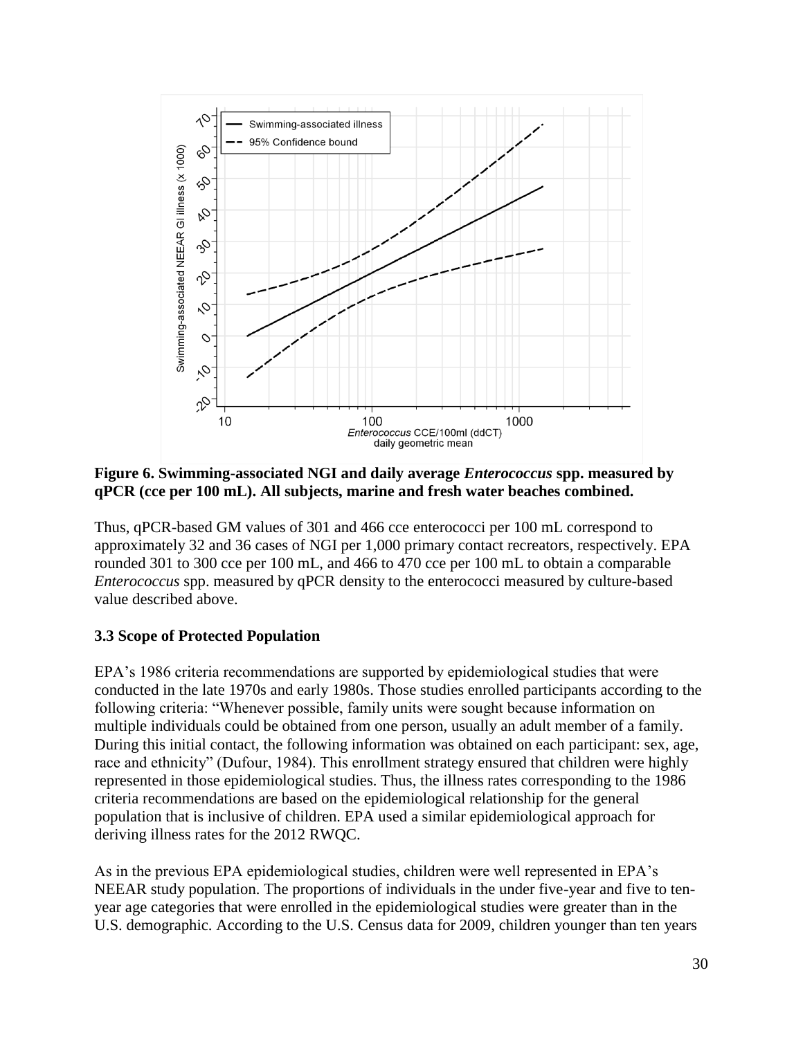**Figure 6. Swimming-associated NGI and daily average *Enterococcus* spp. measured by qPCR (cce per 100 mL). All subjects, marine and fresh water beaches combined.**

Thus, qPCR-based GM values of 301 and 466 cce enterococci per 100 mL correspond to approximately 32 and 36 cases of NGI per 1,000 primary contact recreators, respectively. EPA rounded 301 to 300 cce per 100 mL, and 466 to 470 cce per 100 mL to obtain a comparable *Enterococcus* spp. measured by qPCR density to the enterococci measured by culture-based value described above.

### 3.3 Scope of Protected Population

EPA's 1986 criteria recommendations are supported by epidemiological studies that were conducted in the late 1970s and early 1980s. Those studies enrolled participants according to the following criteria: "Whenever possible, family units were sought because information on multiple individuals could be obtained from one person, usually an adult member of a family. During this initial contact, the following information was obtained on each participant: sex, age, race and ethnicity" (Dufour, 1984). This enrollment strategy ensured that children were highly represented in those epidemiological studies. Thus, the illness rates corresponding to the 1986 criteria recommendations are based on the epidemiological relationship for the general population that is inclusive of children. EPA used a similar epidemiological approach for deriving illness rates for the 2012 RWQC.

As in the previous EPA epidemiological studies, children were well represented in EPA's NEEAR study population. The proportions of individuals in the under five-year and five to ten-year age categories that were enrolled in the epidemiological studies were greater than in the U.S. demographic. According to the U.S. Census data for 2009, children younger than ten years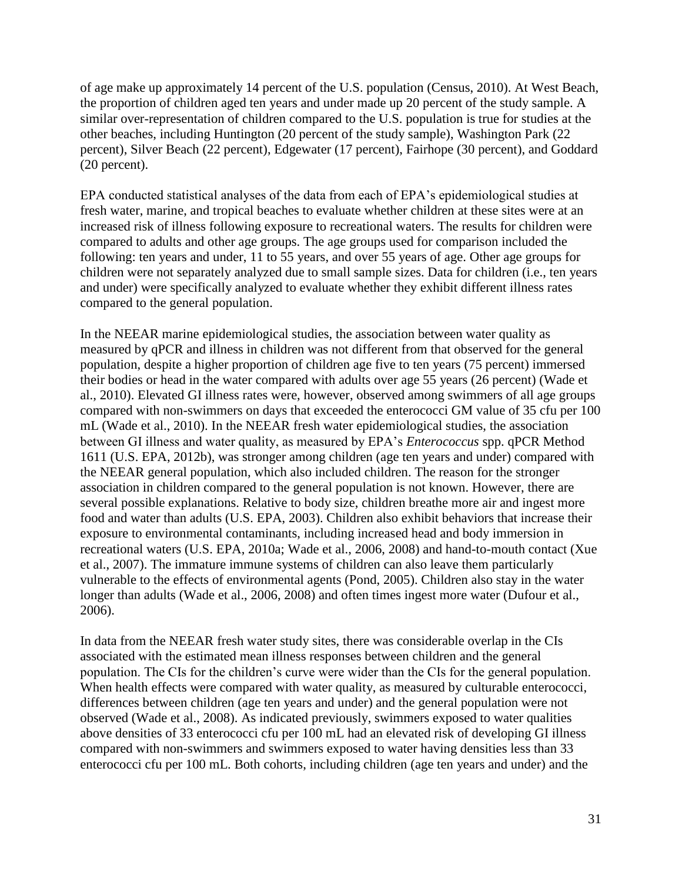of age make up approximately 14 percent of the U.S. population (Census, 2010). At West Beach, the proportion of children aged ten years and under made up 20 percent of the study sample. A similar over-representation of children compared to the U.S. population is true for studies at the other beaches, including Huntington (20 percent of the study sample), Washington Park (22 percent), Silver Beach (22 percent), Edgewater (17 percent), Fairhope (30 percent), and Goddard (20 percent).

EPA conducted statistical analyses of the data from each of EPA's epidemiological studies at fresh water, marine, and tropical beaches to evaluate whether children at these sites were at an increased risk of illness following exposure to recreational waters. The results for children were compared to adults and other age groups. The age groups used for comparison included the following: ten years and under, 11 to 55 years, and over 55 years of age. Other age groups for children were not separately analyzed due to small sample sizes. Data for children (i.e., ten years and under) were specifically analyzed to evaluate whether they exhibit different illness rates compared to the general population.

In the NEEAR marine epidemiological studies, the association between water quality as measured by qPCR and illness in children was not different from that observed for the general population, despite a higher proportion of children age five to ten years (75 percent) immersed their bodies or head in the water compared with adults over age 55 years (26 percent) (Wade et al., 2010). Elevated GI illness rates were, however, observed among swimmers of all age groups compared with non-swimmers on days that exceeded the enterococci GM value of 35 cfu per 100 mL (Wade et al., 2010). In the NEEAR fresh water epidemiological studies, the association between GI illness and water quality, as measured by EPA's *Enterococcus* spp. qPCR Method 1611 (U.S. EPA, 2012b), was stronger among children (age ten years and under) compared with the NEEAR general population, which also included children. The reason for the stronger association in children compared to the general population is not known. However, there are several possible explanations. Relative to body size, children breathe more air and ingest more food and water than adults (U.S. EPA, 2003). Children also exhibit behaviors that increase their exposure to environmental contaminants, including increased head and body immersion in recreational waters (U.S. EPA, 2010a; Wade et al., 2006, 2008) and hand-to-mouth contact (Xue et al., 2007). The immature immune systems of children can also leave them particularly vulnerable to the effects of environmental agents (Pond, 2005). Children also stay in the water longer than adults (Wade et al., 2006, 2008) and often times ingest more water (Dufour et al., 2006).

In data from the NEEAR fresh water study sites, there was considerable overlap in the CIs associated with the estimated mean illness responses between children and the general population. The CIs for the children's curve were wider than the CIs for the general population. When health effects were compared with water quality, as measured by culturable enterococci, differences between children (age ten years and under) and the general population were not observed (Wade et al., 2008). As indicated previously, swimmers exposed to water qualities above densities of 33 enterococci cfu per 100 mL had an elevated risk of developing GI illness compared with non-swimmers and swimmers exposed to water having densities less than 33 enterococci cfu per 100 mL. Both cohorts, including children (age ten years and under) and the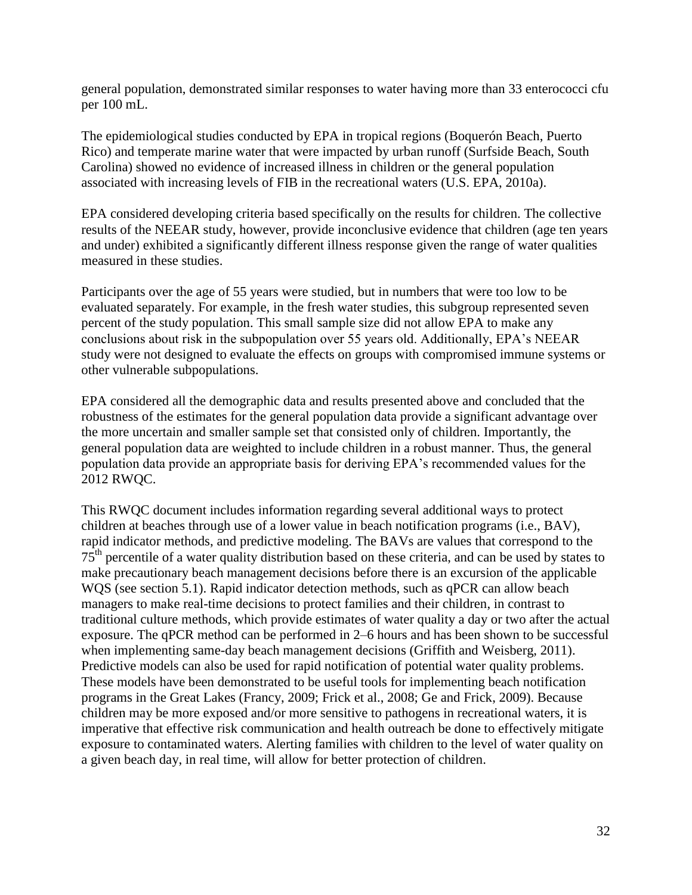general population, demonstrated similar responses to water having more than 33 enterococci cfu per 100 mL.

The epidemiological studies conducted by EPA in tropical regions (Boquerón Beach, Puerto Rico) and temperate marine water that were impacted by urban runoff (Surfside Beach, South Carolina) showed no evidence of increased illness in children or the general population associated with increasing levels of FIB in the recreational waters (U.S. EPA, 2010a).

EPA considered developing criteria based specifically on the results for children. The collective results of the NEEAR study, however, provide inconclusive evidence that children (age ten years and under) exhibited a significantly different illness response given the range of water qualities measured in these studies.

Participants over the age of 55 years were studied, but in numbers that were too low to be evaluated separately. For example, in the fresh water studies, this subgroup represented seven percent of the study population. This small sample size did not allow EPA to make any conclusions about risk in the subpopulation over 55 years old. Additionally, EPA's NEEAR study were not designed to evaluate the effects on groups with compromised immune systems or other vulnerable subpopulations.

EPA considered all the demographic data and results presented above and concluded that the robustness of the estimates for the general population data provide a significant advantage over the more uncertain and smaller sample set that consisted only of children. Importantly, the general population data are weighted to include children in a robust manner. Thus, the general population data provide an appropriate basis for deriving EPA's recommended values for the 2012 RWQC.

This RWQC document includes information regarding several additional ways to protect children at beaches through use of a lower value in beach notification programs (i.e., BAV), rapid indicator methods, and predictive modeling. The BAVs are values that correspond to the 75th percentile of a water quality distribution based on these criteria, and can be used by states to make precautionary beach management decisions before there is an excursion of the applicable WQS (see section 5.1). Rapid indicator detection methods, such as qPCR can allow beach managers to make real-time decisions to protect families and their children, in contrast to traditional culture methods, which provide estimates of water quality a day or two after the actual exposure. The qPCR method can be performed in 2–6 hours and has been shown to be successful when implementing same-day beach management decisions (Griffith and Weisberg, 2011). Predictive models can also be used for rapid notification of potential water quality problems. These models have been demonstrated to be useful tools for implementing beach notification programs in the Great Lakes (Francy, 2009; Frick et al., 2008; Ge and Frick, 2009). Because children may be more exposed and/or more sensitive to pathogens in recreational waters, it is imperative that effective risk communication and health outreach be done to effectively mitigate exposure to contaminated waters. Alerting families with children to the level of water quality on a given beach day, in real time, will allow for better protection of children.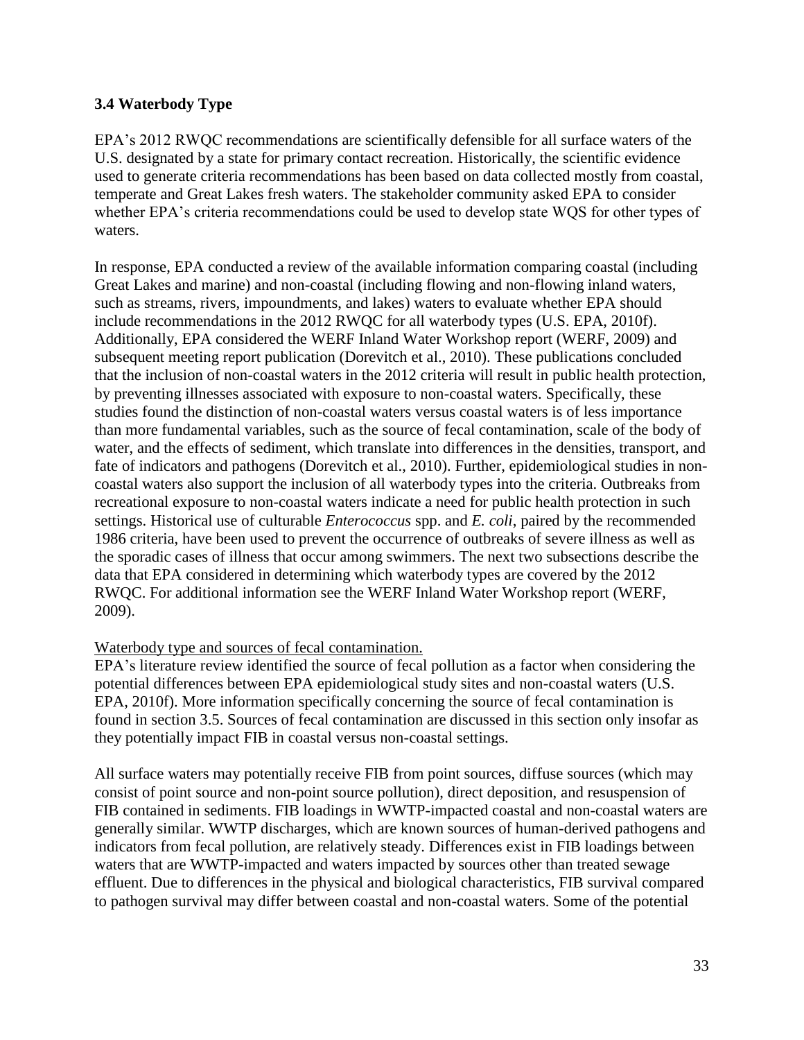### 3.4 Waterbody Type

EPA's 2012 RWQC recommendations are scientifically defensible for all surface waters of the U.S. designated by a state for primary contact recreation. Historically, the scientific evidence used to generate criteria recommendations has been based on data collected mostly from coastal, temperate and Great Lakes fresh waters. The stakeholder community asked EPA to consider whether EPA's criteria recommendations could be used to develop state WQS for other types of waters.

In response, EPA conducted a review of the available information comparing coastal (including Great Lakes and marine) and non-coastal (including flowing and non-flowing inland waters, such as streams, rivers, impoundments, and lakes) waters to evaluate whether EPA should include recommendations in the 2012 RWQC for all waterbody types (U.S. EPA, 2010f). Additionally, EPA considered the WERF Inland Water Workshop report (WERF, 2009) and subsequent meeting report publication (Dorevitch et al., 2010). These publications concluded that the inclusion of non-coastal waters in the 2012 criteria will result in public health protection, by preventing illnesses associated with exposure to non-coastal waters. Specifically, these studies found the distinction of non-coastal waters versus coastal waters is of less importance than more fundamental variables, such as the source of fecal contamination, scale of the body of water, and the effects of sediment, which translate into differences in the densities, transport, and fate of indicators and pathogens (Dorevitch et al., 2010). Further, epidemiological studies in non-coastal waters also support the inclusion of all waterbody types into the criteria. Outbreaks from recreational exposure to non-coastal waters indicate a need for public health protection in such settings. Historical use of culturable *Enterococcus* spp. and *E. coli*, paired by the recommended 1986 criteria, have been used to prevent the occurrence of outbreaks of severe illness as well as the sporadic cases of illness that occur among swimmers. The next two subsections describe the data that EPA considered in determining which waterbody types are covered by the 2012 RWQC. For additional information see the WERF Inland Water Workshop report (WERF, 2009).

<u>Waterbody type and sources of fecal contamination.</u>

EPA's literature review identified the source of fecal pollution as a factor when considering the potential differences between EPA epidemiological study sites and non-coastal waters (U.S. EPA, 2010f). More information specifically concerning the source of fecal contamination is found in section 3.5. Sources of fecal contamination are discussed in this section only insofar as they potentially impact FIB in coastal versus non-coastal settings.

All surface waters may potentially receive FIB from point sources, diffuse sources (which may consist of point source and non-point source pollution), direct deposition, and resuspension of FIB contained in sediments. FIB loadings in WWTP-impacted coastal and non-coastal waters are generally similar. WWTP discharges, which are known sources of human-derived pathogens and indicators from fecal pollution, are relatively steady. Differences exist in FIB loadings between waters that are WWTP-impacted and waters impacted by sources other than treated sewage effluent. Due to differences in the physical and biological characteristics, FIB survival compared to pathogen survival may differ between coastal and non-coastal waters. Some of the potential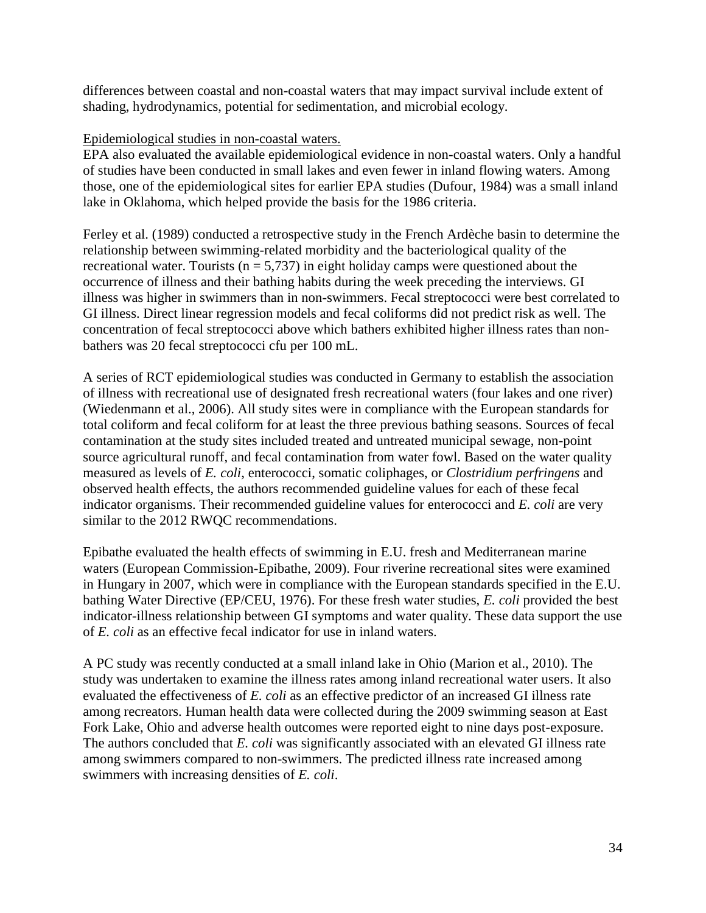differences between coastal and non-coastal waters that may impact survival include extent of shading, hydrodynamics, potential for sedimentation, and microbial ecology.

Epidemiological studies in non-coastal waters.

EPA also evaluated the available epidemiological evidence in non-coastal waters. Only a handful of studies have been conducted in small lakes and even fewer in inland flowing waters. Among those, one of the epidemiological sites for earlier EPA studies (Dufour, 1984) was a small inland lake in Oklahoma, which helped provide the basis for the 1986 criteria.

Ferley et al. (1989) conducted a retrospective study in the French Ardèche basin to determine the relationship between swimming-related morbidity and the bacteriological quality of the recreational water. Tourists ($n = 5{,}737$) in eight holiday camps were questioned about the occurrence of illness and their bathing habits during the week preceding the interviews. GI illness was higher in swimmers than in non-swimmers. Fecal streptococci were best correlated to GI illness. Direct linear regression models and fecal coliforms did not predict risk as well. The concentration of fecal streptococci above which bathers exhibited higher illness rates than non-bathers was 20 fecal streptococci cfu per 100 mL.

A series of RCT epidemiological studies was conducted in Germany to establish the association of illness with recreational use of designated fresh recreational waters (four lakes and one river) (Wiedenmann et al., 2006). All study sites were in compliance with the European standards for total coliform and fecal coliform for at least the three previous bathing seasons. Sources of fecal contamination at the study sites included treated and untreated municipal sewage, non-point source agricultural runoff, and fecal contamination from water fowl. Based on the water quality measured as levels of *E. coli*, enterococci, somatic coliphages, or *Clostridium perfringens* and observed health effects, the authors recommended guideline values for each of these fecal indicator organisms. Their recommended guideline values for enterococci and *E. coli* are very similar to the 2012 RWQC recommendations.

Epibathe evaluated the health effects of swimming in E.U. fresh and Mediterranean marine waters (European Commission-Epibathe, 2009). Four riverine recreational sites were examined in Hungary in 2007, which were in compliance with the European standards specified in the E.U. bathing Water Directive (EP/CEU, 1976). For these fresh water studies, *E. coli* provided the best indicator-illness relationship between GI symptoms and water quality. These data support the use of *E. coli* as an effective fecal indicator for use in inland waters.

A PC study was recently conducted at a small inland lake in Ohio (Marion et al., 2010). The study was undertaken to examine the illness rates among inland recreational water users. It also evaluated the effectiveness of *E. coli* as an effective predictor of an increased GI illness rate among recreators. Human health data were collected during the 2009 swimming season at East Fork Lake, Ohio and adverse health outcomes were reported eight to nine days post-exposure. The authors concluded that *E. coli* was significantly associated with an elevated GI illness rate among swimmers compared to non-swimmers. The predicted illness rate increased among swimmers with increasing densities of *E. coli*.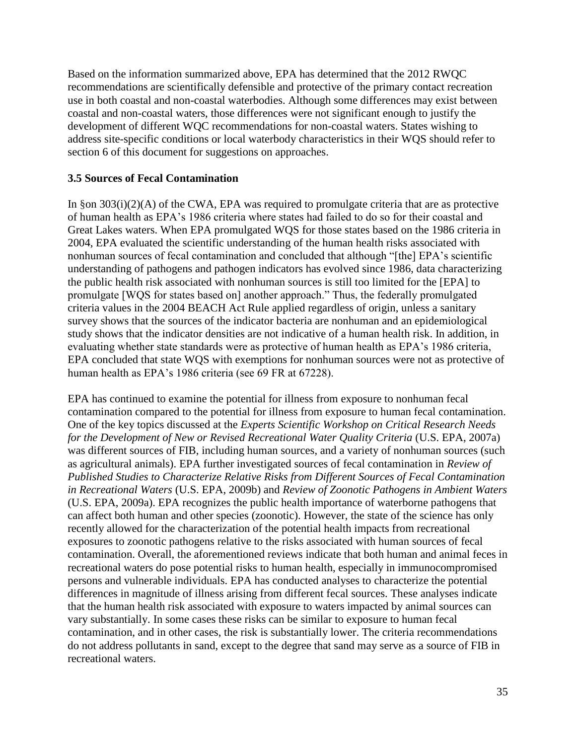Based on the information summarized above, EPA has determined that the 2012 RWQC recommendations are scientifically defensible and protective of the primary contact recreation use in both coastal and non-coastal waterbodies. Although some differences may exist between coastal and non-coastal waters, those differences were not significant enough to justify the development of different WQC recommendations for non-coastal waters. States wishing to address site-specific conditions or local waterbody characteristics in their WQS should refer to section 6 of this document for suggestions on approaches.

### 3.5 Sources of Fecal Contamination

In §on 303(i)(2)(A) of the CWA, EPA was required to promulgate criteria that are as protective of human health as EPA's 1986 criteria where states had failed to do so for their coastal and Great Lakes waters. When EPA promulgated WQS for those states based on the 1986 criteria in 2004, EPA evaluated the scientific understanding of the human health risks associated with nonhuman sources of fecal contamination and concluded that although "[the] EPA's scientific understanding of pathogens and pathogen indicators has evolved since 1986, data characterizing the public health risk associated with nonhuman sources is still too limited for the [EPA] to promulgate [WQS for states based on] another approach." Thus, the federally promulgated criteria values in the 2004 BEACH Act Rule applied regardless of origin, unless a sanitary survey shows that the sources of the indicator bacteria are nonhuman and an epidemiological study shows that the indicator densities are not indicative of a human health risk. In addition, in evaluating whether state standards were as protective of human health as EPA's 1986 criteria, EPA concluded that state WQS with exemptions for nonhuman sources were not as protective of human health as EPA's 1986 criteria (see 69 FR at 67228).

EPA has continued to examine the potential for illness from exposure to nonhuman fecal contamination compared to the potential for illness from exposure to human fecal contamination. One of the key topics discussed at the *Experts Scientific Workshop on Critical Research Needs for the Development of New or Revised Recreational Water Quality Criteria* (U.S. EPA, 2007a) was different sources of FIB, including human sources, and a variety of nonhuman sources (such as agricultural animals). EPA further investigated sources of fecal contamination in *Review of Published Studies to Characterize Relative Risks from Different Sources of Fecal Contamination in Recreational Waters* (U.S. EPA, 2009b) and *Review of Zoonotic Pathogens in Ambient Waters* (U.S. EPA, 2009a). EPA recognizes the public health importance of waterborne pathogens that can affect both human and other species (zoonotic). However, the state of the science has only recently allowed for the characterization of the potential health impacts from recreational exposures to zoonotic pathogens relative to the risks associated with human sources of fecal contamination. Overall, the aforementioned reviews indicate that both human and animal feces in recreational waters do pose potential risks to human health, especially in immunocompromised persons and vulnerable individuals. EPA has conducted analyses to characterize the potential differences in magnitude of illness arising from different fecal sources. These analyses indicate that the human health risk associated with exposure to waters impacted by animal sources can vary substantially. In some cases these risks can be similar to exposure to human fecal contamination, and in other cases, the risk is substantially lower. The criteria recommendations do not address pollutants in sand, except to the degree that sand may serve as a source of FIB in recreational waters.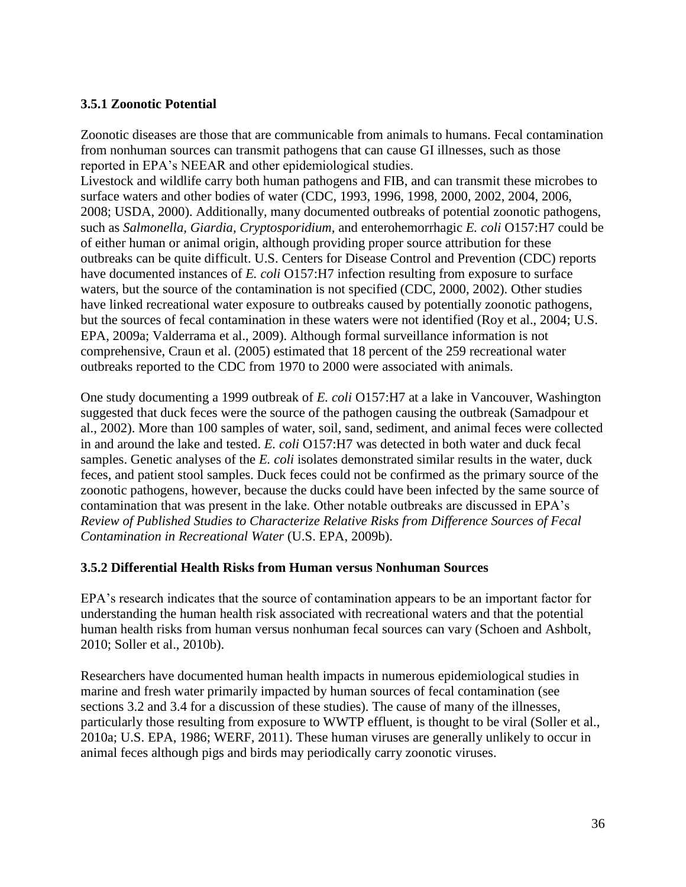### 3.5.1 Zoonotic Potential

Zoonotic diseases are those that are communicable from animals to humans. Fecal contamination from nonhuman sources can transmit pathogens that can cause GI illnesses, such as those reported in EPA's NEEAR and other epidemiological studies.
Livestock and wildlife carry both human pathogens and FIB, and can transmit these microbes to surface waters and other bodies of water (CDC, 1993, 1996, 1998, 2000, 2002, 2004, 2006, 2008; USDA, 2000). Additionally, many documented outbreaks of potential zoonotic pathogens, such as *Salmonella*, *Giardia*, *Cryptosporidium*, and enterohemorrhagic *E. coli* O157:H7 could be of either human or animal origin, although providing proper source attribution for these outbreaks can be quite difficult. U.S. Centers for Disease Control and Prevention (CDC) reports have documented instances of *E. coli* O157:H7 infection resulting from exposure to surface waters, but the source of the contamination is not specified (CDC, 2000, 2002). Other studies have linked recreational water exposure to outbreaks caused by potentially zoonotic pathogens, but the sources of fecal contamination in these waters were not identified (Roy et al., 2004; U.S. EPA, 2009a; Valderrama et al., 2009). Although formal surveillance information is not comprehensive, Craun et al. (2005) estimated that 18 percent of the 259 recreational water outbreaks reported to the CDC from 1970 to 2000 were associated with animals.

One study documenting a 1999 outbreak of *E. coli* O157:H7 at a lake in Vancouver, Washington suggested that duck feces were the source of the pathogen causing the outbreak (Samadpour et al., 2002). More than 100 samples of water, soil, sand, sediment, and animal feces were collected in and around the lake and tested. *E. coli* O157:H7 was detected in both water and duck fecal samples. Genetic analyses of the *E. coli* isolates demonstrated similar results in the water, duck feces, and patient stool samples. Duck feces could not be confirmed as the primary source of the zoonotic pathogens, however, because the ducks could have been infected by the same source of contamination that was present in the lake. Other notable outbreaks are discussed in EPA's *Review of Published Studies to Characterize Relative Risks from Difference Sources of Fecal Contamination in Recreational Water* (U.S. EPA, 2009b).

### 3.5.2 Differential Health Risks from Human versus Nonhuman Sources

EPA's research indicates that the source of contamination appears to be an important factor for understanding the human health risk associated with recreational waters and that the potential human health risks from human versus nonhuman fecal sources can vary (Schoen and Ashbolt, 2010; Soller et al., 2010b).

Researchers have documented human health impacts in numerous epidemiological studies in marine and fresh water primarily impacted by human sources of fecal contamination (see sections 3.2 and 3.4 for a discussion of these studies). The cause of many of the illnesses, particularly those resulting from exposure to WWTP effluent, is thought to be viral (Soller et al., 2010a; U.S. EPA, 1986; WERF, 2011). These human viruses are generally unlikely to occur in animal feces although pigs and birds may periodically carry zoonotic viruses.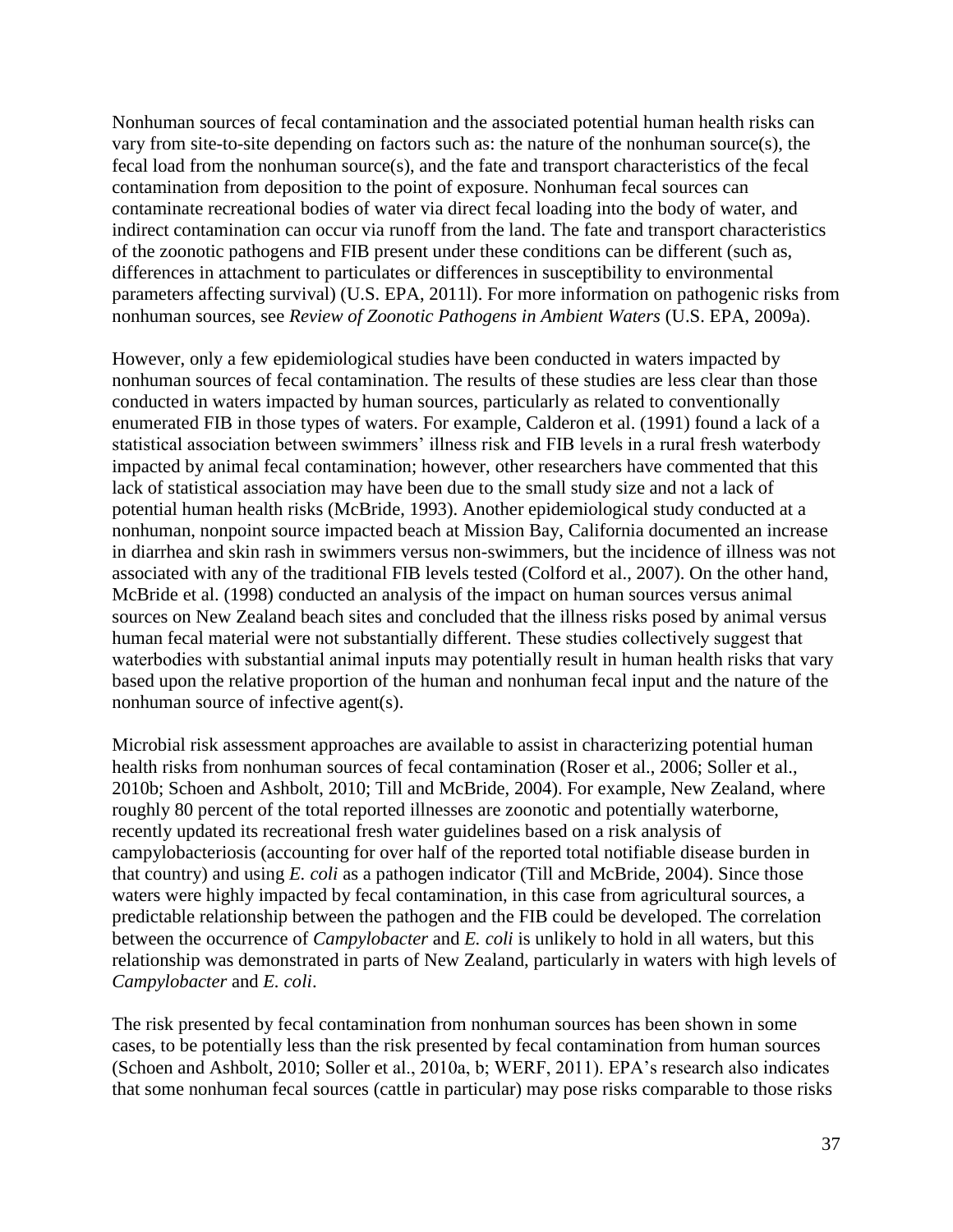Nonhuman sources of fecal contamination and the associated potential human health risks can vary from site-to-site depending on factors such as: the nature of the nonhuman source(s), the fecal load from the nonhuman source(s), and the fate and transport characteristics of the fecal contamination from deposition to the point of exposure. Nonhuman fecal sources can contaminate recreational bodies of water via direct fecal loading into the body of water, and indirect contamination can occur via runoff from the land. The fate and transport characteristics of the zoonotic pathogens and FIB present under these conditions can be different (such as, differences in attachment to particulates or differences in susceptibility to environmental parameters affecting survival) (U.S. EPA, 2011l). For more information on pathogenic risks from nonhuman sources, see *Review of Zoonotic Pathogens in Ambient Waters* (U.S. EPA, 2009a).

However, only a few epidemiological studies have been conducted in waters impacted by nonhuman sources of fecal contamination. The results of these studies are less clear than those conducted in waters impacted by human sources, particularly as related to conventionally enumerated FIB in those types of waters. For example, Calderon et al. (1991) found a lack of a statistical association between swimmers' illness risk and FIB levels in a rural fresh waterbody impacted by animal fecal contamination; however, other researchers have commented that this lack of statistical association may have been due to the small study size and not a lack of potential human health risks (McBride, 1993). Another epidemiological study conducted at a nonhuman, nonpoint source impacted beach at Mission Bay, California documented an increase in diarrhea and skin rash in swimmers versus non-swimmers, but the incidence of illness was not associated with any of the traditional FIB levels tested (Colford et al., 2007). On the other hand, McBride et al. (1998) conducted an analysis of the impact on human sources versus animal sources on New Zealand beach sites and concluded that the illness risks posed by animal versus human fecal material were not substantially different. These studies collectively suggest that waterbodies with substantial animal inputs may potentially result in human health risks that vary based upon the relative proportion of the human and nonhuman fecal input and the nature of the nonhuman source of infective agent(s).

Microbial risk assessment approaches are available to assist in characterizing potential human health risks from nonhuman sources of fecal contamination (Roser et al., 2006; Soller et al., 2010b; Schoen and Ashbolt, 2010; Till and McBride, 2004). For example, New Zealand, where roughly 80 percent of the total reported illnesses are zoonotic and potentially waterborne, recently updated its recreational fresh water guidelines based on a risk analysis of campylobacteriosis (accounting for over half of the reported total notifiable disease burden in that country) and using *E. coli* as a pathogen indicator (Till and McBride, 2004). Since those waters were highly impacted by fecal contamination, in this case from agricultural sources, a predictable relationship between the pathogen and the FIB could be developed. The correlation between the occurrence of *Campylobacter* and *E. coli* is unlikely to hold in all waters, but this relationship was demonstrated in parts of New Zealand, particularly in waters with high levels of *Campylobacter* and *E. coli*.

The risk presented by fecal contamination from nonhuman sources has been shown in some cases, to be potentially less than the risk presented by fecal contamination from human sources (Schoen and Ashbolt, 2010; Soller et al., 2010a, b; WERF, 2011). EPA's research also indicates that some nonhuman fecal sources (cattle in particular) may pose risks comparable to those risks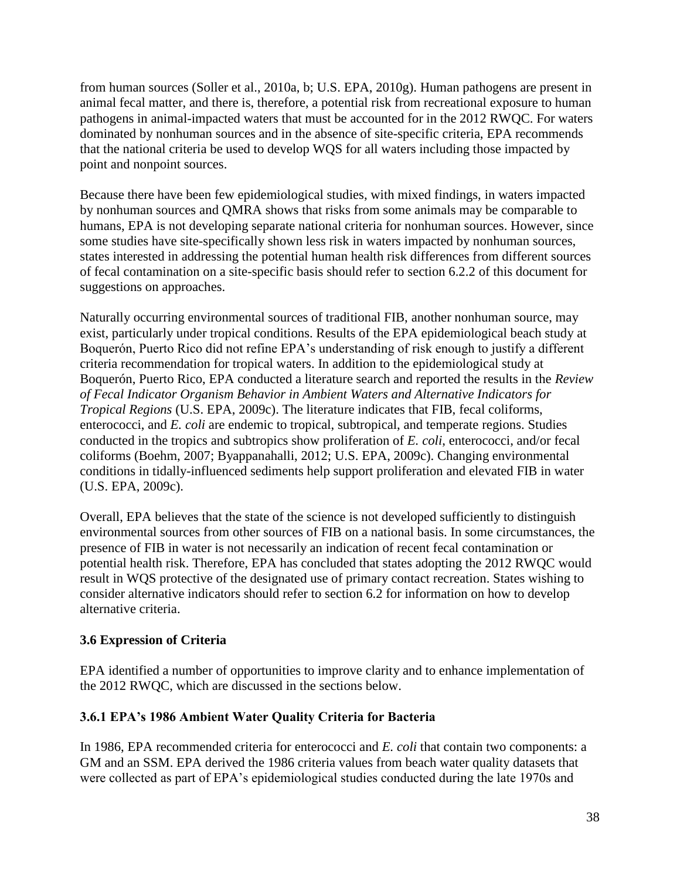from human sources (Soller et al., 2010a, b; U.S. EPA, 2010g). Human pathogens are present in animal fecal matter, and there is, therefore, a potential risk from recreational exposure to human pathogens in animal-impacted waters that must be accounted for in the 2012 RWQC. For waters dominated by nonhuman sources and in the absence of site-specific criteria, EPA recommends that the national criteria be used to develop WQS for all waters including those impacted by point and nonpoint sources.

Because there have been few epidemiological studies, with mixed findings, in waters impacted by nonhuman sources and QMRA shows that risks from some animals may be comparable to humans, EPA is not developing separate national criteria for nonhuman sources. However, since some studies have site-specifically shown less risk in waters impacted by nonhuman sources, states interested in addressing the potential human health risk differences from different sources of fecal contamination on a site-specific basis should refer to section 6.2.2 of this document for suggestions on approaches.

Naturally occurring environmental sources of traditional FIB, another nonhuman source, may exist, particularly under tropical conditions. Results of the EPA epidemiological beach study at Boquerón, Puerto Rico did not refine EPA's understanding of risk enough to justify a different criteria recommendation for tropical waters. In addition to the epidemiological study at Boquerón, Puerto Rico, EPA conducted a literature search and reported the results in the *Review of Fecal Indicator Organism Behavior in Ambient Waters and Alternative Indicators for Tropical Regions* (U.S. EPA, 2009c). The literature indicates that FIB, fecal coliforms, enterococci, and *E. coli* are endemic to tropical, subtropical, and temperate regions. Studies conducted in the tropics and subtropics show proliferation of *E. coli*, enterococci, and/or fecal coliforms (Boehm, 2007; Byappanahalli, 2012; U.S. EPA, 2009c). Changing environmental conditions in tidally-influenced sediments help support proliferation and elevated FIB in water (U.S. EPA, 2009c).

Overall, EPA believes that the state of the science is not developed sufficiently to distinguish environmental sources from other sources of FIB on a national basis. In some circumstances, the presence of FIB in water is not necessarily an indication of recent fecal contamination or potential health risk. Therefore, EPA has concluded that states adopting the 2012 RWQC would result in WQS protective of the designated use of primary contact recreation. States wishing to consider alternative indicators should refer to section 6.2 for information on how to develop alternative criteria.

### 3.6 Expression of Criteria

EPA identified a number of opportunities to improve clarity and to enhance implementation of the 2012 RWQC, which are discussed in the sections below.

#### 3.6.1 EPA's 1986 Ambient Water Quality Criteria for Bacteria

In 1986, EPA recommended criteria for enterococci and *E. coli* that contain two components: a GM and an SSM. EPA derived the 1986 criteria values from beach water quality datasets that were collected as part of EPA's epidemiological studies conducted during the late 1970s and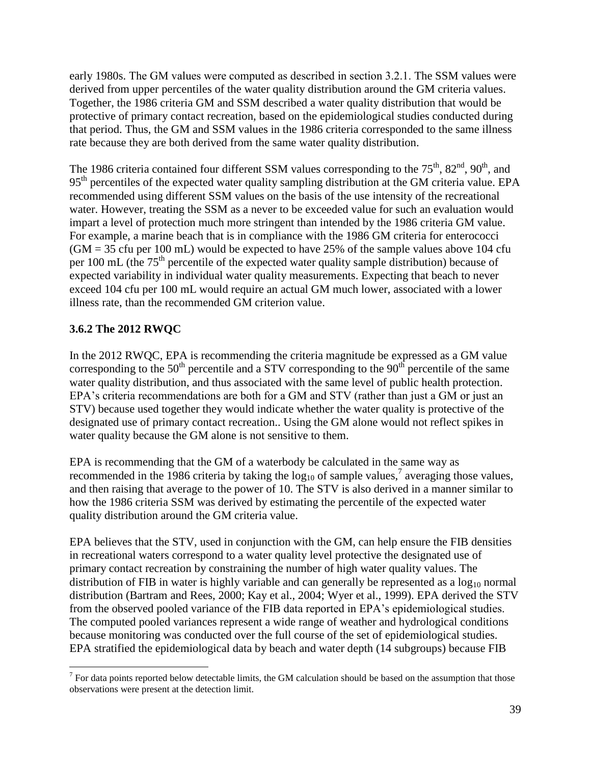early 1980s. The GM values were computed as described in section 3.2.1. The SSM values were derived from upper percentiles of the water quality distribution around the GM criteria values. Together, the 1986 criteria GM and SSM described a water quality distribution that would be protective of primary contact recreation, based on the epidemiological studies conducted during that period. Thus, the GM and SSM values in the 1986 criteria corresponded to the same illness rate because they are both derived from the same water quality distribution.

The 1986 criteria contained four different SSM values corresponding to the 75th, 82nd, 90th, and 95th percentiles of the expected water quality sampling distribution at the GM criteria value. EPA recommended using different SSM values on the basis of the use intensity of the recreational water. However, treating the SSM as a never to be exceeded value for such an evaluation would impart a level of protection much more stringent than intended by the 1986 criteria GM value. For example, a marine beach that is in compliance with the 1986 GM criteria for enterococci (GM = 35 cfu per 100 mL) would be expected to have 25% of the sample values above 104 cfu per 100 mL (the 75th percentile of the expected water quality sample distribution) because of expected variability in individual water quality measurements. Expecting that beach to never exceed 104 cfu per 100 mL would require an actual GM much lower, associated with a lower illness rate, than the recommended GM criterion value.

### 3.6.2 The 2012 RWQC

In the 2012 RWQC, EPA is recommending the criteria magnitude be expressed as a GM value corresponding to the 50th percentile and a STV corresponding to the 90th percentile of the same water quality distribution, and thus associated with the same level of public health protection. EPA's criteria recommendations are both for a GM and STV (rather than just a GM or just an STV) because used together they would indicate whether the water quality is protective of the designated use of primary contact recreation.. Using the GM alone would not reflect spikes in water quality because the GM alone is not sensitive to them.

EPA is recommending that the GM of a waterbody be calculated in the same way as recommended in the 1986 criteria by taking the $\log_{10}$ of sample values,[7] averaging those values, and then raising that average to the power of 10. The STV is also derived in a manner similar to how the 1986 criteria SSM was derived by estimating the percentile of the expected water quality distribution around the GM criteria value.

EPA believes that the STV, used in conjunction with the GM, can help ensure the FIB densities in recreational waters correspond to a water quality level protective the designated use of primary contact recreation by constraining the number of high water quality values. The distribution of FIB in water is highly variable and can generally be represented as a $\log_{10}$ normal distribution (Bartram and Rees, 2000; Kay et al., 2004; Wyer et al., 1999). EPA derived the STV from the observed pooled variance of the FIB data reported in EPA's epidemiological studies. The computed pooled variances represent a wide range of weather and hydrological conditions because monitoring was conducted over the full course of the set of epidemiological studies. EPA stratified the epidemiological data by beach and water depth (14 subgroups) because FIB

[7] For data points reported below detectable limits, the GM calculation should be based on the assumption that those observations were present at the detection limit.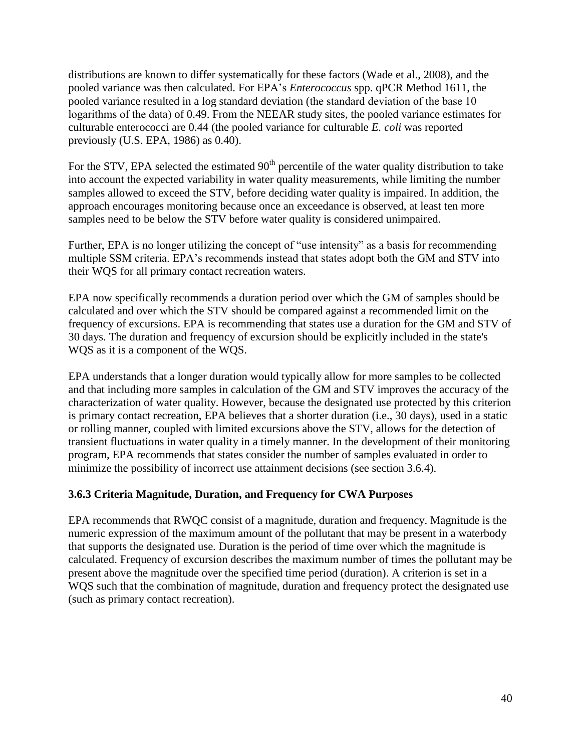distributions are known to differ systematically for these factors (Wade et al., 2008), and the pooled variance was then calculated. For EPA's *Enterococcus* spp. qPCR Method 1611, the pooled variance resulted in a log standard deviation (the standard deviation of the base 10 logarithms of the data) of 0.49. From the NEEAR study sites, the pooled variance estimates for culturable enterococci are 0.44 (the pooled variance for culturable *E. coli* was reported previously (U.S. EPA, 1986) as 0.40).

For the STV, EPA selected the estimated 90$^{th}$ percentile of the water quality distribution to take into account the expected variability in water quality measurements, while limiting the number samples allowed to exceed the STV, before deciding water quality is impaired. In addition, the approach encourages monitoring because once an exceedance is observed, at least ten more samples need to be below the STV before water quality is considered unimpaired.

Further, EPA is no longer utilizing the concept of "use intensity" as a basis for recommending multiple SSM criteria. EPA's recommends instead that states adopt both the GM and STV into their WQS for all primary contact recreation waters.

EPA now specifically recommends a duration period over which the GM of samples should be calculated and over which the STV should be compared against a recommended limit on the frequency of excursions. EPA is recommending that states use a duration for the GM and STV of 30 days. The duration and frequency of excursion should be explicitly included in the state's WQS as it is a component of the WQS.

EPA understands that a longer duration would typically allow for more samples to be collected and that including more samples in calculation of the GM and STV improves the accuracy of the characterization of water quality. However, because the designated use protected by this criterion is primary contact recreation, EPA believes that a shorter duration (i.e., 30 days), used in a static or rolling manner, coupled with limited excursions above the STV, allows for the detection of transient fluctuations in water quality in a timely manner. In the development of their monitoring program, EPA recommends that states consider the number of samples evaluated in order to minimize the possibility of incorrect use attainment decisions (see section 3.6.4).

### 3.6.3 Criteria Magnitude, Duration, and Frequency for CWA Purposes

EPA recommends that RWQC consist of a magnitude, duration and frequency. Magnitude is the numeric expression of the maximum amount of the pollutant that may be present in a waterbody that supports the designated use. Duration is the period of time over which the magnitude is calculated. Frequency of excursion describes the maximum number of times the pollutant may be present above the magnitude over the specified time period (duration). A criterion is set in a WQS such that the combination of magnitude, duration and frequency protect the designated use (such as primary contact recreation).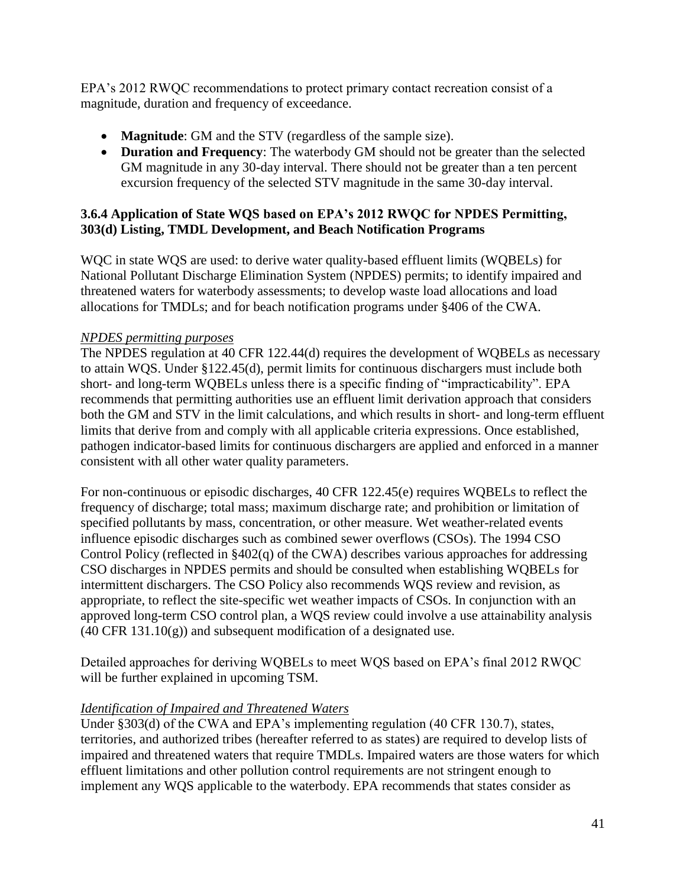EPA's 2012 RWQC recommendations to protect primary contact recreation consist of a magnitude, duration and frequency of exceedance.

- **Magnitude**: GM and the STV (regardless of the sample size).
- **Duration and Frequency**: The waterbody GM should not be greater than the selected GM magnitude in any 30-day interval. There should not be greater than a ten percent excursion frequency of the selected STV magnitude in the same 30-day interval.

### 3.6.4 Application of State WQS based on EPA's 2012 RWQC for NPDES Permitting, 303(d) Listing, TMDL Development, and Beach Notification Programs

WQC in state WQS are used: to derive water quality-based effluent limits (WQBELs) for National Pollutant Discharge Elimination System (NPDES) permits; to identify impaired and threatened waters for waterbody assessments; to develop waste load allocations and load allocations for TMDLs; and for beach notification programs under §406 of the CWA.

*NPDES permitting purposes*

The NPDES regulation at 40 CFR 122.44(d) requires the development of WQBELs as necessary to attain WQS. Under §122.45(d), permit limits for continuous dischargers must include both short- and long-term WQBELs unless there is a specific finding of "impracticability". EPA recommends that permitting authorities use an effluent limit derivation approach that considers both the GM and STV in the limit calculations, and which results in short- and long-term effluent limits that derive from and comply with all applicable criteria expressions. Once established, pathogen indicator-based limits for continuous dischargers are applied and enforced in a manner consistent with all other water quality parameters.

For non-continuous or episodic discharges, 40 CFR 122.45(e) requires WQBELs to reflect the frequency of discharge; total mass; maximum discharge rate; and prohibition or limitation of specified pollutants by mass, concentration, or other measure. Wet weather-related events influence episodic discharges such as combined sewer overflows (CSOs). The 1994 CSO Control Policy (reflected in §402(q) of the CWA) describes various approaches for addressing CSO discharges in NPDES permits and should be consulted when establishing WQBELs for intermittent dischargers. The CSO Policy also recommends WQS review and revision, as appropriate, to reflect the site-specific wet weather impacts of CSOs. In conjunction with an approved long-term CSO control plan, a WQS review could involve a use attainability analysis (40 CFR 131.10(g)) and subsequent modification of a designated use.

Detailed approaches for deriving WQBELs to meet WQS based on EPA's final 2012 RWQC will be further explained in upcoming TSM.

*Identification of Impaired and Threatened Waters*

Under §303(d) of the CWA and EPA's implementing regulation (40 CFR 130.7), states, territories, and authorized tribes (hereafter referred to as states) are required to develop lists of impaired and threatened waters that require TMDLs. Impaired waters are those waters for which effluent limitations and other pollution control requirements are not stringent enough to implement any WQS applicable to the waterbody. EPA recommends that states consider as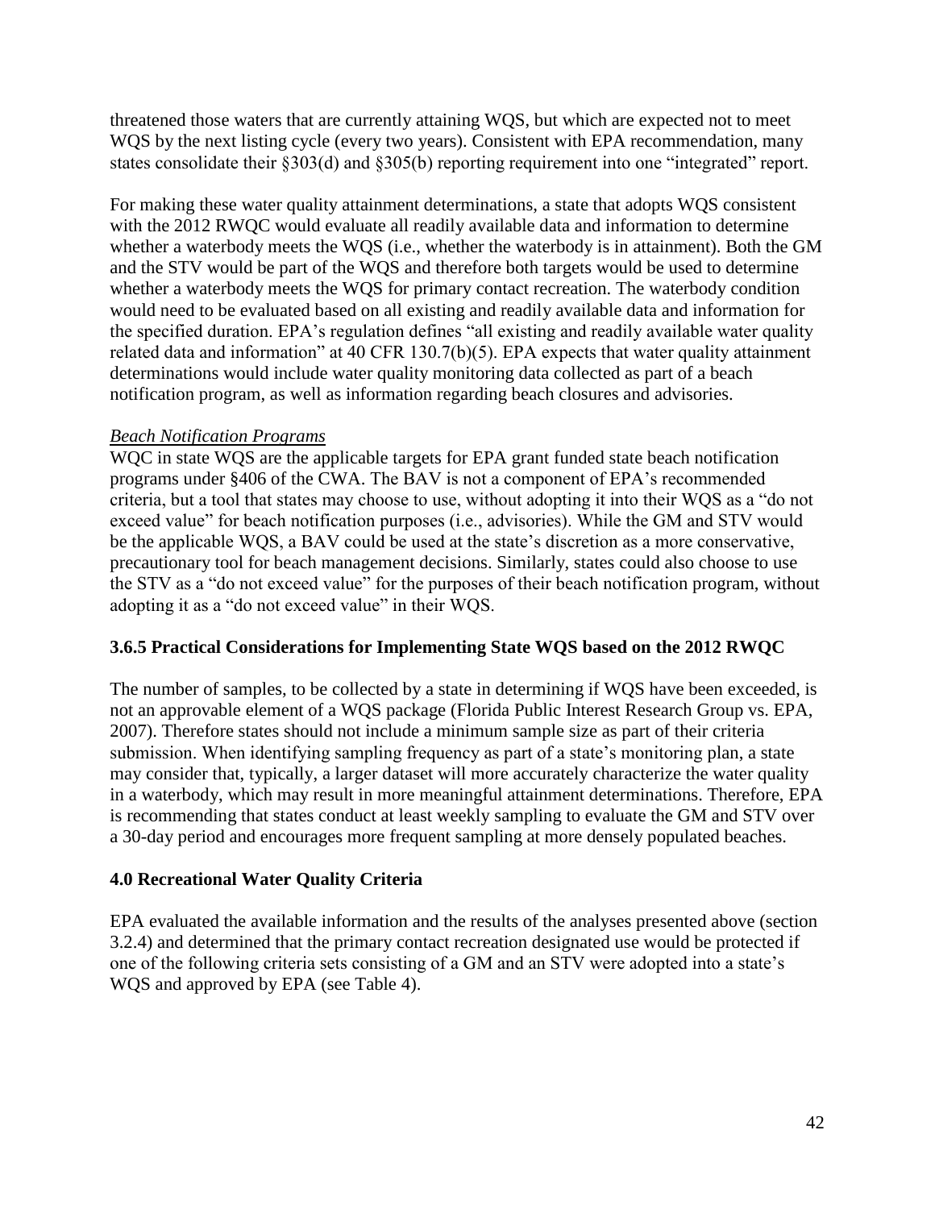threatened those waters that are currently attaining WQS, but which are expected not to meet WQS by the next listing cycle (every two years). Consistent with EPA recommendation, many states consolidate their §303(d) and §305(b) reporting requirement into one "integrated" report.

For making these water quality attainment determinations, a state that adopts WQS consistent with the 2012 RWQC would evaluate all readily available data and information to determine whether a waterbody meets the WQS (i.e., whether the waterbody is in attainment). Both the GM and the STV would be part of the WQS and therefore both targets would be used to determine whether a waterbody meets the WQS for primary contact recreation. The waterbody condition would need to be evaluated based on all existing and readily available data and information for the specified duration. EPA's regulation defines "all existing and readily available water quality related data and information" at 40 CFR 130.7(b)(5). EPA expects that water quality attainment determinations would include water quality monitoring data collected as part of a beach notification program, as well as information regarding beach closures and advisories.

*Beach Notification Programs*

WQC in state WQS are the applicable targets for EPA grant funded state beach notification programs under §406 of the CWA. The BAV is not a component of EPA's recommended criteria, but a tool that states may choose to use, without adopting it into their WQS as a "do not exceed value" for beach notification purposes (i.e., advisories). While the GM and STV would be the applicable WQS, a BAV could be used at the state's discretion as a more conservative, precautionary tool for beach management decisions. Similarly, states could also choose to use the STV as a "do not exceed value" for the purposes of their beach notification program, without adopting it as a "do not exceed value" in their WQS.

### 3.6.5 Practical Considerations for Implementing State WQS based on the 2012 RWQC

The number of samples, to be collected by a state in determining if WQS have been exceeded, is not an approvable element of a WQS package (Florida Public Interest Research Group vs. EPA, 2007). Therefore states should not include a minimum sample size as part of their criteria submission. When identifying sampling frequency as part of a state's monitoring plan, a state may consider that, typically, a larger dataset will more accurately characterize the water quality in a waterbody, which may result in more meaningful attainment determinations. Therefore, EPA is recommending that states conduct at least weekly sampling to evaluate the GM and STV over a 30-day period and encourages more frequent sampling at more densely populated beaches.

## 4.0 Recreational Water Quality Criteria

EPA evaluated the available information and the results of the analyses presented above (section 3.2.4) and determined that the primary contact recreation designated use would be protected if one of the following criteria sets consisting of a GM and an STV were adopted into a state's WQS and approved by EPA (see Table 4).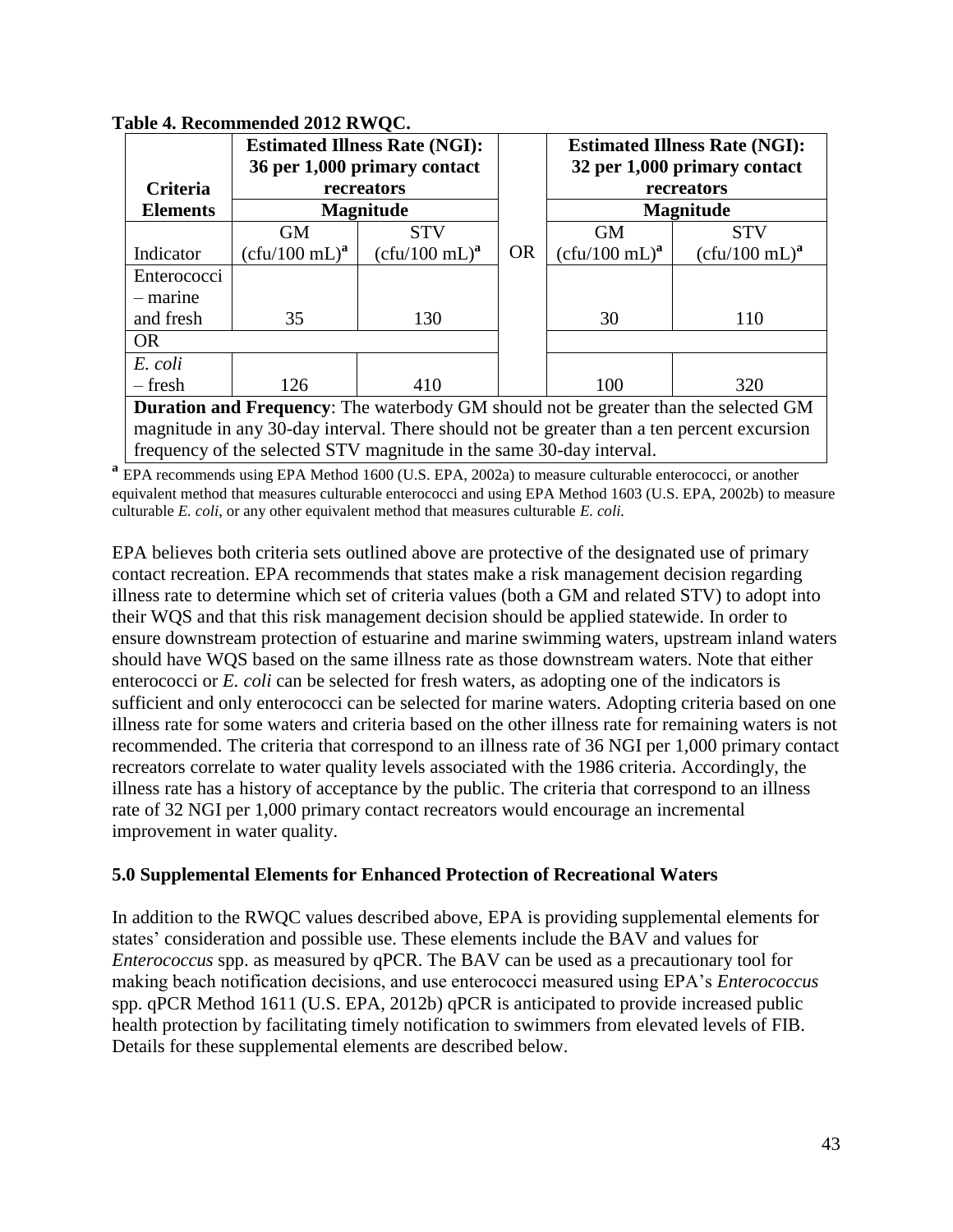**Table 4. Recommended 2012 RWQC.**

| Criteria Elements | Estimated Illness Rate (NGI): 36 per 1,000 primary contact recreators | | | Estimated Illness Rate (NGI): 32 per 1,000 primary contact recreators | |
|---|---|---|---|---|---|
| | **Magnitude** | | | **Magnitude** | |
| Indicator | GM (cfu/100 mL)[a] | STV (cfu/100 mL)[a] | OR | GM (cfu/100 mL)[a] | STV (cfu/100 mL)[a] |
| Enterococci – marine and fresh | 35 | 130 | | 30 | 110 |
| OR | | | | | |
| *E. coli* – fresh | 126 | 410 | | 100 | 320 |
| **Duration and Frequency**: The waterbody GM should not be greater than the selected GM magnitude in any 30-day interval. There should not be greater than a ten percent excursion frequency of the selected STV magnitude in the same 30-day interval. | | | | | |

[a] EPA recommends using EPA Method 1600 (U.S. EPA, 2002a) to measure culturable enterococci, or another equivalent method that measures culturable enterococci and using EPA Method 1603 (U.S. EPA, 2002b) to measure culturable *E. coli*, or any other equivalent method that measures culturable *E. coli.*

EPA believes both criteria sets outlined above are protective of the designated use of primary contact recreation. EPA recommends that states make a risk management decision regarding illness rate to determine which set of criteria values (both a GM and related STV) to adopt into their WQS and that this risk management decision should be applied statewide. In order to ensure downstream protection of estuarine and marine swimming waters, upstream inland waters should have WQS based on the same illness rate as those downstream waters. Note that either enterococci or *E. coli* can be selected for fresh waters, as adopting one of the indicators is sufficient and only enterococci can be selected for marine waters. Adopting criteria based on one illness rate for some waters and criteria based on the other illness rate for remaining waters is not recommended. The criteria that correspond to an illness rate of 36 NGI per 1,000 primary contact recreators correlate to water quality levels associated with the 1986 criteria. Accordingly, the illness rate has a history of acceptance by the public. The criteria that correspond to an illness rate of 32 NGI per 1,000 primary contact recreators would encourage an incremental improvement in water quality.

## 5.0 Supplemental Elements for Enhanced Protection of Recreational Waters

In addition to the RWQC values described above, EPA is providing supplemental elements for states' consideration and possible use. These elements include the BAV and values for *Enterococcus* spp. as measured by qPCR. The BAV can be used as a precautionary tool for making beach notification decisions, and use enterococci measured using EPA's *Enterococcus* spp. qPCR Method 1611 (U.S. EPA, 2012b) qPCR is anticipated to provide increased public health protection by facilitating timely notification to swimmers from elevated levels of FIB. Details for these supplemental elements are described below.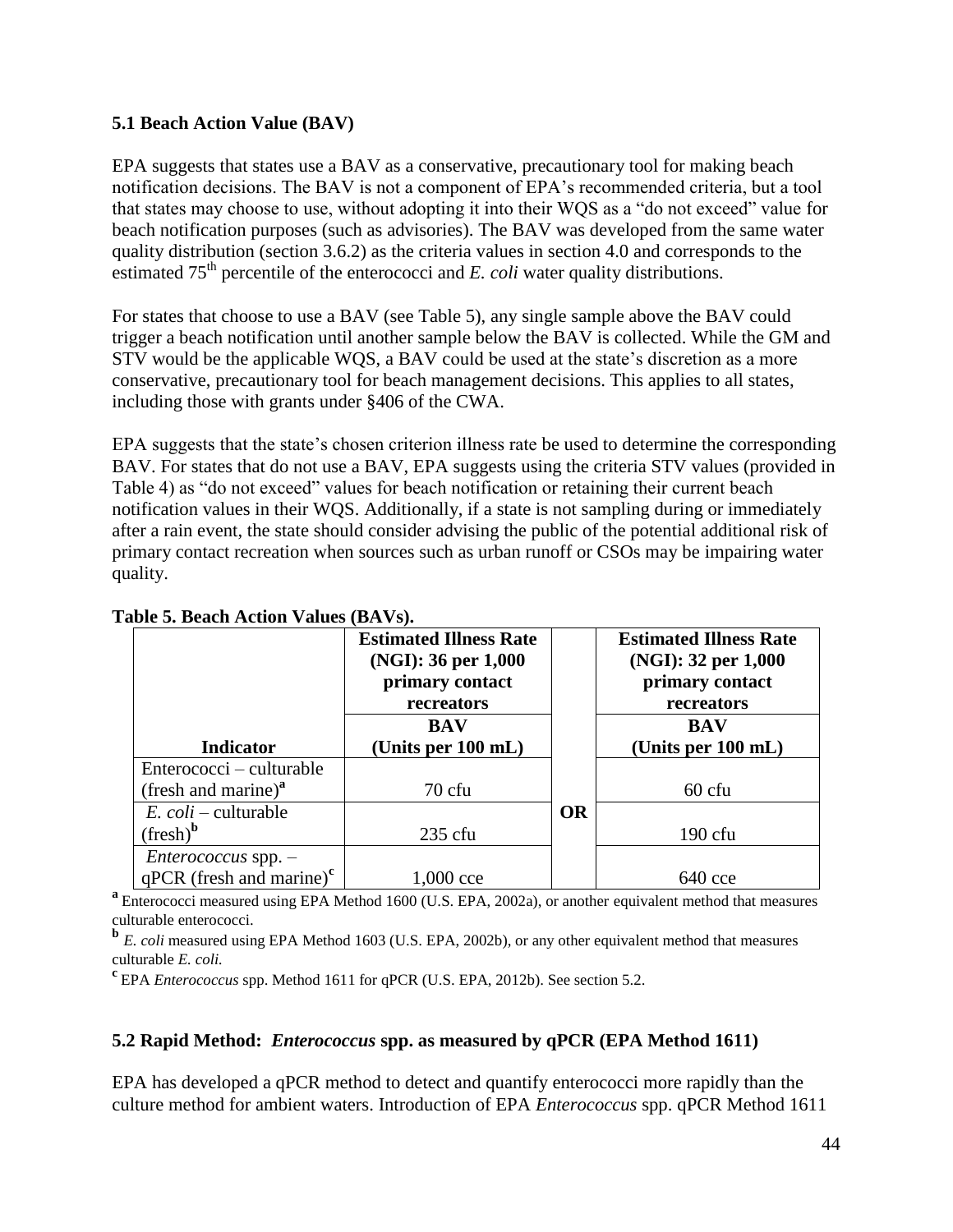### 5.1 Beach Action Value (BAV)

EPA suggests that states use a BAV as a conservative, precautionary tool for making beach notification decisions. The BAV is not a component of EPA's recommended criteria, but a tool that states may choose to use, without adopting it into their WQS as a "do not exceed" value for beach notification purposes (such as advisories). The BAV was developed from the same water quality distribution (section 3.6.2) as the criteria values in section 4.0 and corresponds to the estimated 75th percentile of the enterococci and *E. coli* water quality distributions.

For states that choose to use a BAV (see Table 5), any single sample above the BAV could trigger a beach notification until another sample below the BAV is collected. While the GM and STV would be the applicable WQS, a BAV could be used at the state's discretion as a more conservative, precautionary tool for beach management decisions. This applies to all states, including those with grants under §406 of the CWA.

EPA suggests that the state's chosen criterion illness rate be used to determine the corresponding BAV. For states that do not use a BAV, EPA suggests using the criteria STV values (provided in Table 4) as "do not exceed" values for beach notification or retaining their current beach notification values in their WQS. Additionally, if a state is not sampling during or immediately after a rain event, the state should consider advising the public of the potential additional risk of primary contact recreation when sources such as urban runoff or CSOs may be impairing water quality.

**Table 5. Beach Action Values (BAVs).**

| | **Estimated Illness Rate (NGI): 36 per 1,000 primary contact recreators** | | **Estimated Illness Rate (NGI): 32 per 1,000 primary contact recreators** |
|---|---|---|---|
| **Indicator** | **BAV (Units per 100 mL)** | | **BAV (Units per 100 mL)** |
| Enterococci – culturable (fresh and marine)[a] | 70 cfu | **OR** | 60 cfu |
| *E. coli* – culturable (fresh)[b] | 235 cfu | | 190 cfu |
| *Enterococcus* spp. – qPCR (fresh and marine)[c] | 1,000 cce | | 640 cce |

[a] Enterococci measured using EPA Method 1600 (U.S. EPA, 2002a), or another equivalent method that measures culturable enterococci.

[b] *E. coli* measured using EPA Method 1603 (U.S. EPA, 2002b), or any other equivalent method that measures culturable *E. coli.*

[c] EPA *Enterococcus* spp. Method 1611 for qPCR (U.S. EPA, 2012b). See section 5.2.

### 5.2 Rapid Method: *Enterococcus* spp. as measured by qPCR (EPA Method 1611)

EPA has developed a qPCR method to detect and quantify enterococci more rapidly than the culture method for ambient waters. Introduction of EPA *Enterococcus* spp. qPCR Method 1611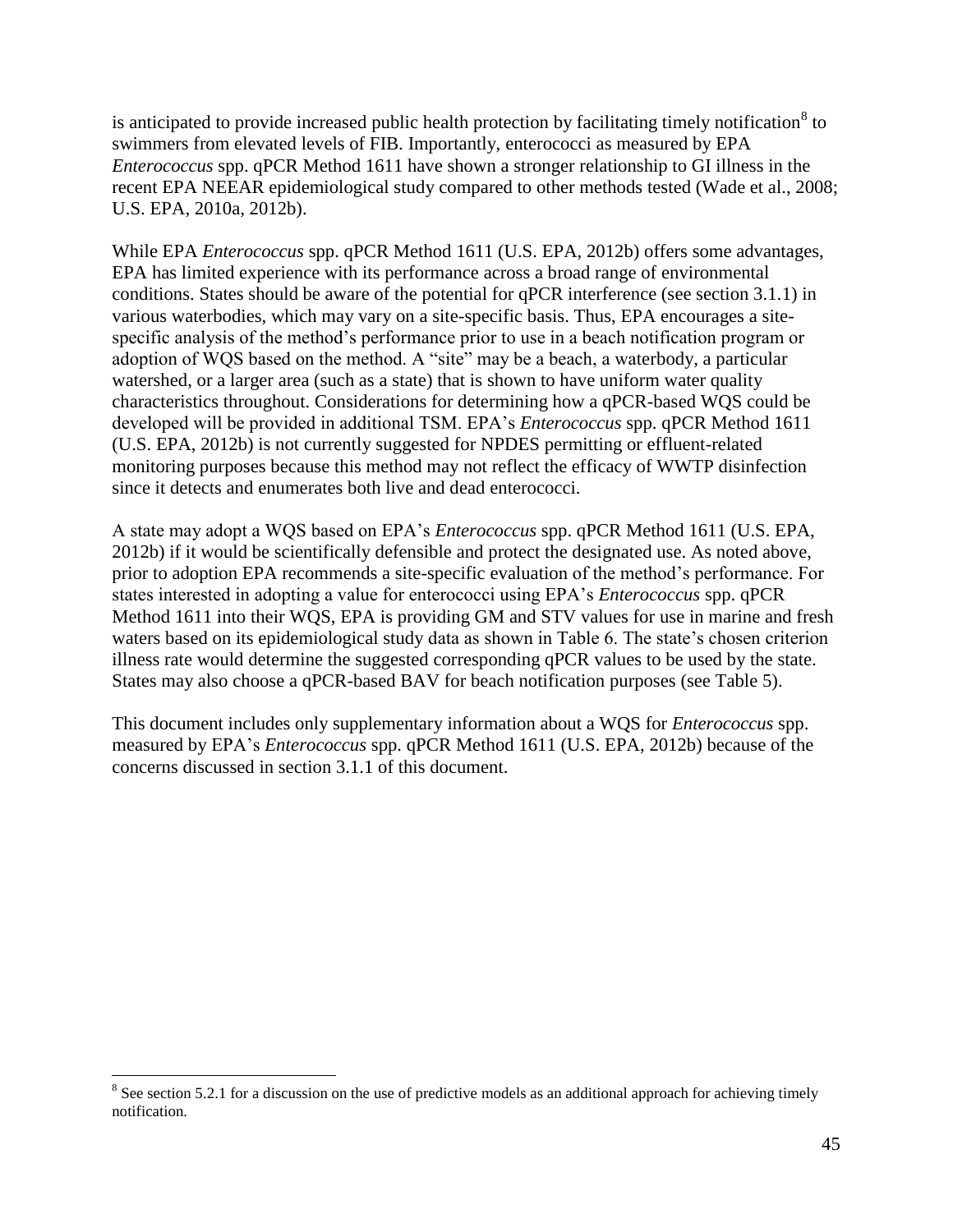is anticipated to provide increased public health protection by facilitating timely notification[8] to swimmers from elevated levels of FIB. Importantly, enterococci as measured by EPA *Enterococcus* spp. qPCR Method 1611 have shown a stronger relationship to GI illness in the recent EPA NEEAR epidemiological study compared to other methods tested (Wade et al., 2008; U.S. EPA, 2010a, 2012b).

While EPA *Enterococcus* spp. qPCR Method 1611 (U.S. EPA, 2012b) offers some advantages, EPA has limited experience with its performance across a broad range of environmental conditions. States should be aware of the potential for qPCR interference (see section 3.1.1) in various waterbodies, which may vary on a site-specific basis. Thus, EPA encourages a site-specific analysis of the method's performance prior to use in a beach notification program or adoption of WQS based on the method. A "site" may be a beach, a waterbody, a particular watershed, or a larger area (such as a state) that is shown to have uniform water quality characteristics throughout. Considerations for determining how a qPCR-based WQS could be developed will be provided in additional TSM. EPA's *Enterococcus* spp. qPCR Method 1611 (U.S. EPA, 2012b) is not currently suggested for NPDES permitting or effluent-related monitoring purposes because this method may not reflect the efficacy of WWTP disinfection since it detects and enumerates both live and dead enterococci.

A state may adopt a WQS based on EPA's *Enterococcus* spp. qPCR Method 1611 (U.S. EPA, 2012b) if it would be scientifically defensible and protect the designated use. As noted above, prior to adoption EPA recommends a site-specific evaluation of the method's performance. For states interested in adopting a value for enterococci using EPA's *Enterococcus* spp. qPCR Method 1611 into their WQS, EPA is providing GM and STV values for use in marine and fresh waters based on its epidemiological study data as shown in Table 6. The state's chosen criterion illness rate would determine the suggested corresponding qPCR values to be used by the state. States may also choose a qPCR-based BAV for beach notification purposes (see Table 5).

This document includes only supplementary information about a WQS for *Enterococcus* spp. measured by EPA's *Enterococcus* spp. qPCR Method 1611 (U.S. EPA, 2012b) because of the concerns discussed in section 3.1.1 of this document.

---

[8] See section 5.2.1 for a discussion on the use of predictive models as an additional approach for achieving timely notification.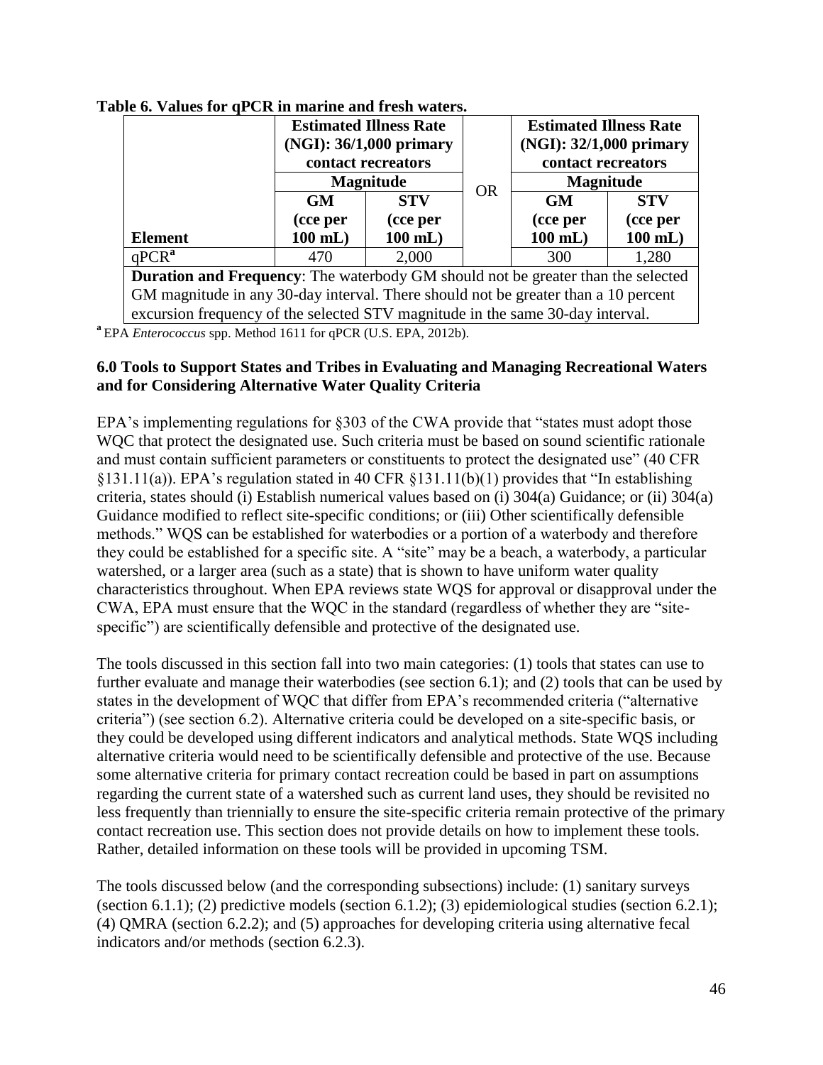**Table 6. Values for qPCR in marine and fresh waters.**

| Element | Estimated Illness Rate (NGI): 36/1,000 primary contact recreators | | OR | Estimated Illness Rate (NGI): 32/1,000 primary contact recreators | |
|---|---|---|---|---|---|
| | Magnitude | | | Magnitude | |
| | GM (cce per 100 mL) | STV (cce per 100 mL) | | GM (cce per 100 mL) | STV (cce per 100 mL) |
| qPCR[a] | 470 | 2,000 | | 300 | 1,280 |
| **Duration and Frequency**: The waterbody GM should not be greater than the selected GM magnitude in any 30-day interval. There should not be greater than a 10 percent excursion frequency of the selected STV magnitude in the same 30-day interval. | | | | | |

[a] EPA *Enterococcus* spp. Method 1611 for qPCR (U.S. EPA, 2012b).

## 6.0 Tools to Support States and Tribes in Evaluating and Managing Recreational Waters and for Considering Alternative Water Quality Criteria

EPA's implementing regulations for §303 of the CWA provide that "states must adopt those WQC that protect the designated use. Such criteria must be based on sound scientific rationale and must contain sufficient parameters or constituents to protect the designated use" (40 CFR §131.11(a)). EPA's regulation stated in 40 CFR §131.11(b)(1) provides that "In establishing criteria, states should (i) Establish numerical values based on (i) 304(a) Guidance; or (ii) 304(a) Guidance modified to reflect site-specific conditions; or (iii) Other scientifically defensible methods." WQS can be established for waterbodies or a portion of a waterbody and therefore they could be established for a specific site. A "site" may be a beach, a waterbody, a particular watershed, or a larger area (such as a state) that is shown to have uniform water quality characteristics throughout. When EPA reviews state WQS for approval or disapproval under the CWA, EPA must ensure that the WQC in the standard (regardless of whether they are "site-specific") are scientifically defensible and protective of the designated use.

The tools discussed in this section fall into two main categories: (1) tools that states can use to further evaluate and manage their waterbodies (see section 6.1); and (2) tools that can be used by states in the development of WQC that differ from EPA's recommended criteria ("alternative criteria") (see section 6.2). Alternative criteria could be developed on a site-specific basis, or they could be developed using different indicators and analytical methods. State WQS including alternative criteria would need to be scientifically defensible and protective of the use. Because some alternative criteria for primary contact recreation could be based in part on assumptions regarding the current state of a watershed such as current land uses, they should be revisited no less frequently than triennially to ensure the site-specific criteria remain protective of the primary contact recreation use. This section does not provide details on how to implement these tools. Rather, detailed information on these tools will be provided in upcoming TSM.

The tools discussed below (and the corresponding subsections) include: (1) sanitary surveys (section 6.1.1); (2) predictive models (section 6.1.2); (3) epidemiological studies (section 6.2.1); (4) QMRA (section 6.2.2); and (5) approaches for developing criteria using alternative fecal indicators and/or methods (section 6.2.3).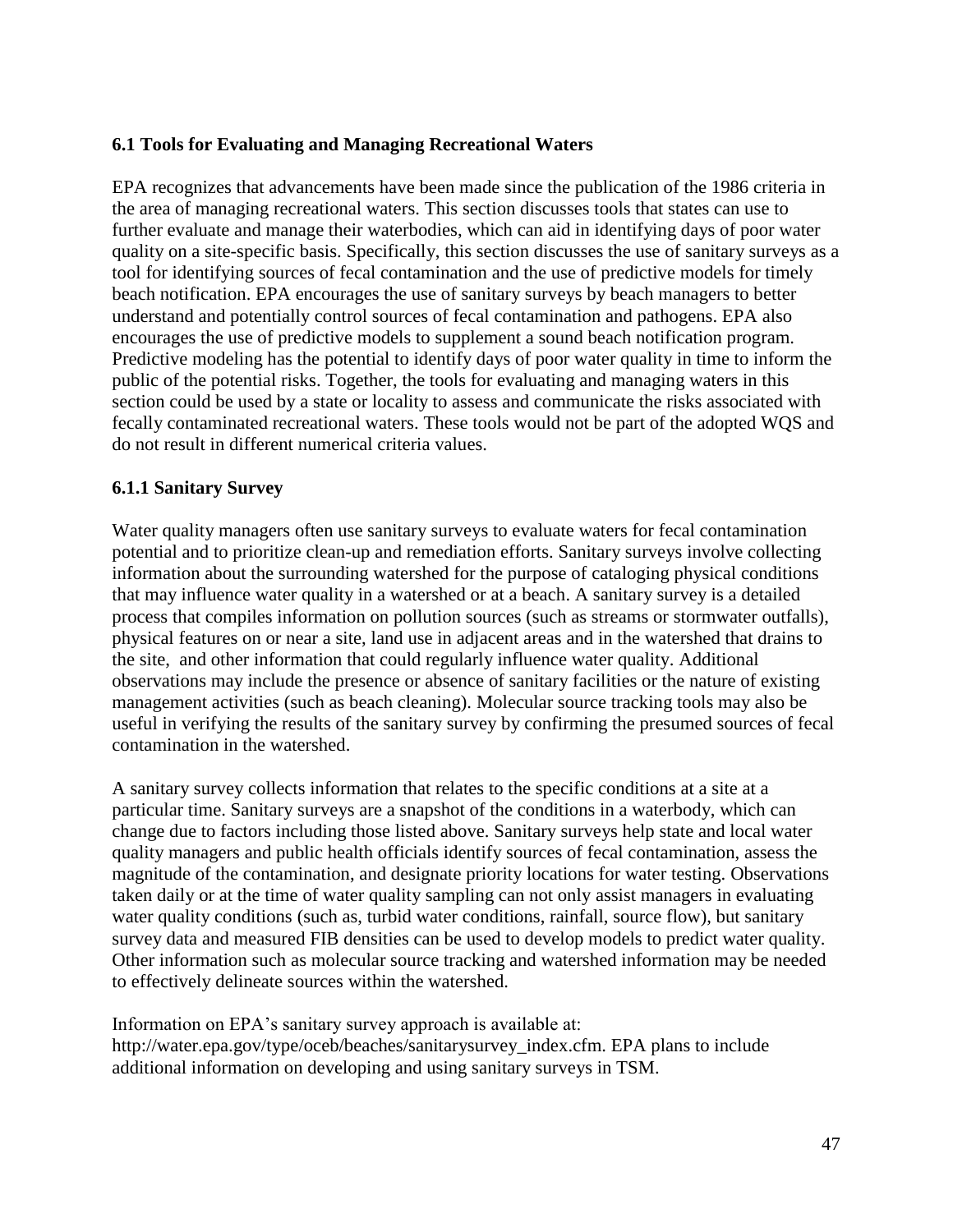### 6.1 Tools for Evaluating and Managing Recreational Waters

EPA recognizes that advancements have been made since the publication of the 1986 criteria in the area of managing recreational waters. This section discusses tools that states can use to further evaluate and manage their waterbodies, which can aid in identifying days of poor water quality on a site-specific basis. Specifically, this section discusses the use of sanitary surveys as a tool for identifying sources of fecal contamination and the use of predictive models for timely beach notification. EPA encourages the use of sanitary surveys by beach managers to better understand and potentially control sources of fecal contamination and pathogens. EPA also encourages the use of predictive models to supplement a sound beach notification program. Predictive modeling has the potential to identify days of poor water quality in time to inform the public of the potential risks. Together, the tools for evaluating and managing waters in this section could be used by a state or locality to assess and communicate the risks associated with fecally contaminated recreational waters. These tools would not be part of the adopted WQS and do not result in different numerical criteria values.

#### 6.1.1 Sanitary Survey

Water quality managers often use sanitary surveys to evaluate waters for fecal contamination potential and to prioritize clean-up and remediation efforts. Sanitary surveys involve collecting information about the surrounding watershed for the purpose of cataloging physical conditions that may influence water quality in a watershed or at a beach. A sanitary survey is a detailed process that compiles information on pollution sources (such as streams or stormwater outfalls), physical features on or near a site, land use in adjacent areas and in the watershed that drains to the site, and other information that could regularly influence water quality. Additional observations may include the presence or absence of sanitary facilities or the nature of existing management activities (such as beach cleaning). Molecular source tracking tools may also be useful in verifying the results of the sanitary survey by confirming the presumed sources of fecal contamination in the watershed.

A sanitary survey collects information that relates to the specific conditions at a site at a particular time. Sanitary surveys are a snapshot of the conditions in a waterbody, which can change due to factors including those listed above. Sanitary surveys help state and local water quality managers and public health officials identify sources of fecal contamination, assess the magnitude of the contamination, and designate priority locations for water testing. Observations taken daily or at the time of water quality sampling can not only assist managers in evaluating water quality conditions (such as, turbid water conditions, rainfall, source flow), but sanitary survey data and measured FIB densities can be used to develop models to predict water quality. Other information such as molecular source tracking and watershed information may be needed to effectively delineate sources within the watershed.

Information on EPA's sanitary survey approach is available at: http://water.epa.gov/type/oceb/beaches/sanitarysurvey_index.cfm. EPA plans to include additional information on developing and using sanitary surveys in TSM.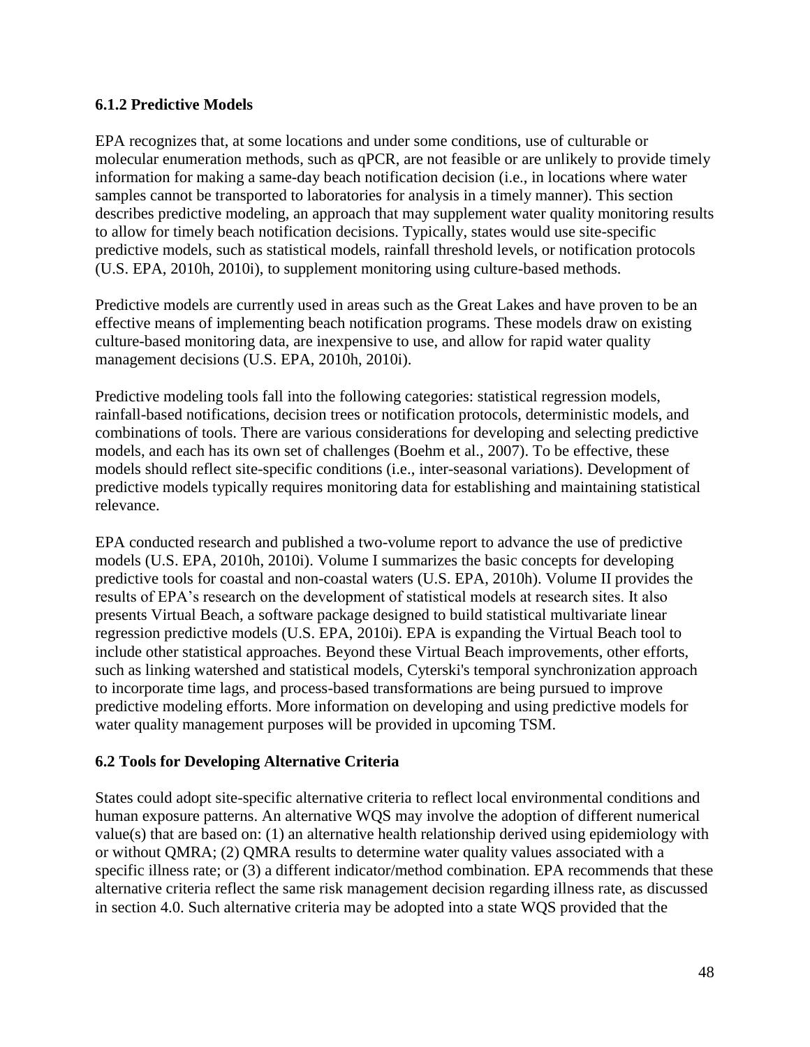### 6.1.2 Predictive Models

EPA recognizes that, at some locations and under some conditions, use of culturable or molecular enumeration methods, such as qPCR, are not feasible or are unlikely to provide timely information for making a same-day beach notification decision (i.e., in locations where water samples cannot be transported to laboratories for analysis in a timely manner). This section describes predictive modeling, an approach that may supplement water quality monitoring results to allow for timely beach notification decisions. Typically, states would use site-specific predictive models, such as statistical models, rainfall threshold levels, or notification protocols (U.S. EPA, 2010h, 2010i), to supplement monitoring using culture-based methods.

Predictive models are currently used in areas such as the Great Lakes and have proven to be an effective means of implementing beach notification programs. These models draw on existing culture-based monitoring data, are inexpensive to use, and allow for rapid water quality management decisions (U.S. EPA, 2010h, 2010i).

Predictive modeling tools fall into the following categories: statistical regression models, rainfall-based notifications, decision trees or notification protocols, deterministic models, and combinations of tools. There are various considerations for developing and selecting predictive models, and each has its own set of challenges (Boehm et al., 2007). To be effective, these models should reflect site-specific conditions (i.e., inter-seasonal variations). Development of predictive models typically requires monitoring data for establishing and maintaining statistical relevance.

EPA conducted research and published a two-volume report to advance the use of predictive models (U.S. EPA, 2010h, 2010i). Volume I summarizes the basic concepts for developing predictive tools for coastal and non-coastal waters (U.S. EPA, 2010h). Volume II provides the results of EPA's research on the development of statistical models at research sites. It also presents Virtual Beach, a software package designed to build statistical multivariate linear regression predictive models (U.S. EPA, 2010i). EPA is expanding the Virtual Beach tool to include other statistical approaches. Beyond these Virtual Beach improvements, other efforts, such as linking watershed and statistical models, Cyterski's temporal synchronization approach to incorporate time lags, and process-based transformations are being pursued to improve predictive modeling efforts. More information on developing and using predictive models for water quality management purposes will be provided in upcoming TSM.

## 6.2 Tools for Developing Alternative Criteria

States could adopt site-specific alternative criteria to reflect local environmental conditions and human exposure patterns. An alternative WQS may involve the adoption of different numerical value(s) that are based on: (1) an alternative health relationship derived using epidemiology with or without QMRA; (2) QMRA results to determine water quality values associated with a specific illness rate; or (3) a different indicator/method combination. EPA recommends that these alternative criteria reflect the same risk management decision regarding illness rate, as discussed in section 4.0. Such alternative criteria may be adopted into a state WQS provided that the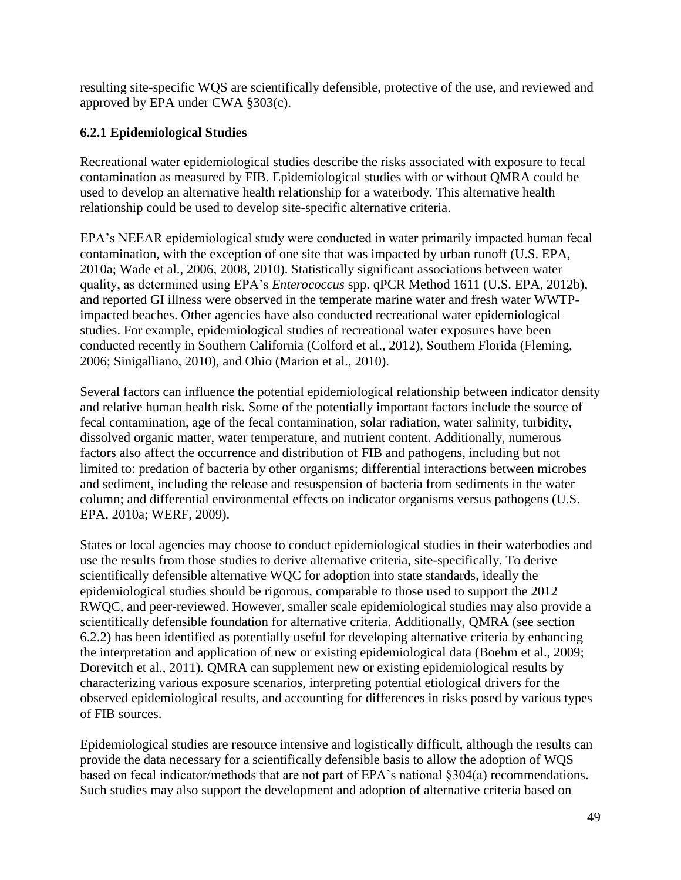resulting site-specific WQS are scientifically defensible, protective of the use, and reviewed and approved by EPA under CWA §303(c).

### 6.2.1 Epidemiological Studies

Recreational water epidemiological studies describe the risks associated with exposure to fecal contamination as measured by FIB. Epidemiological studies with or without QMRA could be used to develop an alternative health relationship for a waterbody. This alternative health relationship could be used to develop site-specific alternative criteria.

EPA's NEEAR epidemiological study were conducted in water primarily impacted human fecal contamination, with the exception of one site that was impacted by urban runoff (U.S. EPA, 2010a; Wade et al., 2006, 2008, 2010). Statistically significant associations between water quality, as determined using EPA's *Enterococcus* spp. qPCR Method 1611 (U.S. EPA, 2012b), and reported GI illness were observed in the temperate marine water and fresh water WWTP-impacted beaches. Other agencies have also conducted recreational water epidemiological studies. For example, epidemiological studies of recreational water exposures have been conducted recently in Southern California (Colford et al., 2012), Southern Florida (Fleming, 2006; Sinigalliano, 2010), and Ohio (Marion et al., 2010).

Several factors can influence the potential epidemiological relationship between indicator density and relative human health risk. Some of the potentially important factors include the source of fecal contamination, age of the fecal contamination, solar radiation, water salinity, turbidity, dissolved organic matter, water temperature, and nutrient content. Additionally, numerous factors also affect the occurrence and distribution of FIB and pathogens, including but not limited to: predation of bacteria by other organisms; differential interactions between microbes and sediment, including the release and resuspension of bacteria from sediments in the water column; and differential environmental effects on indicator organisms versus pathogens (U.S. EPA, 2010a; WERF, 2009).

States or local agencies may choose to conduct epidemiological studies in their waterbodies and use the results from those studies to derive alternative criteria, site-specifically. To derive scientifically defensible alternative WQC for adoption into state standards, ideally the epidemiological studies should be rigorous, comparable to those used to support the 2012 RWQC, and peer-reviewed. However, smaller scale epidemiological studies may also provide a scientifically defensible foundation for alternative criteria. Additionally, QMRA (see section 6.2.2) has been identified as potentially useful for developing alternative criteria by enhancing the interpretation and application of new or existing epidemiological data (Boehm et al., 2009; Dorevitch et al., 2011). QMRA can supplement new or existing epidemiological results by characterizing various exposure scenarios, interpreting potential etiological drivers for the observed epidemiological results, and accounting for differences in risks posed by various types of FIB sources.

Epidemiological studies are resource intensive and logistically difficult, although the results can provide the data necessary for a scientifically defensible basis to allow the adoption of WQS based on fecal indicator/methods that are not part of EPA's national §304(a) recommendations. Such studies may also support the development and adoption of alternative criteria based on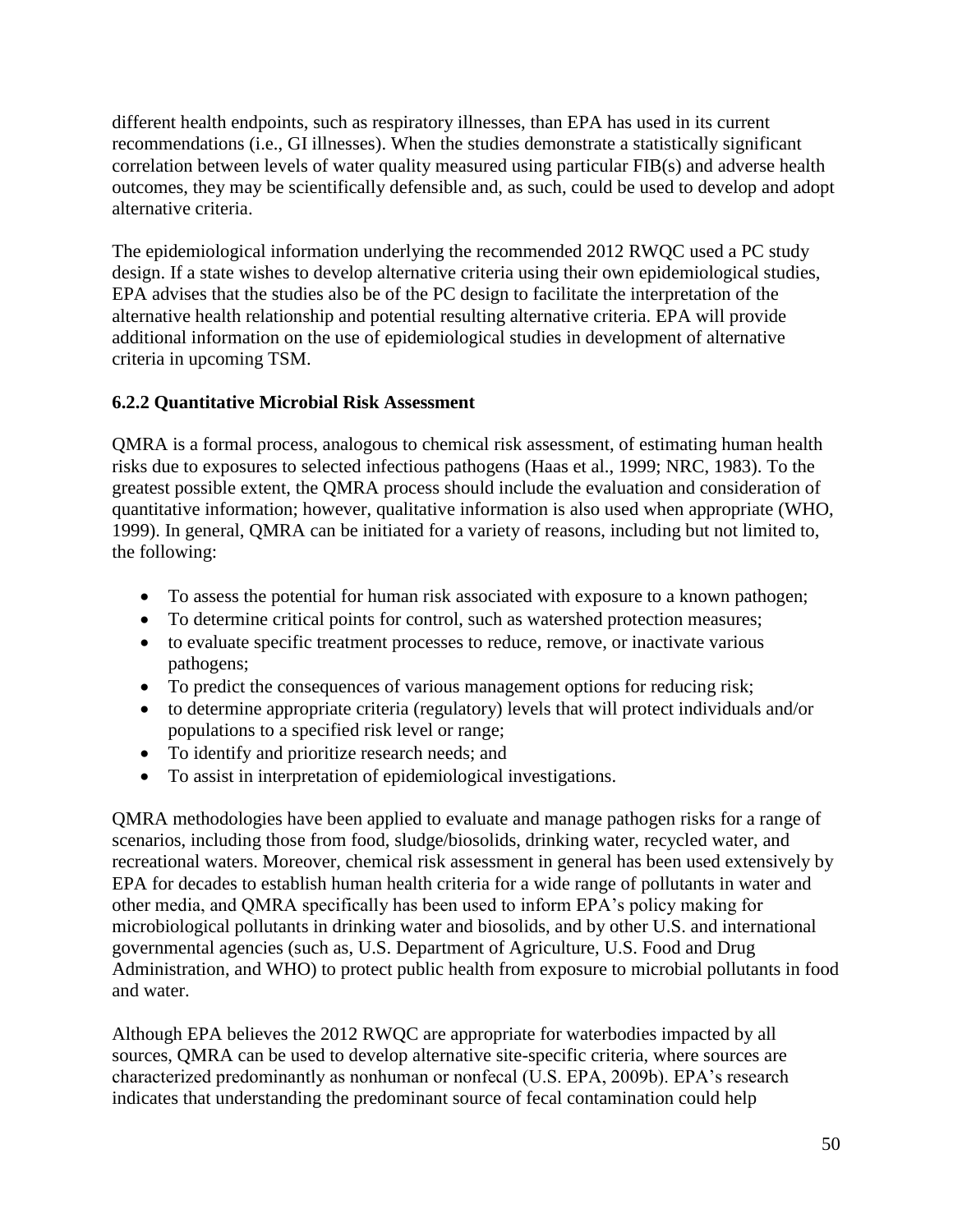different health endpoints, such as respiratory illnesses, than EPA has used in its current recommendations (i.e., GI illnesses). When the studies demonstrate a statistically significant correlation between levels of water quality measured using particular FIB(s) and adverse health outcomes, they may be scientifically defensible and, as such, could be used to develop and adopt alternative criteria.

The epidemiological information underlying the recommended 2012 RWQC used a PC study design. If a state wishes to develop alternative criteria using their own epidemiological studies, EPA advises that the studies also be of the PC design to facilitate the interpretation of the alternative health relationship and potential resulting alternative criteria. EPA will provide additional information on the use of epidemiological studies in development of alternative criteria in upcoming TSM.

### 6.2.2 Quantitative Microbial Risk Assessment

QMRA is a formal process, analogous to chemical risk assessment, of estimating human health risks due to exposures to selected infectious pathogens (Haas et al., 1999; NRC, 1983). To the greatest possible extent, the QMRA process should include the evaluation and consideration of quantitative information; however, qualitative information is also used when appropriate (WHO, 1999). In general, QMRA can be initiated for a variety of reasons, including but not limited to, the following:

- To assess the potential for human risk associated with exposure to a known pathogen;
- To determine critical points for control, such as watershed protection measures;
- to evaluate specific treatment processes to reduce, remove, or inactivate various pathogens;
- To predict the consequences of various management options for reducing risk;
- to determine appropriate criteria (regulatory) levels that will protect individuals and/or populations to a specified risk level or range;
- To identify and prioritize research needs; and
- To assist in interpretation of epidemiological investigations.

QMRA methodologies have been applied to evaluate and manage pathogen risks for a range of scenarios, including those from food, sludge/biosolids, drinking water, recycled water, and recreational waters. Moreover, chemical risk assessment in general has been used extensively by EPA for decades to establish human health criteria for a wide range of pollutants in water and other media, and QMRA specifically has been used to inform EPA's policy making for microbiological pollutants in drinking water and biosolids, and by other U.S. and international governmental agencies (such as, U.S. Department of Agriculture, U.S. Food and Drug Administration, and WHO) to protect public health from exposure to microbial pollutants in food and water.

Although EPA believes the 2012 RWQC are appropriate for waterbodies impacted by all sources, QMRA can be used to develop alternative site-specific criteria, where sources are characterized predominantly as nonhuman or nonfecal (U.S. EPA, 2009b). EPA's research indicates that understanding the predominant source of fecal contamination could help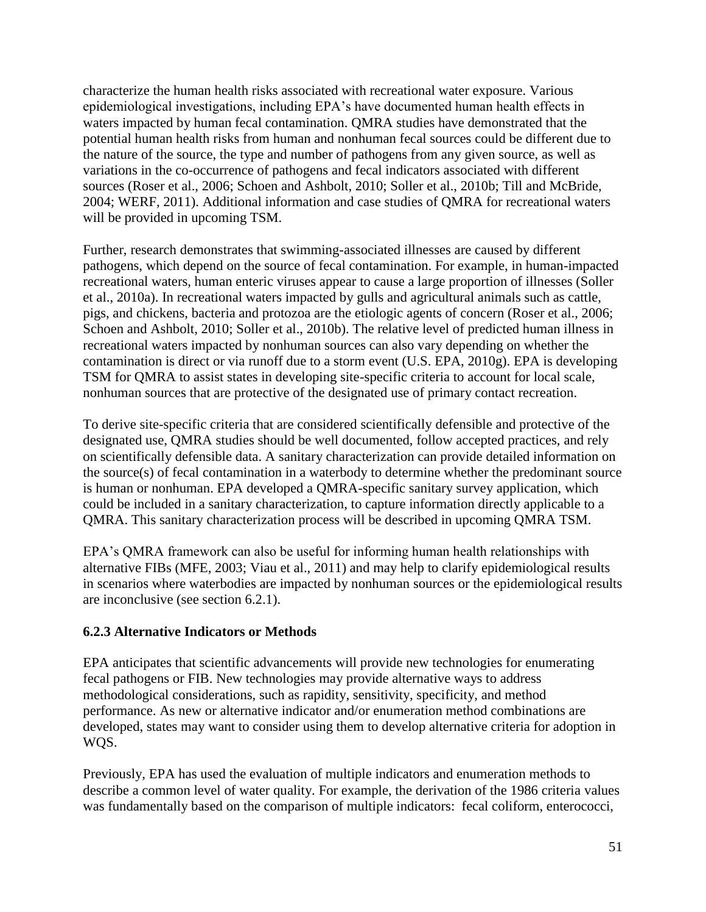characterize the human health risks associated with recreational water exposure. Various epidemiological investigations, including EPA's have documented human health effects in waters impacted by human fecal contamination. QMRA studies have demonstrated that the potential human health risks from human and nonhuman fecal sources could be different due to the nature of the source, the type and number of pathogens from any given source, as well as variations in the co-occurrence of pathogens and fecal indicators associated with different sources (Roser et al., 2006; Schoen and Ashbolt, 2010; Soller et al., 2010b; Till and McBride, 2004; WERF, 2011). Additional information and case studies of QMRA for recreational waters will be provided in upcoming TSM.

Further, research demonstrates that swimming-associated illnesses are caused by different pathogens, which depend on the source of fecal contamination. For example, in human-impacted recreational waters, human enteric viruses appear to cause a large proportion of illnesses (Soller et al., 2010a). In recreational waters impacted by gulls and agricultural animals such as cattle, pigs, and chickens, bacteria and protozoa are the etiologic agents of concern (Roser et al., 2006; Schoen and Ashbolt, 2010; Soller et al., 2010b). The relative level of predicted human illness in recreational waters impacted by nonhuman sources can also vary depending on whether the contamination is direct or via runoff due to a storm event (U.S. EPA, 2010g). EPA is developing TSM for QMRA to assist states in developing site-specific criteria to account for local scale, nonhuman sources that are protective of the designated use of primary contact recreation.

To derive site-specific criteria that are considered scientifically defensible and protective of the designated use, QMRA studies should be well documented, follow accepted practices, and rely on scientifically defensible data. A sanitary characterization can provide detailed information on the source(s) of fecal contamination in a waterbody to determine whether the predominant source is human or nonhuman. EPA developed a QMRA-specific sanitary survey application, which could be included in a sanitary characterization, to capture information directly applicable to a QMRA. This sanitary characterization process will be described in upcoming QMRA TSM.

EPA's QMRA framework can also be useful for informing human health relationships with alternative FIBs (MFE, 2003; Viau et al., 2011) and may help to clarify epidemiological results in scenarios where waterbodies are impacted by nonhuman sources or the epidemiological results are inconclusive (see section 6.2.1).

### 6.2.3 Alternative Indicators or Methods

EPA anticipates that scientific advancements will provide new technologies for enumerating fecal pathogens or FIB. New technologies may provide alternative ways to address methodological considerations, such as rapidity, sensitivity, specificity, and method performance. As new or alternative indicator and/or enumeration method combinations are developed, states may want to consider using them to develop alternative criteria for adoption in WQS.

Previously, EPA has used the evaluation of multiple indicators and enumeration methods to describe a common level of water quality. For example, the derivation of the 1986 criteria values was fundamentally based on the comparison of multiple indicators: fecal coliform, enterococci,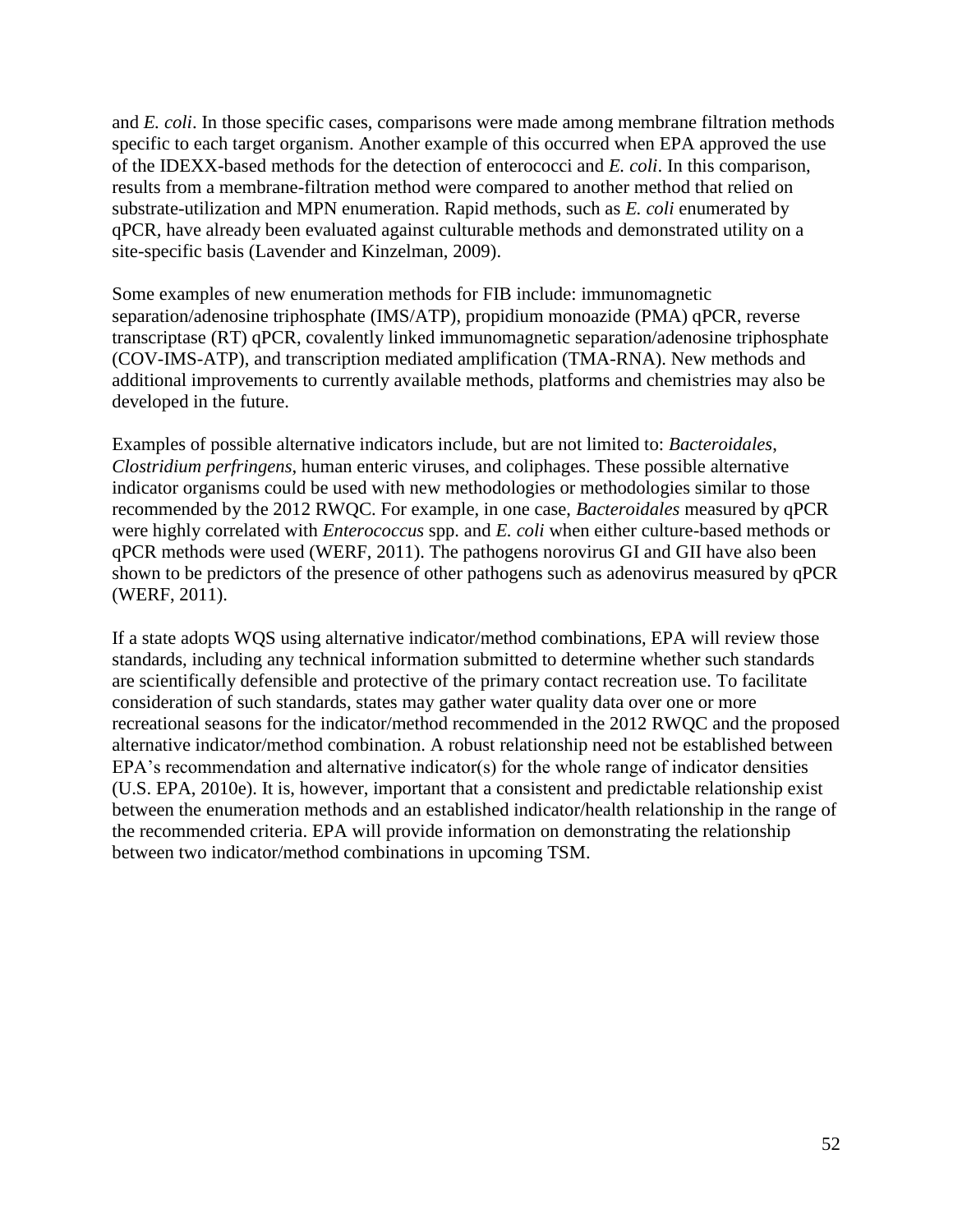and *E. coli*. In those specific cases, comparisons were made among membrane filtration methods specific to each target organism. Another example of this occurred when EPA approved the use of the IDEXX-based methods for the detection of enterococci and *E. coli*. In this comparison, results from a membrane-filtration method were compared to another method that relied on substrate-utilization and MPN enumeration. Rapid methods, such as *E. coli* enumerated by qPCR, have already been evaluated against culturable methods and demonstrated utility on a site-specific basis (Lavender and Kinzelman, 2009).

Some examples of new enumeration methods for FIB include: immunomagnetic separation/adenosine triphosphate (IMS/ATP), propidium monoazide (PMA) qPCR, reverse transcriptase (RT) qPCR, covalently linked immunomagnetic separation/adenosine triphosphate (COV-IMS-ATP), and transcription mediated amplification (TMA-RNA). New methods and additional improvements to currently available methods, platforms and chemistries may also be developed in the future.

Examples of possible alternative indicators include, but are not limited to: *Bacteroidales*, *Clostridium perfringens*, human enteric viruses, and coliphages. These possible alternative indicator organisms could be used with new methodologies or methodologies similar to those recommended by the 2012 RWQC. For example, in one case, *Bacteroidales* measured by qPCR were highly correlated with *Enterococcus* spp. and *E. coli* when either culture-based methods or qPCR methods were used (WERF, 2011). The pathogens norovirus GI and GII have also been shown to be predictors of the presence of other pathogens such as adenovirus measured by qPCR (WERF, 2011).

If a state adopts WQS using alternative indicator/method combinations, EPA will review those standards, including any technical information submitted to determine whether such standards are scientifically defensible and protective of the primary contact recreation use. To facilitate consideration of such standards, states may gather water quality data over one or more recreational seasons for the indicator/method recommended in the 2012 RWQC and the proposed alternative indicator/method combination. A robust relationship need not be established between EPA's recommendation and alternative indicator(s) for the whole range of indicator densities (U.S. EPA, 2010e). It is, however, important that a consistent and predictable relationship exist between the enumeration methods and an established indicator/health relationship in the range of the recommended criteria. EPA will provide information on demonstrating the relationship between two indicator/method combinations in upcoming TSM.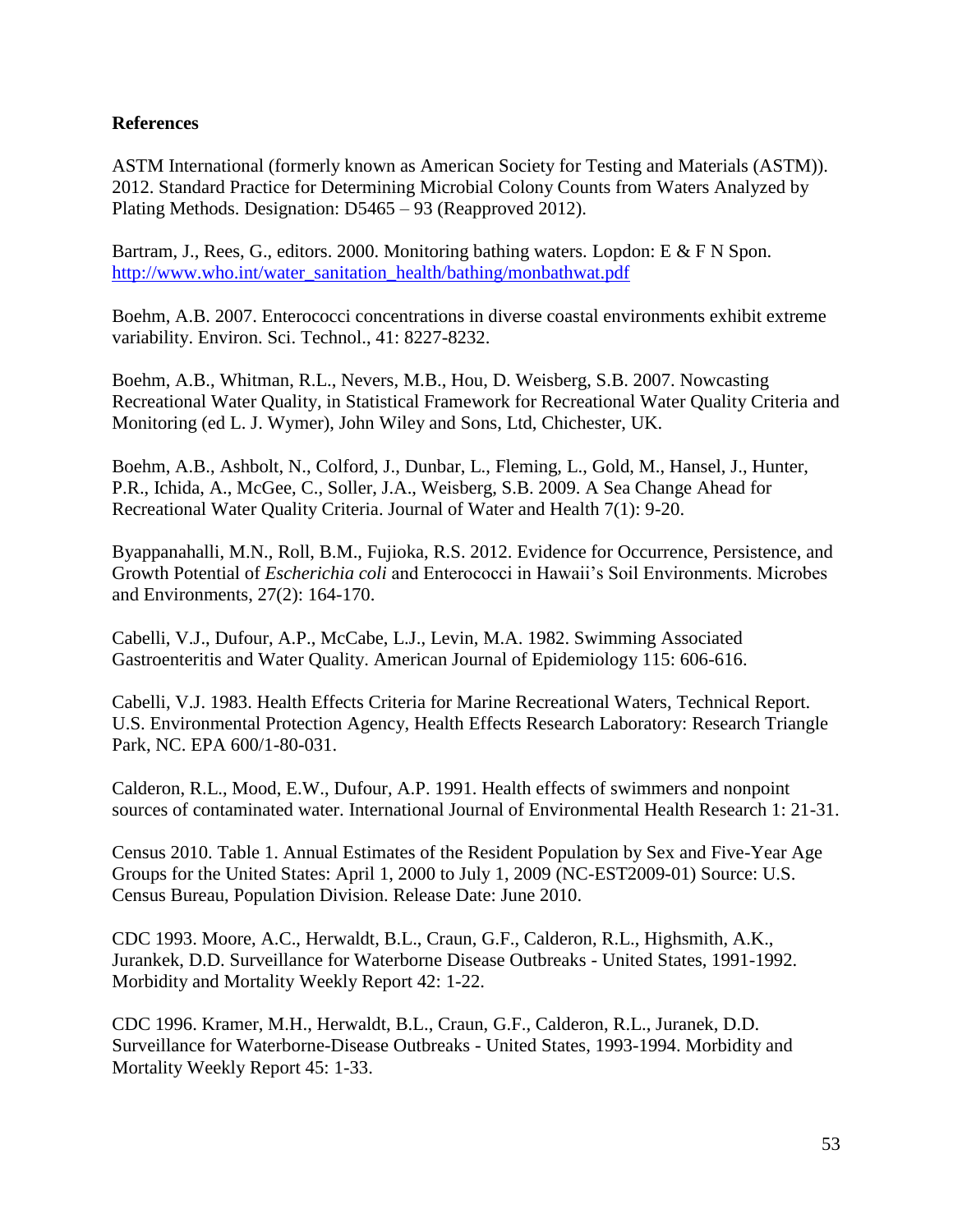**References**

ASTM International (formerly known as American Society for Testing and Materials (ASTM)). 2012. Standard Practice for Determining Microbial Colony Counts from Waters Analyzed by Plating Methods. Designation: D5465 – 93 (Reapproved 2012).

Bartram, J., Rees, G., editors. 2000. Monitoring bathing waters. Lopdon: E & F N Spon. http://www.who.int/water_sanitation_health/bathing/monbathwat.pdf

Boehm, A.B. 2007. Enterococci concentrations in diverse coastal environments exhibit extreme variability. Environ. Sci. Technol., 41: 8227-8232.

Boehm, A.B., Whitman, R.L., Nevers, M.B., Hou, D. Weisberg, S.B. 2007. Nowcasting Recreational Water Quality, in Statistical Framework for Recreational Water Quality Criteria and Monitoring (ed L. J. Wymer), John Wiley and Sons, Ltd, Chichester, UK.

Boehm, A.B., Ashbolt, N., Colford, J., Dunbar, L., Fleming, L., Gold, M., Hansel, J., Hunter, P.R., Ichida, A., McGee, C., Soller, J.A., Weisberg, S.B. 2009. A Sea Change Ahead for Recreational Water Quality Criteria. Journal of Water and Health 7(1): 9-20.

Byappanahalli, M.N., Roll, B.M., Fujioka, R.S. 2012. Evidence for Occurrence, Persistence, and Growth Potential of *Escherichia coli* and Enterococci in Hawaii's Soil Environments. Microbes and Environments, 27(2): 164-170.

Cabelli, V.J., Dufour, A.P., McCabe, L.J., Levin, M.A. 1982. Swimming Associated Gastroenteritis and Water Quality. American Journal of Epidemiology 115: 606-616.

Cabelli, V.J. 1983. Health Effects Criteria for Marine Recreational Waters, Technical Report. U.S. Environmental Protection Agency, Health Effects Research Laboratory: Research Triangle Park, NC. EPA 600/1-80-031.

Calderon, R.L., Mood, E.W., Dufour, A.P. 1991. Health effects of swimmers and nonpoint sources of contaminated water. International Journal of Environmental Health Research 1: 21-31.

Census 2010. Table 1. Annual Estimates of the Resident Population by Sex and Five-Year Age Groups for the United States: April 1, 2000 to July 1, 2009 (NC-EST2009-01) Source: U.S. Census Bureau, Population Division. Release Date: June 2010.

CDC 1993. Moore, A.C., Herwaldt, B.L., Craun, G.F., Calderon, R.L., Highsmith, A.K., Jurankek, D.D. Surveillance for Waterborne Disease Outbreaks - United States, 1991-1992. Morbidity and Mortality Weekly Report 42: 1-22.

CDC 1996. Kramer, M.H., Herwaldt, B.L., Craun, G.F., Calderon, R.L., Juranek, D.D. Surveillance for Waterborne-Disease Outbreaks - United States, 1993-1994. Morbidity and Mortality Weekly Report 45: 1-33.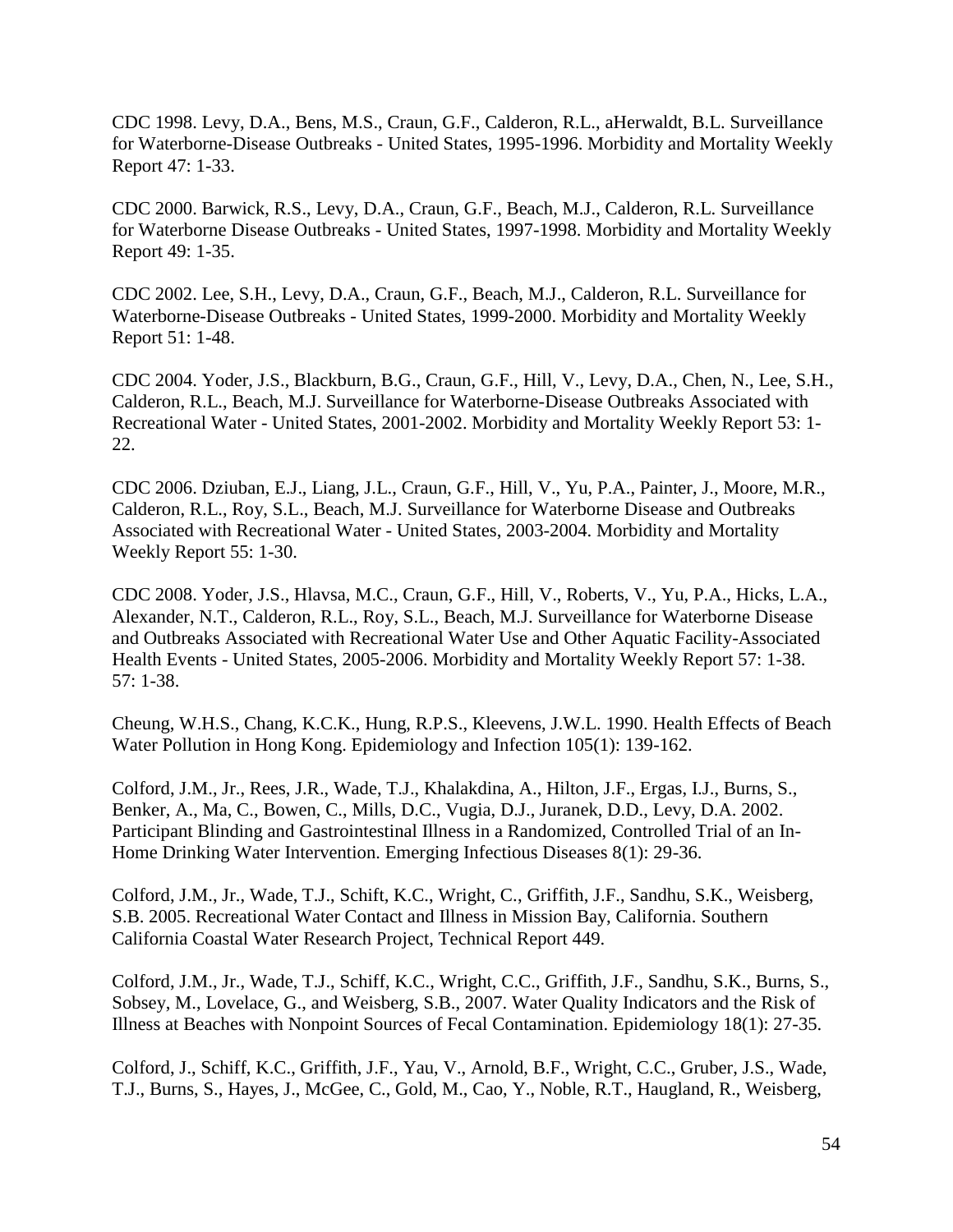CDC 1998. Levy, D.A., Bens, M.S., Craun, G.F., Calderon, R.L., aHerwaldt, B.L. Surveillance for Waterborne-Disease Outbreaks - United States, 1995-1996. Morbidity and Mortality Weekly Report 47: 1-33.

CDC 2000. Barwick, R.S., Levy, D.A., Craun, G.F., Beach, M.J., Calderon, R.L. Surveillance for Waterborne Disease Outbreaks - United States, 1997-1998. Morbidity and Mortality Weekly Report 49: 1-35.

CDC 2002. Lee, S.H., Levy, D.A., Craun, G.F., Beach, M.J., Calderon, R.L. Surveillance for Waterborne-Disease Outbreaks - United States, 1999-2000. Morbidity and Mortality Weekly Report 51: 1-48.

CDC 2004. Yoder, J.S., Blackburn, B.G., Craun, G.F., Hill, V., Levy, D.A., Chen, N., Lee, S.H., Calderon, R.L., Beach, M.J. Surveillance for Waterborne-Disease Outbreaks Associated with Recreational Water - United States, 2001-2002. Morbidity and Mortality Weekly Report 53: 1-22.

CDC 2006. Dziuban, E.J., Liang, J.L., Craun, G.F., Hill, V., Yu, P.A., Painter, J., Moore, M.R., Calderon, R.L., Roy, S.L., Beach, M.J. Surveillance for Waterborne Disease and Outbreaks Associated with Recreational Water - United States, 2003-2004. Morbidity and Mortality Weekly Report 55: 1-30.

CDC 2008. Yoder, J.S., Hlavsa, M.C., Craun, G.F., Hill, V., Roberts, V., Yu, P.A., Hicks, L.A., Alexander, N.T., Calderon, R.L., Roy, S.L., Beach, M.J. Surveillance for Waterborne Disease and Outbreaks Associated with Recreational Water Use and Other Aquatic Facility-Associated Health Events - United States, 2005-2006. Morbidity and Mortality Weekly Report 57: 1-38. 57: 1-38.

Cheung, W.H.S., Chang, K.C.K., Hung, R.P.S., Kleevens, J.W.L. 1990. Health Effects of Beach Water Pollution in Hong Kong. Epidemiology and Infection 105(1): 139-162.

Colford, J.M., Jr., Rees, J.R., Wade, T.J., Khalakdina, A., Hilton, J.F., Ergas, I.J., Burns, S., Benker, A., Ma, C., Bowen, C., Mills, D.C., Vugia, D.J., Juranek, D.D., Levy, D.A. 2002. Participant Blinding and Gastrointestinal Illness in a Randomized, Controlled Trial of an In-Home Drinking Water Intervention. Emerging Infectious Diseases 8(1): 29-36.

Colford, J.M., Jr., Wade, T.J., Schift, K.C., Wright, C., Griffith, J.F., Sandhu, S.K., Weisberg, S.B. 2005. Recreational Water Contact and Illness in Mission Bay, California. Southern California Coastal Water Research Project, Technical Report 449.

Colford, J.M., Jr., Wade, T.J., Schiff, K.C., Wright, C.C., Griffith, J.F., Sandhu, S.K., Burns, S., Sobsey, M., Lovelace, G., and Weisberg, S.B., 2007. Water Quality Indicators and the Risk of Illness at Beaches with Nonpoint Sources of Fecal Contamination. Epidemiology 18(1): 27-35.

Colford, J., Schiff, K.C., Griffith, J.F., Yau, V., Arnold, B.F., Wright, C.C., Gruber, J.S., Wade, T.J., Burns, S., Hayes, J., McGee, C., Gold, M., Cao, Y., Noble, R.T., Haugland, R., Weisberg,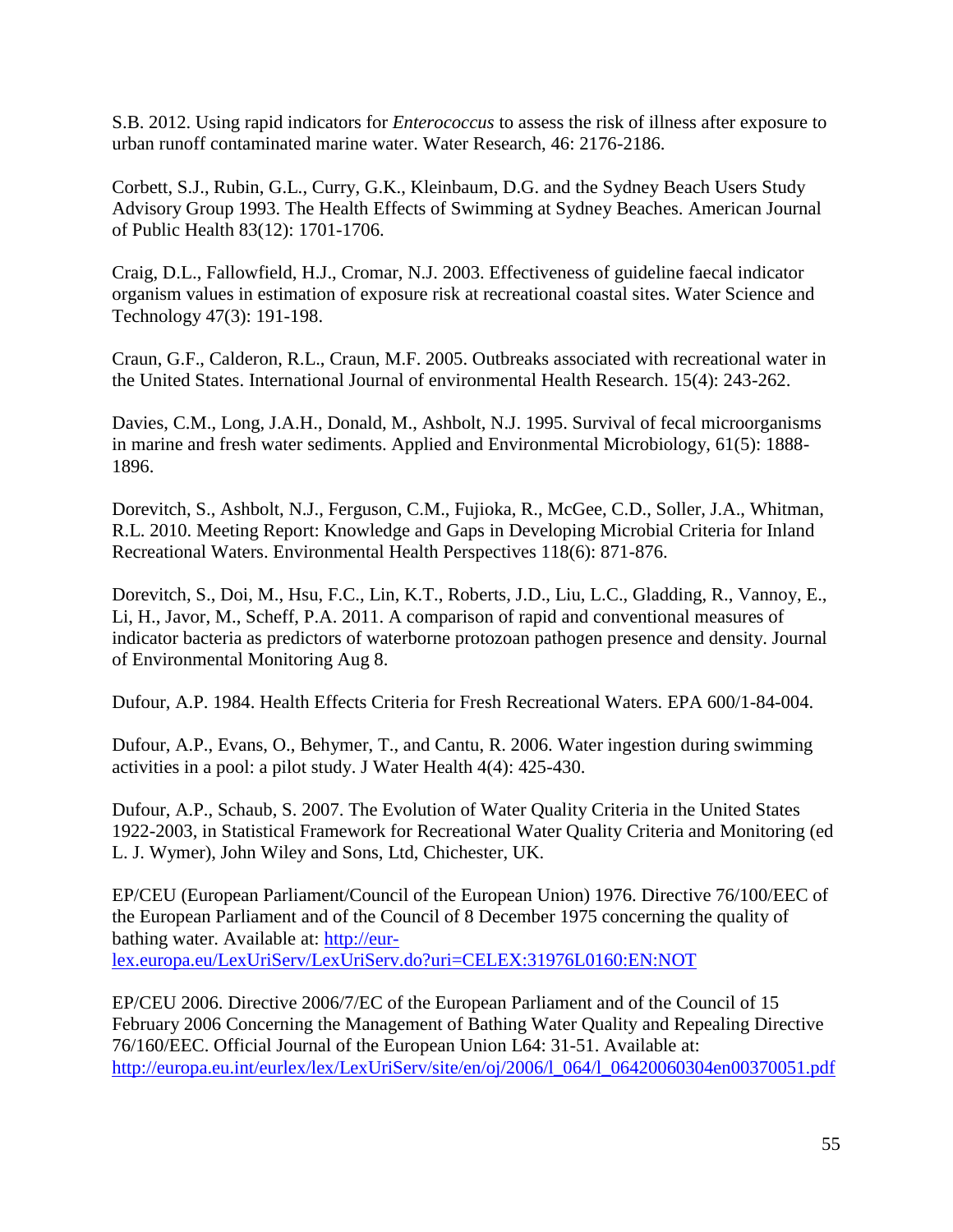S.B. 2012. Using rapid indicators for *Enterococcus* to assess the risk of illness after exposure to urban runoff contaminated marine water. Water Research, 46: 2176-2186.

Corbett, S.J., Rubin, G.L., Curry, G.K., Kleinbaum, D.G. and the Sydney Beach Users Study Advisory Group 1993. The Health Effects of Swimming at Sydney Beaches. American Journal of Public Health 83(12): 1701-1706.

Craig, D.L., Fallowfield, H.J., Cromar, N.J. 2003. Effectiveness of guideline faecal indicator organism values in estimation of exposure risk at recreational coastal sites. Water Science and Technology 47(3): 191-198.

Craun, G.F., Calderon, R.L., Craun, M.F. 2005. Outbreaks associated with recreational water in the United States. International Journal of environmental Health Research. 15(4): 243-262.

Davies, C.M., Long, J.A.H., Donald, M., Ashbolt, N.J. 1995. Survival of fecal microorganisms in marine and fresh water sediments. Applied and Environmental Microbiology, 61(5): 1888-1896.

Dorevitch, S., Ashbolt, N.J., Ferguson, C.M., Fujioka, R., McGee, C.D., Soller, J.A., Whitman, R.L. 2010. Meeting Report: Knowledge and Gaps in Developing Microbial Criteria for Inland Recreational Waters. Environmental Health Perspectives 118(6): 871-876.

Dorevitch, S., Doi, M., Hsu, F.C., Lin, K.T., Roberts, J.D., Liu, L.C., Gladding, R., Vannoy, E., Li, H., Javor, M., Scheff, P.A. 2011. A comparison of rapid and conventional measures of indicator bacteria as predictors of waterborne protozoan pathogen presence and density. Journal of Environmental Monitoring Aug 8.

Dufour, A.P. 1984. Health Effects Criteria for Fresh Recreational Waters. EPA 600/1-84-004.

Dufour, A.P., Evans, O., Behymer, T., and Cantu, R. 2006. Water ingestion during swimming activities in a pool: a pilot study. J Water Health 4(4): 425-430.

Dufour, A.P., Schaub, S. 2007. The Evolution of Water Quality Criteria in the United States 1922-2003, in Statistical Framework for Recreational Water Quality Criteria and Monitoring (ed L. J. Wymer), John Wiley and Sons, Ltd, Chichester, UK.

EP/CEU (European Parliament/Council of the European Union) 1976. Directive 76/100/EEC of the European Parliament and of the Council of 8 December 1975 concerning the quality of bathing water. Available at: http://eur-lex.europa.eu/LexUriServ/LexUriServ.do?uri=CELEX:31976L0160:EN:NOT

EP/CEU 2006. Directive 2006/7/EC of the European Parliament and of the Council of 15 February 2006 Concerning the Management of Bathing Water Quality and Repealing Directive 76/160/EEC. Official Journal of the European Union L64: 31-51. Available at: http://europa.eu.int/eurlex/lex/LexUriServ/site/en/oj/2006/l_064/l_06420060304en00370051.pdf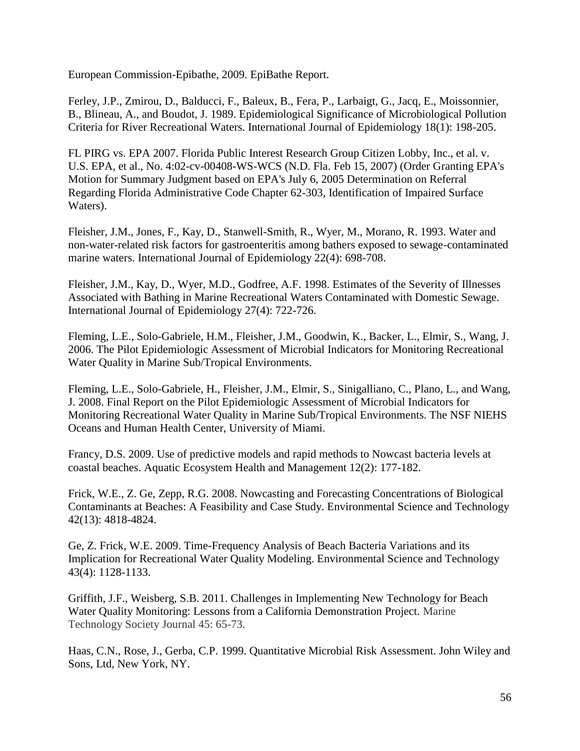European Commission-Epibathe, 2009. EpiBathe Report.

Ferley, J.P., Zmirou, D., Balducci, F., Baleux, B., Fera, P., Larbaigt, G., Jacq, E., Moissonnier, B., Blineau, A., and Boudot, J. 1989. Epidemiological Significance of Microbiological Pollution Criteria for River Recreational Waters. International Journal of Epidemiology 18(1): 198-205.

FL PIRG vs. EPA 2007. Florida Public Interest Research Group Citizen Lobby, Inc., et al. v. U.S. EPA, et al., No. 4:02-cv-00408-WS-WCS (N.D. Fla. Feb 15, 2007) (Order Granting EPA's Motion for Summary Judgment based on EPA's July 6, 2005 Determination on Referral Regarding Florida Administrative Code Chapter 62-303, Identification of Impaired Surface Waters).

Fleisher, J.M., Jones, F., Kay, D., Stanwell-Smith, R., Wyer, M., Morano, R. 1993. Water and non-water-related risk factors for gastroenteritis among bathers exposed to sewage-contaminated marine waters. International Journal of Epidemiology 22(4): 698-708.

Fleisher, J.M., Kay, D., Wyer, M.D., Godfree, A.F. 1998. Estimates of the Severity of Illnesses Associated with Bathing in Marine Recreational Waters Contaminated with Domestic Sewage. International Journal of Epidemiology 27(4): 722-726.

Fleming, L.E., Solo-Gabriele, H.M., Fleisher, J.M., Goodwin, K., Backer, L., Elmir, S., Wang, J. 2006. The Pilot Epidemiologic Assessment of Microbial Indicators for Monitoring Recreational Water Quality in Marine Sub/Tropical Environments.

Fleming, L.E., Solo-Gabriele, H., Fleisher, J.M., Elmir, S., Sinigalliano, C., Plano, L., and Wang, J. 2008. Final Report on the Pilot Epidemiologic Assessment of Microbial Indicators for Monitoring Recreational Water Quality in Marine Sub/Tropical Environments. The NSF NIEHS Oceans and Human Health Center, University of Miami.

Francy, D.S. 2009. Use of predictive models and rapid methods to Nowcast bacteria levels at coastal beaches. Aquatic Ecosystem Health and Management 12(2): 177-182.

Frick, W.E., Z. Ge, Zepp, R.G. 2008. Nowcasting and Forecasting Concentrations of Biological Contaminants at Beaches: A Feasibility and Case Study. Environmental Science and Technology 42(13): 4818-4824.

Ge, Z. Frick, W.E. 2009. Time-Frequency Analysis of Beach Bacteria Variations and its Implication for Recreational Water Quality Modeling. Environmental Science and Technology 43(4): 1128-1133.

Griffith, J.F., Weisberg, S.B. 2011. Challenges in Implementing New Technology for Beach Water Quality Monitoring: Lessons from a California Demonstration Project. Marine Technology Society Journal 45: 65-73.

Haas, C.N., Rose, J., Gerba, C.P. 1999. Quantitative Microbial Risk Assessment. John Wiley and Sons, Ltd, New York, NY.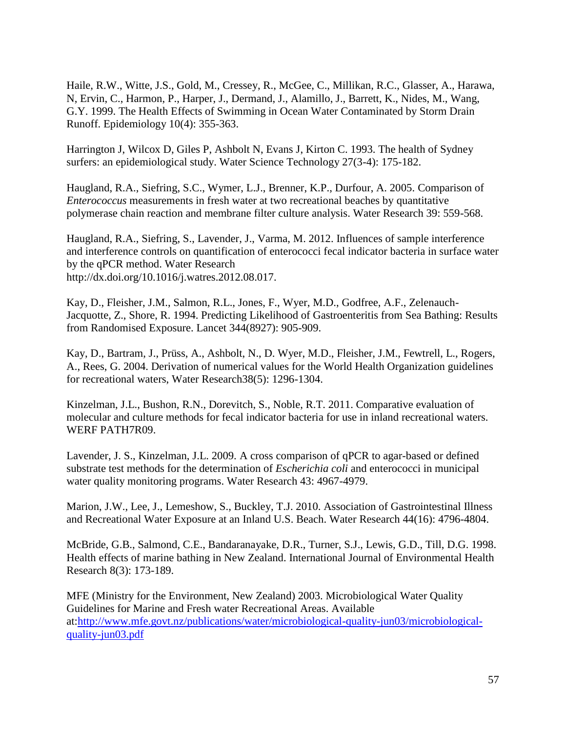Haile, R.W., Witte, J.S., Gold, M., Cressey, R., McGee, C., Millikan, R.C., Glasser, A., Harawa, N, Ervin, C., Harmon, P., Harper, J., Dermand, J., Alamillo, J., Barrett, K., Nides, M., Wang, G.Y. 1999. The Health Effects of Swimming in Ocean Water Contaminated by Storm Drain Runoff. Epidemiology 10(4): 355-363.

Harrington J, Wilcox D, Giles P, Ashbolt N, Evans J, Kirton C. 1993. The health of Sydney surfers: an epidemiological study. Water Science Technology 27(3-4): 175-182.

Haugland, R.A., Siefring, S.C., Wymer, L.J., Brenner, K.P., Durfour, A. 2005. Comparison of *Enterococcus* measurements in fresh water at two recreational beaches by quantitative polymerase chain reaction and membrane filter culture analysis. Water Research 39: 559-568.

Haugland, R.A., Siefring, S., Lavender, J., Varma, M. 2012. Influences of sample interference and interference controls on quantification of enterococci fecal indicator bacteria in surface water by the qPCR method. Water Research http://dx.doi.org/10.1016/j.watres.2012.08.017.

Kay, D., Fleisher, J.M., Salmon, R.L., Jones, F., Wyer, M.D., Godfree, A.F., Zelenauch-Jacquotte, Z., Shore, R. 1994. Predicting Likelihood of Gastroenteritis from Sea Bathing: Results from Randomised Exposure. Lancet 344(8927): 905-909.

Kay, D., Bartram, J., Prüss, A., Ashbolt, N., D. Wyer, M.D., Fleisher, J.M., Fewtrell, L., Rogers, A., Rees, G. 2004. Derivation of numerical values for the World Health Organization guidelines for recreational waters, Water Research38(5): 1296-1304.

Kinzelman, J.L., Bushon, R.N., Dorevitch, S., Noble, R.T. 2011. Comparative evaluation of molecular and culture methods for fecal indicator bacteria for use in inland recreational waters. WERF PATH7R09.

Lavender, J. S., Kinzelman, J.L. 2009. A cross comparison of qPCR to agar-based or defined substrate test methods for the determination of *Escherichia coli* and enterococci in municipal water quality monitoring programs. Water Research 43: 4967-4979.

Marion, J.W., Lee, J., Lemeshow, S., Buckley, T.J. 2010. Association of Gastrointestinal Illness and Recreational Water Exposure at an Inland U.S. Beach. Water Research 44(16): 4796-4804.

McBride, G.B., Salmond, C.E., Bandaranayake, D.R., Turner, S.J., Lewis, G.D., Till, D.G. 1998. Health effects of marine bathing in New Zealand. International Journal of Environmental Health Research 8(3): 173-189.

MFE (Ministry for the Environment, New Zealand) 2003. Microbiological Water Quality Guidelines for Marine and Fresh water Recreational Areas. Available at:http://www.mfe.govt.nz/publications/water/microbiological-quality-jun03/microbiological-quality-jun03.pdf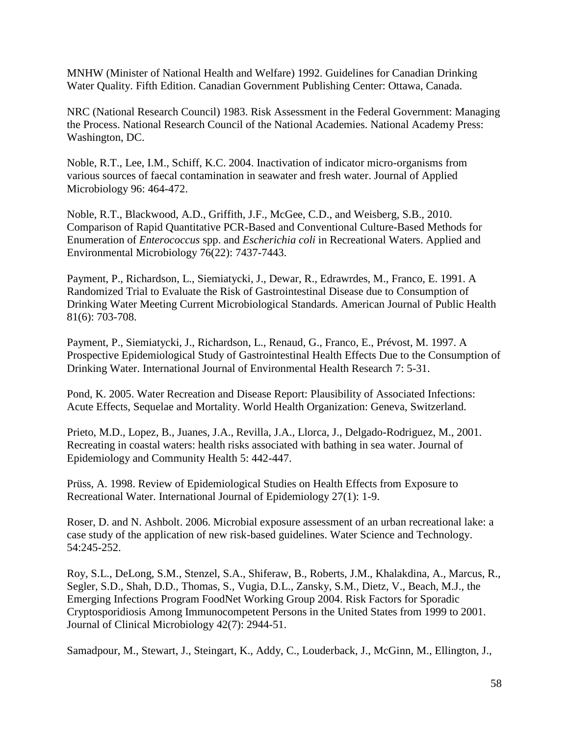MNHW (Minister of National Health and Welfare) 1992. Guidelines for Canadian Drinking Water Quality. Fifth Edition. Canadian Government Publishing Center: Ottawa, Canada.

NRC (National Research Council) 1983. Risk Assessment in the Federal Government: Managing the Process. National Research Council of the National Academies. National Academy Press: Washington, DC.

Noble, R.T., Lee, I.M., Schiff, K.C. 2004. Inactivation of indicator micro-organisms from various sources of faecal contamination in seawater and fresh water. Journal of Applied Microbiology 96: 464-472.

Noble, R.T., Blackwood, A.D., Griffith, J.F., McGee, C.D., and Weisberg, S.B., 2010. Comparison of Rapid Quantitative PCR-Based and Conventional Culture-Based Methods for Enumeration of *Enterococcus* spp. and *Escherichia coli* in Recreational Waters. Applied and Environmental Microbiology 76(22): 7437-7443.

Payment, P., Richardson, L., Siemiatycki, J., Dewar, R., Edrawrdes, M., Franco, E. 1991. A Randomized Trial to Evaluate the Risk of Gastrointestinal Disease due to Consumption of Drinking Water Meeting Current Microbiological Standards. American Journal of Public Health 81(6): 703-708.

Payment, P., Siemiatycki, J., Richardson, L., Renaud, G., Franco, E., Prévost, M. 1997. A Prospective Epidemiological Study of Gastrointestinal Health Effects Due to the Consumption of Drinking Water. International Journal of Environmental Health Research 7: 5-31.

Pond, K. 2005. Water Recreation and Disease Report: Plausibility of Associated Infections: Acute Effects, Sequelae and Mortality. World Health Organization: Geneva, Switzerland.

Prieto, M.D., Lopez, B., Juanes, J.A., Revilla, J.A., Llorca, J., Delgado-Rodriguez, M., 2001. Recreating in coastal waters: health risks associated with bathing in sea water. Journal of Epidemiology and Community Health 5: 442-447.

Prüss, A. 1998. Review of Epidemiological Studies on Health Effects from Exposure to Recreational Water. International Journal of Epidemiology 27(1): 1-9.

Roser, D. and N. Ashbolt. 2006. Microbial exposure assessment of an urban recreational lake: a case study of the application of new risk-based guidelines. Water Science and Technology. 54:245-252.

Roy, S.L., DeLong, S.M., Stenzel, S.A., Shiferaw, B., Roberts, J.M., Khalakdina, A., Marcus, R., Segler, S.D., Shah, D.D., Thomas, S., Vugia, D.L., Zansky, S.M., Dietz, V., Beach, M.J., the Emerging Infections Program FoodNet Working Group 2004. Risk Factors for Sporadic Cryptosporidiosis Among Immunocompetent Persons in the United States from 1999 to 2001. Journal of Clinical Microbiology 42(7): 2944-51.

Samadpour, M., Stewart, J., Steingart, K., Addy, C., Louderback, J., McGinn, M., Ellington, J.,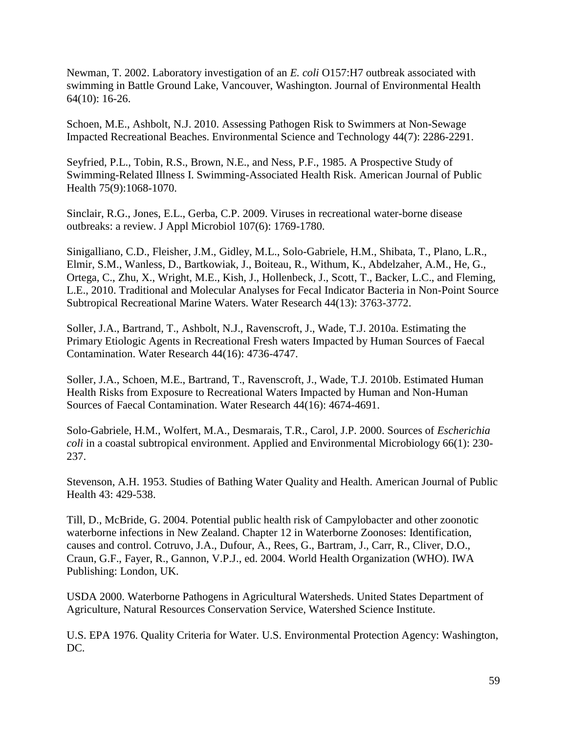Newman, T. 2002. Laboratory investigation of an *E. coli* O157:H7 outbreak associated with swimming in Battle Ground Lake, Vancouver, Washington. Journal of Environmental Health 64(10): 16-26.

Schoen, M.E., Ashbolt, N.J. 2010. Assessing Pathogen Risk to Swimmers at Non-Sewage Impacted Recreational Beaches. Environmental Science and Technology 44(7): 2286-2291.

Seyfried, P.L., Tobin, R.S., Brown, N.E., and Ness, P.F., 1985. A Prospective Study of Swimming-Related Illness I. Swimming-Associated Health Risk. American Journal of Public Health 75(9):1068-1070.

Sinclair, R.G., Jones, E.L., Gerba, C.P. 2009. Viruses in recreational water-borne disease outbreaks: a review. J Appl Microbiol 107(6): 1769-1780.

Sinigalliano, C.D., Fleisher, J.M., Gidley, M.L., Solo-Gabriele, H.M., Shibata, T., Plano, L.R., Elmir, S.M., Wanless, D., Bartkowiak, J., Boiteau, R., Withum, K., Abdelzaher, A.M., He, G., Ortega, C., Zhu, X., Wright, M.E., Kish, J., Hollenbeck, J., Scott, T., Backer, L.C., and Fleming, L.E., 2010. Traditional and Molecular Analyses for Fecal Indicator Bacteria in Non-Point Source Subtropical Recreational Marine Waters. Water Research 44(13): 3763-3772.

Soller, J.A., Bartrand, T., Ashbolt, N.J., Ravenscroft, J., Wade, T.J. 2010a. Estimating the Primary Etiologic Agents in Recreational Fresh waters Impacted by Human Sources of Faecal Contamination. Water Research 44(16): 4736-4747.

Soller, J.A., Schoen, M.E., Bartrand, T., Ravenscroft, J., Wade, T.J. 2010b. Estimated Human Health Risks from Exposure to Recreational Waters Impacted by Human and Non-Human Sources of Faecal Contamination. Water Research 44(16): 4674-4691.

Solo-Gabriele, H.M., Wolfert, M.A., Desmarais, T.R., Carol, J.P. 2000. Sources of *Escherichia coli* in a coastal subtropical environment. Applied and Environmental Microbiology 66(1): 230-237.

Stevenson, A.H. 1953. Studies of Bathing Water Quality and Health. American Journal of Public Health 43: 429-538.

Till, D., McBride, G. 2004. Potential public health risk of Campylobacter and other zoonotic waterborne infections in New Zealand. Chapter 12 in Waterborne Zoonoses: Identification, causes and control. Cotruvo, J.A., Dufour, A., Rees, G., Bartram, J., Carr, R., Cliver, D.O., Craun, G.F., Fayer, R., Gannon, V.P.J., ed. 2004. World Health Organization (WHO). IWA Publishing: London, UK.

USDA 2000. Waterborne Pathogens in Agricultural Watersheds. United States Department of Agriculture, Natural Resources Conservation Service, Watershed Science Institute.

U.S. EPA 1976. Quality Criteria for Water. U.S. Environmental Protection Agency: Washington, DC.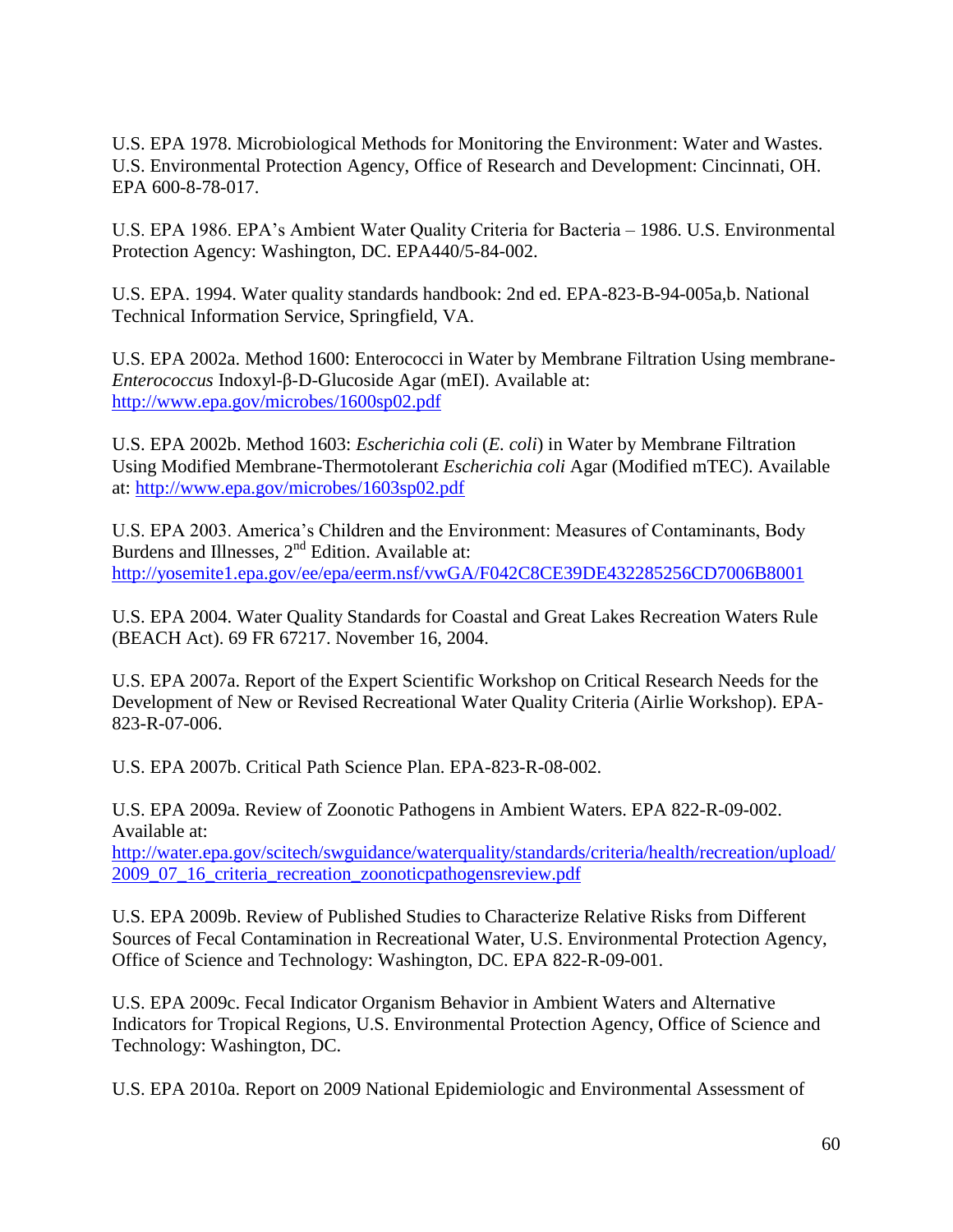U.S. EPA 1978. Microbiological Methods for Monitoring the Environment: Water and Wastes. U.S. Environmental Protection Agency, Office of Research and Development: Cincinnati, OH. EPA 600-8-78-017.

U.S. EPA 1986. EPA's Ambient Water Quality Criteria for Bacteria – 1986. U.S. Environmental Protection Agency: Washington, DC. EPA440/5-84-002.

U.S. EPA. 1994. Water quality standards handbook: 2nd ed. EPA-823-B-94-005a,b. National Technical Information Service, Springfield, VA.

U.S. EPA 2002a. Method 1600: Enterococci in Water by Membrane Filtration Using membrane-*Enterococcus* Indoxyl-β-D-Glucoside Agar (mEI). Available at: http://www.epa.gov/microbes/1600sp02.pdf

U.S. EPA 2002b. Method 1603: *Escherichia coli* (*E. coli*) in Water by Membrane Filtration Using Modified Membrane-Thermotolerant *Escherichia coli* Agar (Modified mTEC). Available at: http://www.epa.gov/microbes/1603sp02.pdf

U.S. EPA 2003. America's Children and the Environment: Measures of Contaminants, Body Burdens and Illnesses, 2nd Edition. Available at: http://yosemite1.epa.gov/ee/epa/eerm.nsf/vwGA/F042C8CE39DE432285256CD7006B8001

U.S. EPA 2004. Water Quality Standards for Coastal and Great Lakes Recreation Waters Rule (BEACH Act). 69 FR 67217. November 16, 2004.

U.S. EPA 2007a. Report of the Expert Scientific Workshop on Critical Research Needs for the Development of New or Revised Recreational Water Quality Criteria (Airlie Workshop). EPA-823-R-07-006.

U.S. EPA 2007b. Critical Path Science Plan. EPA-823-R-08-002.

U.S. EPA 2009a. Review of Zoonotic Pathogens in Ambient Waters. EPA 822-R-09-002. Available at: http://water.epa.gov/scitech/swguidance/waterquality/standards/criteria/health/recreation/upload/2009_07_16_criteria_recreation_zoonoticpathogensreview.pdf

U.S. EPA 2009b. Review of Published Studies to Characterize Relative Risks from Different Sources of Fecal Contamination in Recreational Water, U.S. Environmental Protection Agency, Office of Science and Technology: Washington, DC. EPA 822-R-09-001.

U.S. EPA 2009c. Fecal Indicator Organism Behavior in Ambient Waters and Alternative Indicators for Tropical Regions, U.S. Environmental Protection Agency, Office of Science and Technology: Washington, DC.

U.S. EPA 2010a. Report on 2009 National Epidemiologic and Environmental Assessment of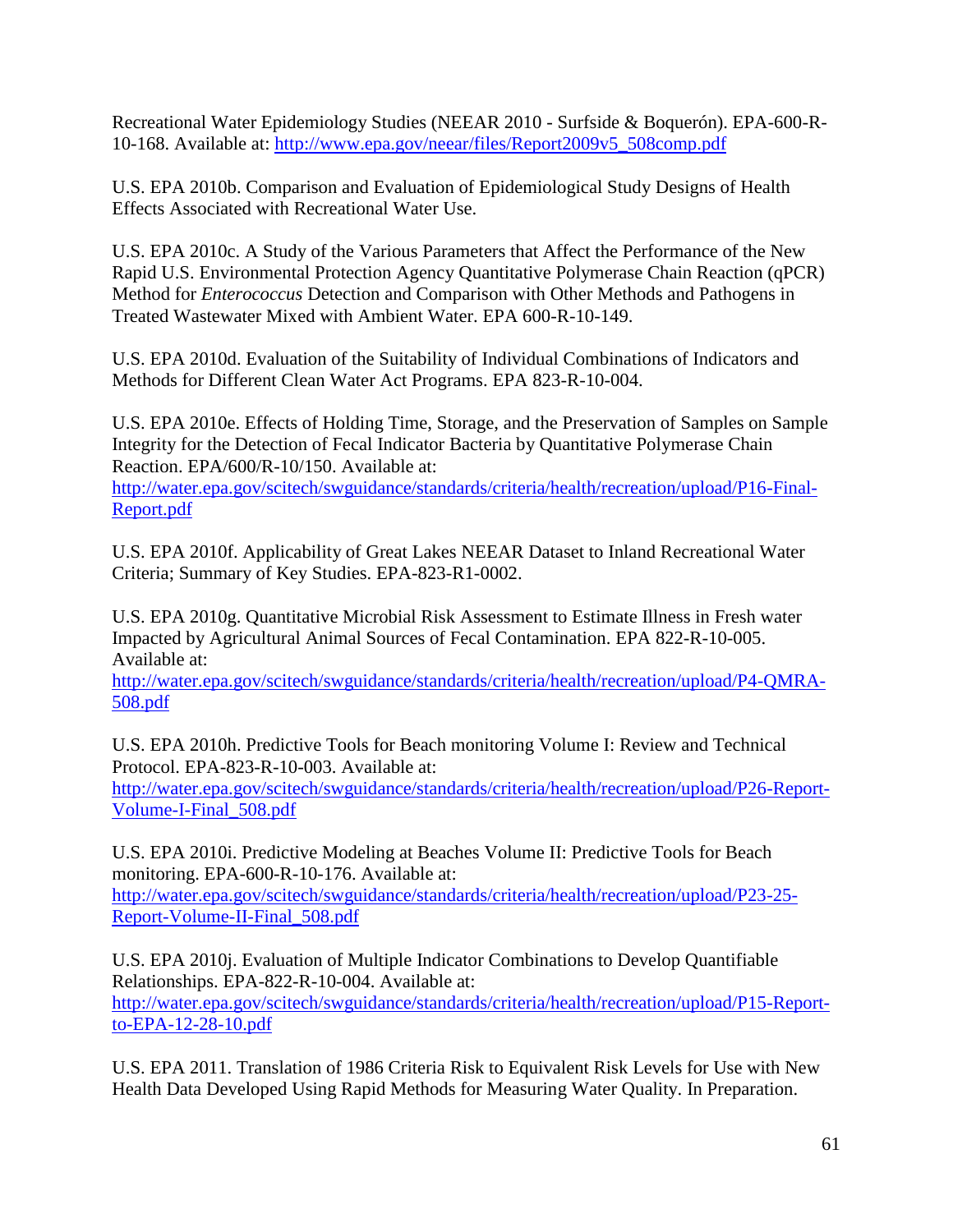Recreational Water Epidemiology Studies (NEEAR 2010 - Surfside & Boquerón). EPA-600-R-10-168. Available at: http://www.epa.gov/neear/files/Report2009v5_508comp.pdf

U.S. EPA 2010b. Comparison and Evaluation of Epidemiological Study Designs of Health Effects Associated with Recreational Water Use.

U.S. EPA 2010c. A Study of the Various Parameters that Affect the Performance of the New Rapid U.S. Environmental Protection Agency Quantitative Polymerase Chain Reaction (qPCR) Method for *Enterococcus* Detection and Comparison with Other Methods and Pathogens in Treated Wastewater Mixed with Ambient Water. EPA 600-R-10-149.

U.S. EPA 2010d. Evaluation of the Suitability of Individual Combinations of Indicators and Methods for Different Clean Water Act Programs. EPA 823-R-10-004.

U.S. EPA 2010e. Effects of Holding Time, Storage, and the Preservation of Samples on Sample Integrity for the Detection of Fecal Indicator Bacteria by Quantitative Polymerase Chain Reaction. EPA/600/R-10/150. Available at: http://water.epa.gov/scitech/swguidance/standards/criteria/health/recreation/upload/P16-Final-Report.pdf

U.S. EPA 2010f. Applicability of Great Lakes NEEAR Dataset to Inland Recreational Water Criteria; Summary of Key Studies. EPA-823-R1-0002.

U.S. EPA 2010g. Quantitative Microbial Risk Assessment to Estimate Illness in Fresh water Impacted by Agricultural Animal Sources of Fecal Contamination. EPA 822-R-10-005. Available at: http://water.epa.gov/scitech/swguidance/standards/criteria/health/recreation/upload/P4-QMRA-508.pdf

U.S. EPA 2010h. Predictive Tools for Beach monitoring Volume I: Review and Technical Protocol. EPA-823-R-10-003. Available at: http://water.epa.gov/scitech/swguidance/standards/criteria/health/recreation/upload/P26-Report-Volume-I-Final_508.pdf

U.S. EPA 2010i. Predictive Modeling at Beaches Volume II: Predictive Tools for Beach monitoring. EPA-600-R-10-176. Available at: http://water.epa.gov/scitech/swguidance/standards/criteria/health/recreation/upload/P23-25-Report-Volume-II-Final_508.pdf

U.S. EPA 2010j. Evaluation of Multiple Indicator Combinations to Develop Quantifiable Relationships. EPA-822-R-10-004. Available at: http://water.epa.gov/scitech/swguidance/standards/criteria/health/recreation/upload/P15-Report-to-EPA-12-28-10.pdf

U.S. EPA 2011. Translation of 1986 Criteria Risk to Equivalent Risk Levels for Use with New Health Data Developed Using Rapid Methods for Measuring Water Quality. In Preparation.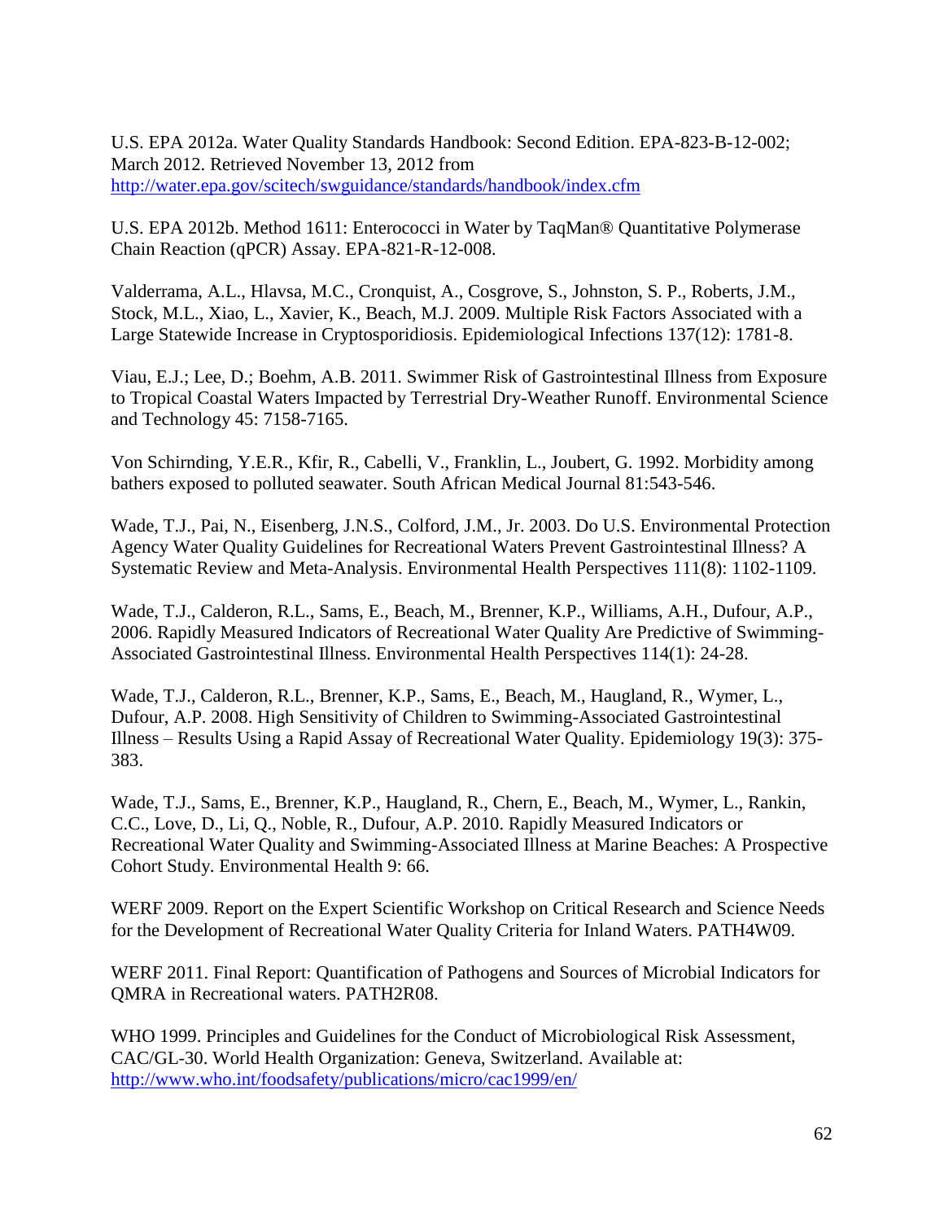U.S. EPA 2012a. Water Quality Standards Handbook: Second Edition. EPA-823-B-12-002; March 2012. Retrieved November 13, 2012 from http://water.epa.gov/scitech/swguidance/standards/handbook/index.cfm

U.S. EPA 2012b. Method 1611: Enterococci in Water by TaqMan® Quantitative Polymerase Chain Reaction (qPCR) Assay. EPA-821-R-12-008.

Valderrama, A.L., Hlavsa, M.C., Cronquist, A., Cosgrove, S., Johnston, S. P., Roberts, J.M., Stock, M.L., Xiao, L., Xavier, K., Beach, M.J. 2009. Multiple Risk Factors Associated with a Large Statewide Increase in Cryptosporidiosis. Epidemiological Infections 137(12): 1781-8.

Viau, E.J.; Lee, D.; Boehm, A.B. 2011. Swimmer Risk of Gastrointestinal Illness from Exposure to Tropical Coastal Waters Impacted by Terrestrial Dry-Weather Runoff. Environmental Science and Technology 45: 7158-7165.

Von Schirnding, Y.E.R., Kfir, R., Cabelli, V., Franklin, L., Joubert, G. 1992. Morbidity among bathers exposed to polluted seawater. South African Medical Journal 81:543-546.

Wade, T.J., Pai, N., Eisenberg, J.N.S., Colford, J.M., Jr. 2003. Do U.S. Environmental Protection Agency Water Quality Guidelines for Recreational Waters Prevent Gastrointestinal Illness? A Systematic Review and Meta-Analysis. Environmental Health Perspectives 111(8): 1102-1109.

Wade, T.J., Calderon, R.L., Sams, E., Beach, M., Brenner, K.P., Williams, A.H., Dufour, A.P., 2006. Rapidly Measured Indicators of Recreational Water Quality Are Predictive of Swimming-Associated Gastrointestinal Illness. Environmental Health Perspectives 114(1): 24-28.

Wade, T.J., Calderon, R.L., Brenner, K.P., Sams, E., Beach, M., Haugland, R., Wymer, L., Dufour, A.P. 2008. High Sensitivity of Children to Swimming-Associated Gastrointestinal Illness – Results Using a Rapid Assay of Recreational Water Quality. Epidemiology 19(3): 375-383.

Wade, T.J., Sams, E., Brenner, K.P., Haugland, R., Chern, E., Beach, M., Wymer, L., Rankin, C.C., Love, D., Li, Q., Noble, R., Dufour, A.P. 2010. Rapidly Measured Indicators or Recreational Water Quality and Swimming-Associated Illness at Marine Beaches: A Prospective Cohort Study. Environmental Health 9: 66.

WERF 2009. Report on the Expert Scientific Workshop on Critical Research and Science Needs for the Development of Recreational Water Quality Criteria for Inland Waters. PATH4W09.

WERF 2011. Final Report: Quantification of Pathogens and Sources of Microbial Indicators for QMRA in Recreational waters. PATH2R08.

WHO 1999. Principles and Guidelines for the Conduct of Microbiological Risk Assessment, CAC/GL-30. World Health Organization: Geneva, Switzerland. Available at: http://www.who.int/foodsafety/publications/micro/cac1999/en/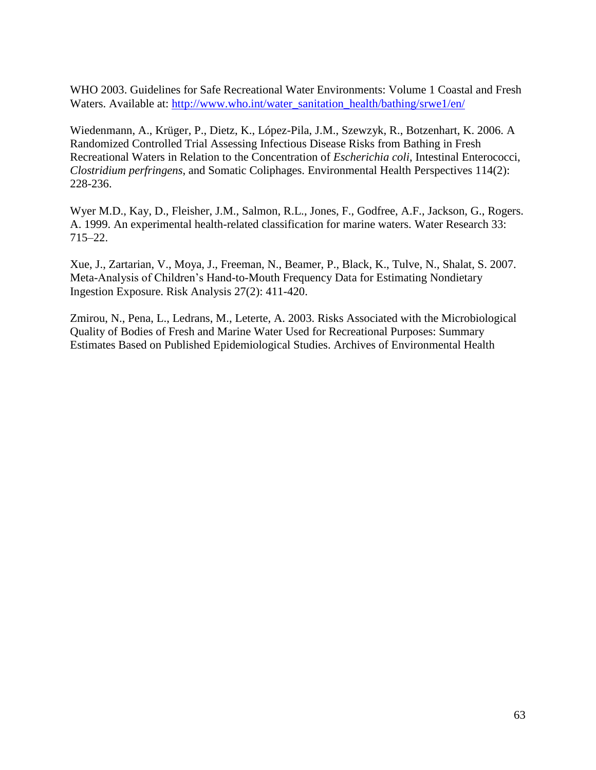WHO 2003. Guidelines for Safe Recreational Water Environments: Volume 1 Coastal and Fresh Waters. Available at: [http://www.who.int/water_sanitation_health/bathing/srwe1/en/](http://www.who.int/water_sanitation_health/bathing/srwe1/en/)

Wiedenmann, A., Krüger, P., Dietz, K., López-Pila, J.M., Szewzyk, R., Botzenhart, K. 2006. A Randomized Controlled Trial Assessing Infectious Disease Risks from Bathing in Fresh Recreational Waters in Relation to the Concentration of *Escherichia coli*, Intestinal Enterococci, *Clostridium perfringens*, and Somatic Coliphages. Environmental Health Perspectives 114(2): 228-236.

Wyer M.D., Kay, D., Fleisher, J.M., Salmon, R.L., Jones, F., Godfree, A.F., Jackson, G., Rogers. A. 1999. An experimental health-related classification for marine waters. Water Research 33: 715–22.

Xue, J., Zartarian, V., Moya, J., Freeman, N., Beamer, P., Black, K., Tulve, N., Shalat, S. 2007. Meta-Analysis of Children's Hand-to-Mouth Frequency Data for Estimating Nondietary Ingestion Exposure. Risk Analysis 27(2): 411-420.

Zmirou, N., Pena, L., Ledrans, M., Leterte, A. 2003. Risks Associated with the Microbiological Quality of Bodies of Fresh and Marine Water Used for Recreational Purposes: Summary Estimates Based on Published Epidemiological Studies. Archives of Environmental Health